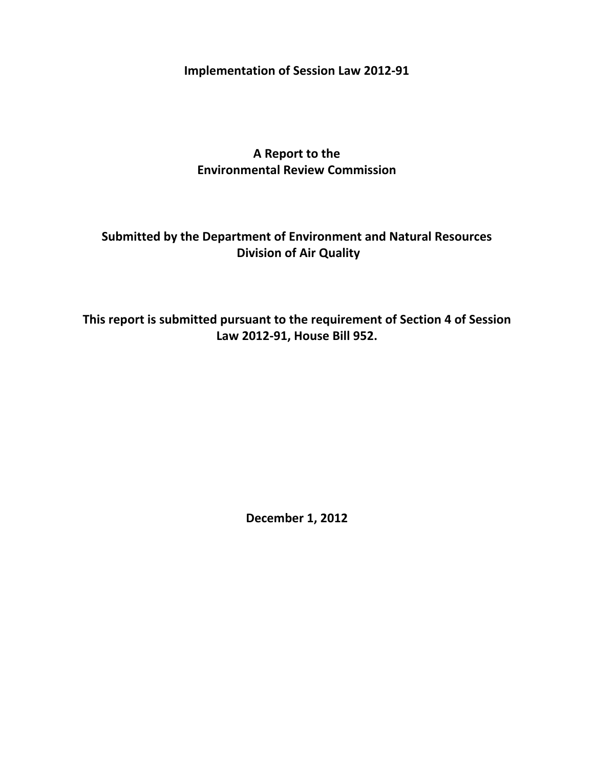# Implementation of Session Law 2012-91

## A Report to the Environmental Review Commission

## Submitted by the Department of Environment and Natural Resources Division of Air Quality

**This report is submitted pursuant to the requirement of Section 4 of Session Law 2012-91, House Bill 952.**

**December 1, 2012**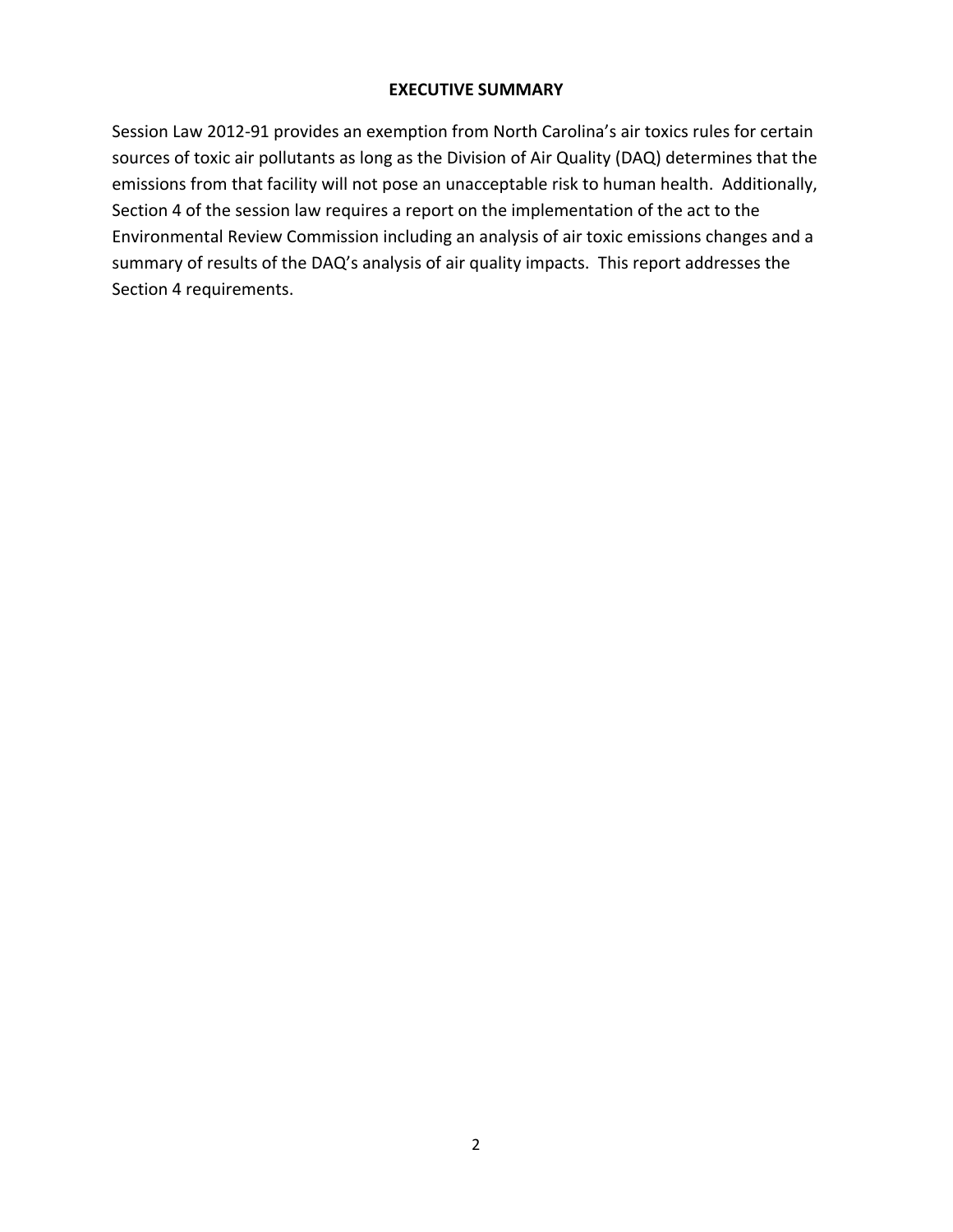## EXECUTIVE SUMMARY

Session Law 2012-91 provides an exemption from North Carolina's air toxics rules for certain sources of toxic air pollutants as long as the Division of Air Quality (DAQ) determines that the emissions from that facility will not pose an unacceptable risk to human health. Additionally, Section 4 of the session law requires a report on the implementation of the act to the Environmental Review Commission including an analysis of air toxic emissions changes and a summary of results of the DAQ's analysis of air quality impacts. This report addresses the Section 4 requirements.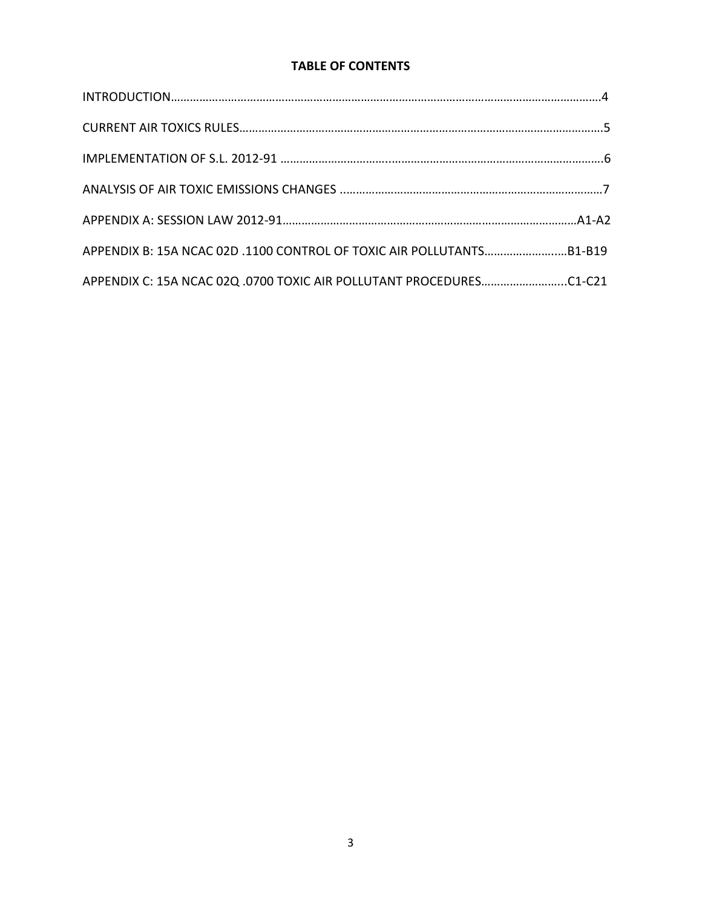**TABLE OF CONTENTS**

INTRODUCTION……………………………………………………………………………………………………………………4

CURRENT AIR TOXICS RULES………………………………………………………………………………………………….5

IMPLEMENTATION OF S.L. 2012-91 …………………………………………………………………………………….6

ANALYSIS OF AIR TOXIC EMISSIONS CHANGES ……………………………………………………………………7

APPENDIX A: SESSION LAW 2012-91………………………………………………………………………………A1-A2

APPENDIX B: 15A NCAC 02D .1100 CONTROL OF TOXIC AIR POLLUTANTS…………………….B1-B19

APPENDIX C: 15A NCAC 02Q .0700 TOXIC AIR POLLUTANT PROCEDURES……………………..C1-C21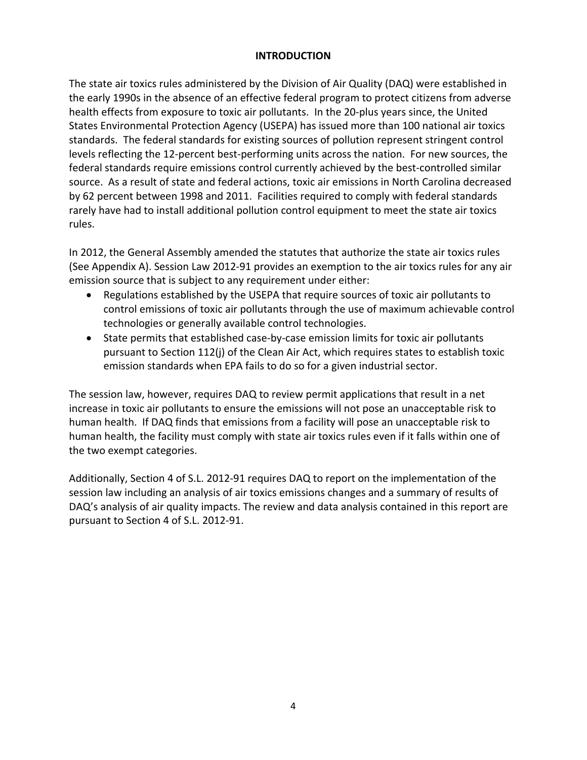# INTRODUCTION

The state air toxics rules administered by the Division of Air Quality (DAQ) were established in the early 1990s in the absence of an effective federal program to protect citizens from adverse health effects from exposure to toxic air pollutants. In the 20-plus years since, the United States Environmental Protection Agency (USEPA) has issued more than 100 national air toxics standards. The federal standards for existing sources of pollution represent stringent control levels reflecting the 12-percent best-performing units across the nation. For new sources, the federal standards require emissions control currently achieved by the best-controlled similar source. As a result of state and federal actions, toxic air emissions in North Carolina decreased by 62 percent between 1998 and 2011. Facilities required to comply with federal standards rarely have had to install additional pollution control equipment to meet the state air toxics rules.

In 2012, the General Assembly amended the statutes that authorize the state air toxics rules (See Appendix A). Session Law 2012-91 provides an exemption to the air toxics rules for any air emission source that is subject to any requirement under either:

- Regulations established by the USEPA that require sources of toxic air pollutants to control emissions of toxic air pollutants through the use of maximum achievable control technologies or generally available control technologies.
- State permits that established case-by-case emission limits for toxic air pollutants pursuant to Section 112(j) of the Clean Air Act, which requires states to establish toxic emission standards when EPA fails to do so for a given industrial sector.

The session law, however, requires DAQ to review permit applications that result in a net increase in toxic air pollutants to ensure the emissions will not pose an unacceptable risk to human health. If DAQ finds that emissions from a facility will pose an unacceptable risk to human health, the facility must comply with state air toxics rules even if it falls within one of the two exempt categories.

Additionally, Section 4 of S.L. 2012-91 requires DAQ to report on the implementation of the session law including an analysis of air toxics emissions changes and a summary of results of DAQ's analysis of air quality impacts. The review and data analysis contained in this report are pursuant to Section 4 of S.L. 2012-91.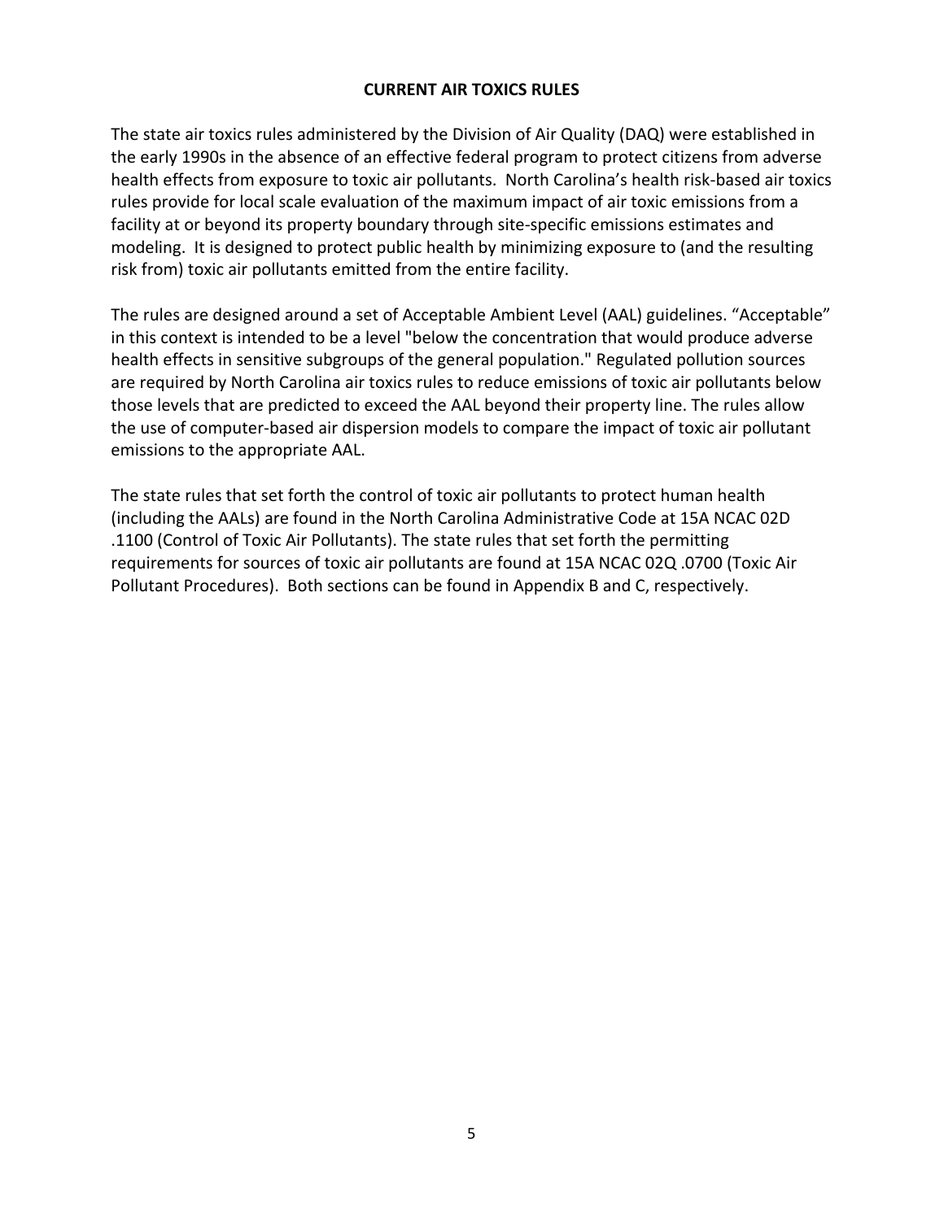## CURRENT AIR TOXICS RULES

The state air toxics rules administered by the Division of Air Quality (DAQ) were established in the early 1990s in the absence of an effective federal program to protect citizens from adverse health effects from exposure to toxic air pollutants. North Carolina's health risk-based air toxics rules provide for local scale evaluation of the maximum impact of air toxic emissions from a facility at or beyond its property boundary through site-specific emissions estimates and modeling. It is designed to protect public health by minimizing exposure to (and the resulting risk from) toxic air pollutants emitted from the entire facility.

The rules are designed around a set of Acceptable Ambient Level (AAL) guidelines. "Acceptable" in this context is intended to be a level "below the concentration that would produce adverse health effects in sensitive subgroups of the general population." Regulated pollution sources are required by North Carolina air toxics rules to reduce emissions of toxic air pollutants below those levels that are predicted to exceed the AAL beyond their property line. The rules allow the use of computer-based air dispersion models to compare the impact of toxic air pollutant emissions to the appropriate AAL.

The state rules that set forth the control of toxic air pollutants to protect human health (including the AALs) are found in the North Carolina Administrative Code at 15A NCAC 02D .1100 (Control of Toxic Air Pollutants). The state rules that set forth the permitting requirements for sources of toxic air pollutants are found at 15A NCAC 02Q .0700 (Toxic Air Pollutant Procedures). Both sections can be found in Appendix B and C, respectively.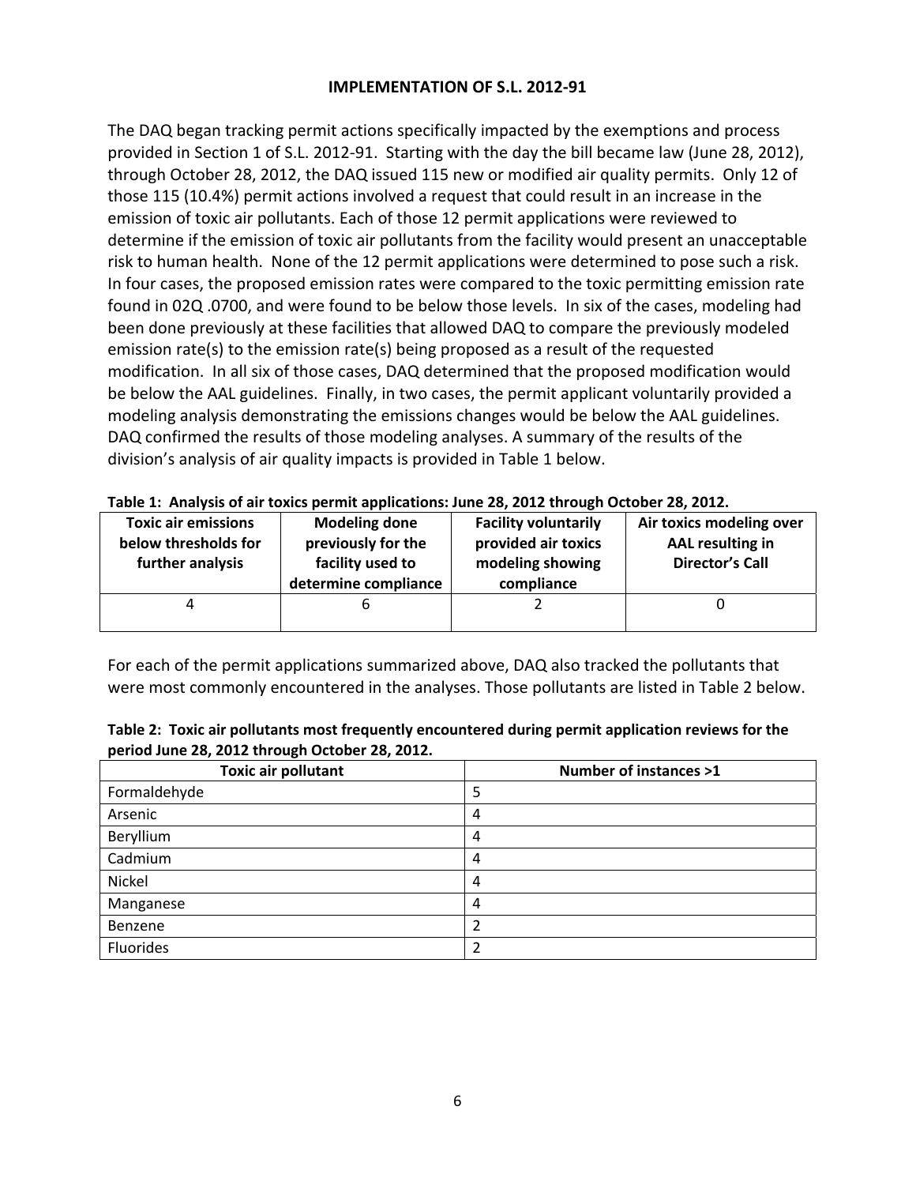## IMPLEMENTATION OF S.L. 2012-91

The DAQ began tracking permit actions specifically impacted by the exemptions and process provided in Section 1 of S.L. 2012-91. Starting with the day the bill became law (June 28, 2012), through October 28, 2012, the DAQ issued 115 new or modified air quality permits. Only 12 of those 115 (10.4%) permit actions involved a request that could result in an increase in the emission of toxic air pollutants. Each of those 12 permit applications were reviewed to determine if the emission of toxic air pollutants from the facility would present an unacceptable risk to human health. None of the 12 permit applications were determined to pose such a risk. In four cases, the proposed emission rates were compared to the toxic permitting emission rate found in 02Q .0700, and were found to be below those levels. In six of the cases, modeling had been done previously at these facilities that allowed DAQ to compare the previously modeled emission rate(s) to the emission rate(s) being proposed as a result of the requested modification. In all six of those cases, DAQ determined that the proposed modification would be below the AAL guidelines. Finally, in two cases, the permit applicant voluntarily provided a modeling analysis demonstrating the emissions changes would be below the AAL guidelines. DAQ confirmed the results of those modeling analyses. A summary of the results of the division's analysis of air quality impacts is provided in Table 1 below.

**Table 1: Analysis of air toxics permit applications: June 28, 2012 through October 28, 2012.**

| Toxic air emissions below thresholds for further analysis | Modeling done previously for the facility used to determine compliance | Facility voluntarily provided air toxics modeling showing compliance | Air toxics modeling over AAL resulting in Director's Call |
|---|---|---|---|
| 4 | 6 | 2 | 0 |

For each of the permit applications summarized above, DAQ also tracked the pollutants that were most commonly encountered in the analyses. Those pollutants are listed in Table 2 below.

**Table 2: Toxic air pollutants most frequently encountered during permit application reviews for the period June 28, 2012 through October 28, 2012.**

| Toxic air pollutant | Number of instances >1 |
|---|---|
| Formaldehyde | 5 |
| Arsenic | 4 |
| Beryllium | 4 |
| Cadmium | 4 |
| Nickel | 4 |
| Manganese | 4 |
| Benzene | 2 |
| Fluorides | 2 |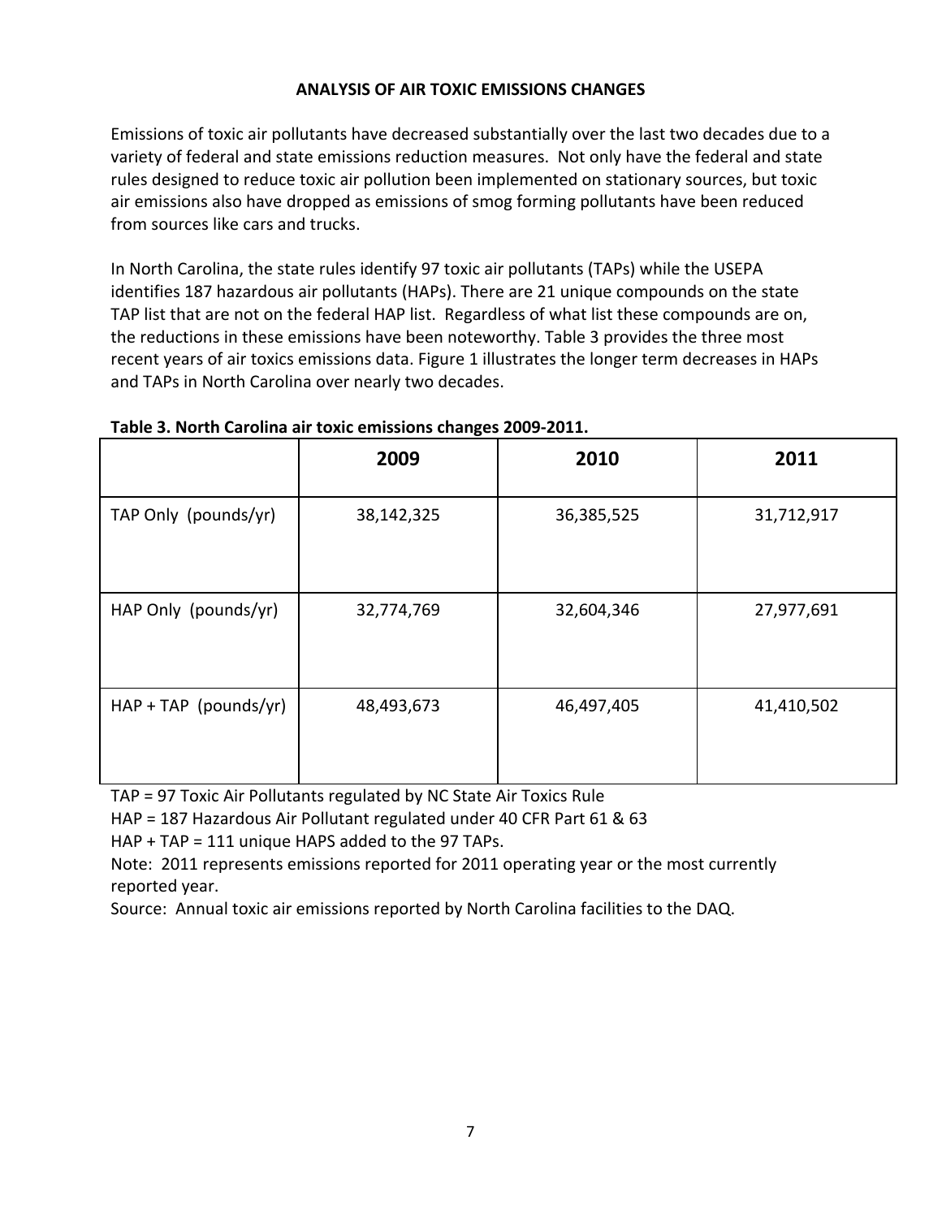## ANALYSIS OF AIR TOXIC EMISSIONS CHANGES

Emissions of toxic air pollutants have decreased substantially over the last two decades due to a variety of federal and state emissions reduction measures. Not only have the federal and state rules designed to reduce toxic air pollution been implemented on stationary sources, but toxic air emissions also have dropped as emissions of smog forming pollutants have been reduced from sources like cars and trucks.

In North Carolina, the state rules identify 97 toxic air pollutants (TAPs) while the USEPA identifies 187 hazardous air pollutants (HAPs). There are 21 unique compounds on the state TAP list that are not on the federal HAP list. Regardless of what list these compounds are on, the reductions in these emissions have been noteworthy. Table 3 provides the three most recent years of air toxics emissions data. Figure 1 illustrates the longer term decreases in HAPs and TAPs in North Carolina over nearly two decades.

**Table 3. North Carolina air toxic emissions changes 2009-2011.**

| | 2009 | 2010 | 2011 |
|---|---|---|---|
| TAP Only (pounds/yr) | 38,142,325 | 36,385,525 | 31,712,917 |
| HAP Only (pounds/yr) | 32,774,769 | 32,604,346 | 27,977,691 |
| HAP + TAP (pounds/yr) | 48,493,673 | 46,497,405 | 41,410,502 |

TAP = 97 Toxic Air Pollutants regulated by NC State Air Toxics Rule

HAP = 187 Hazardous Air Pollutant regulated under 40 CFR Part 61 & 63

HAP + TAP = 111 unique HAPS added to the 97 TAPs.

Note: 2011 represents emissions reported for 2011 operating year or the most currently reported year.

Source: Annual toxic air emissions reported by North Carolina facilities to the DAQ.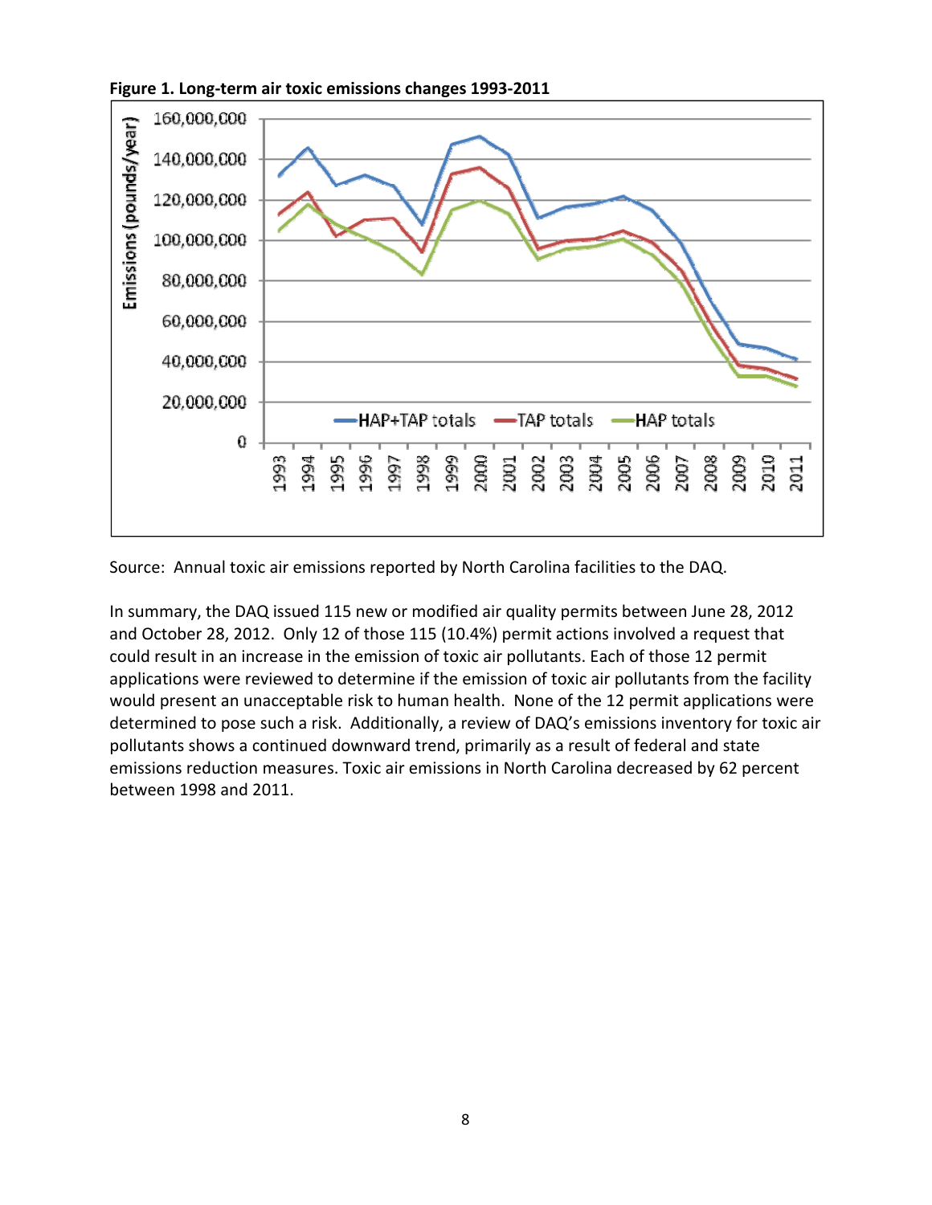**Figure 1. Long-term air toxic emissions changes 1993-2011**

Source: Annual toxic air emissions reported by North Carolina facilities to the DAQ.

In summary, the DAQ issued 115 new or modified air quality permits between June 28, 2012 and October 28, 2012. Only 12 of those 115 (10.4%) permit actions involved a request that could result in an increase in the emission of toxic air pollutants. Each of those 12 permit applications were reviewed to determine if the emission of toxic air pollutants from the facility would present an unacceptable risk to human health. None of the 12 permit applications were determined to pose such a risk. Additionally, a review of DAQ's emissions inventory for toxic air pollutants shows a continued downward trend, primarily as a result of federal and state emissions reduction measures. Toxic air emissions in North Carolina decreased by 62 percent between 1998 and 2011.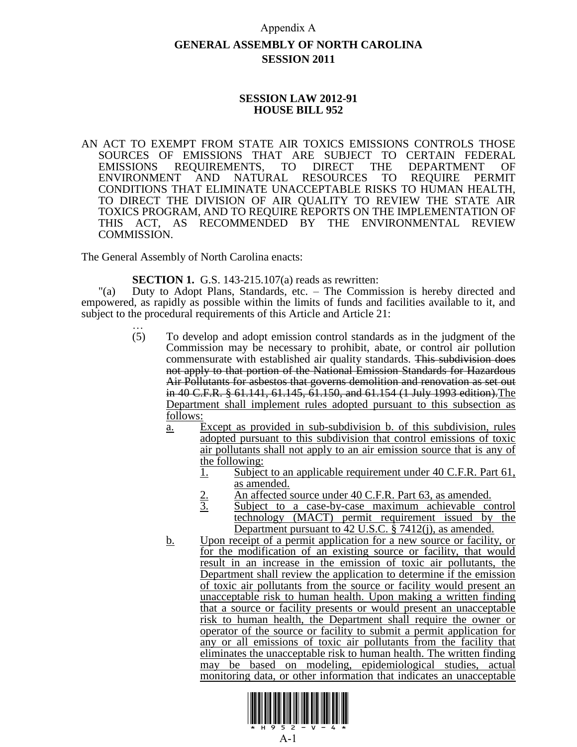Appendix A

# GENERAL ASSEMBLY OF NORTH CAROLINA
## SESSION 2011

### SESSION LAW 2012-91
### HOUSE BILL 952

AN ACT TO EXEMPT FROM STATE AIR TOXICS EMISSIONS CONTROLS THOSE SOURCES OF EMISSIONS THAT ARE SUBJECT TO CERTAIN FEDERAL EMISSIONS REQUIREMENTS, TO DIRECT THE DEPARTMENT OF ENVIRONMENT AND NATURAL RESOURCES TO REQUIRE PERMIT CONDITIONS THAT ELIMINATE UNACCEPTABLE RISKS TO HUMAN HEALTH, TO DIRECT THE DIVISION OF AIR QUALITY TO REVIEW THE STATE AIR TOXICS PROGRAM, AND TO REQUIRE REPORTS ON THE IMPLEMENTATION OF THIS ACT, AS RECOMMENDED BY THE ENVIRONMENTAL REVIEW COMMISSION.

The General Assembly of North Carolina enacts:

**SECTION 1.** G.S. 143-215.107(a) reads as rewritten:

"(a) Duty to Adopt Plans, Standards, etc. – The Commission is hereby directed and empowered, as rapidly as possible within the limits of funds and facilities available to it, and subject to the procedural requirements of this Article and Article 21:

…

(5) To develop and adopt emission control standards as in the judgment of the Commission may be necessary to prohibit, abate, or control air pollution commensurate with established air quality standards. ~~This subdivision does not apply to that portion of the National Emission Standards for Hazardous Air Pollutants for asbestos that governs demolition and renovation as set out in 40 C.F.R. § 61.141, 61.145, 61.150, and 61.154 (1 July 1993 edition).~~<u>The Department shall implement rules adopted pursuant to this subsection as follows:</u>

<u>a.</u> <u>Except as provided in sub-subdivision b. of this subdivision, rules adopted pursuant to this subdivision that control emissions of toxic air pollutants shall not apply to an air emission source that is any of the following:</u>

<u>1.</u> <u>Subject to an applicable requirement under 40 C.F.R. Part 61, as amended.</u>

<u>2.</u> <u>An affected source under 40 C.F.R. Part 63, as amended.</u>

<u>3.</u> <u>Subject to a case-by-case maximum achievable control technology (MACT) permit requirement issued by the Department pursuant to 42 U.S.C. § 7412(j), as amended.</u>

<u>b.</u> <u>Upon receipt of a permit application for a new source or facility, or for the modification of an existing source or facility, that would result in an increase in the emission of toxic air pollutants, the Department shall review the application to determine if the emission of toxic air pollutants from the source or facility would present an unacceptable risk to human health. Upon making a written finding that a source or facility presents or would present an unacceptable risk to human health, the Department shall require the owner or operator of the source or facility to submit a permit application for any or all emissions of toxic air pollutants from the facility that eliminates the unacceptable risk to human health. The written finding may be based on modeling, epidemiological studies, actual monitoring data, or other information that indicates an unacceptable</u>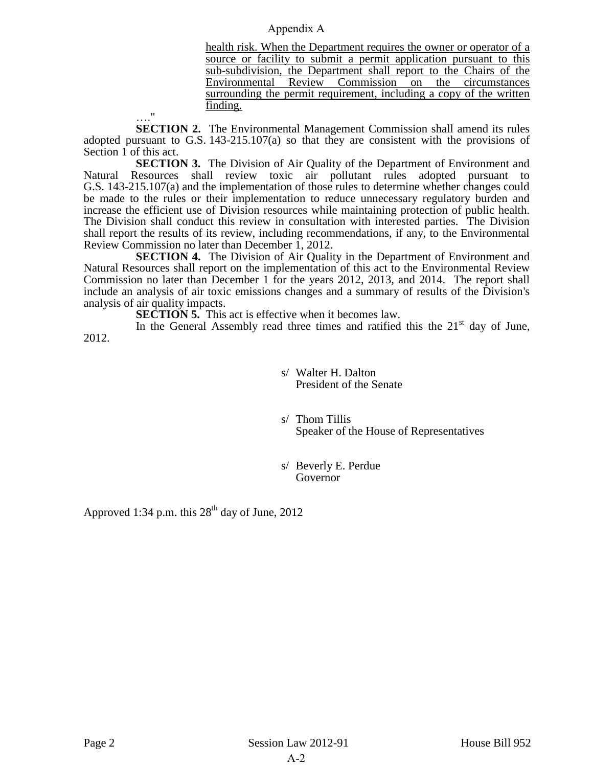health risk. When the Department requires the owner or operator of a source or facility to submit a permit application pursuant to this sub-subdivision, the Department shall report to the Chairs of the Environmental Review Commission on the circumstances surrounding the permit requirement, including a copy of the written finding.

…."

**SECTION 2.** The Environmental Management Commission shall amend its rules adopted pursuant to G.S. 143-215.107(a) so that they are consistent with the provisions of Section 1 of this act.

**SECTION 3.** The Division of Air Quality of the Department of Environment and Natural Resources shall review toxic air pollutant rules adopted pursuant to G.S. 143-215.107(a) and the implementation of those rules to determine whether changes could be made to the rules or their implementation to reduce unnecessary regulatory burden and increase the efficient use of Division resources while maintaining protection of public health. The Division shall conduct this review in consultation with interested parties. The Division shall report the results of its review, including recommendations, if any, to the Environmental Review Commission no later than December 1, 2012.

**SECTION 4.** The Division of Air Quality in the Department of Environment and Natural Resources shall report on the implementation of this act to the Environmental Review Commission no later than December 1 for the years 2012, 2013, and 2014. The report shall include an analysis of air toxic emissions changes and a summary of results of the Division's analysis of air quality impacts.

**SECTION 5.** This act is effective when it becomes law.

In the General Assembly read three times and ratified this the 21st day of June, 2012.

s/ Walter H. Dalton
President of the Senate

s/ Thom Tillis
Speaker of the House of Representatives

s/ Beverly E. Perdue
Governor

Approved 1:34 p.m. this 28th day of June, 2012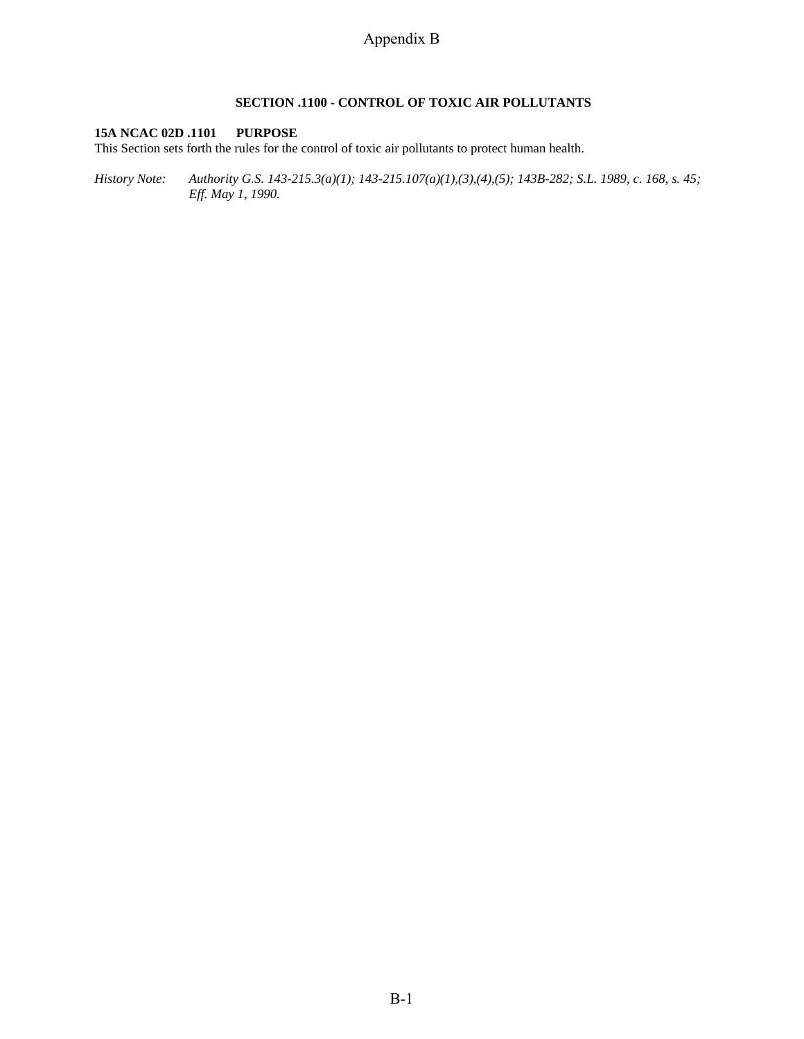# Appendix B

## SECTION .1100 - CONTROL OF TOXIC AIR POLLUTANTS

**15A NCAC 02D .1101 PURPOSE**

This Section sets forth the rules for the control of toxic air pollutants to protect human health.

*History Note: Authority G.S. 143-215.3(a)(1); 143-215.107(a)(1),(3),(4),(5); 143B-282; S.L. 1989, c. 168, s. 45; Eff. May 1, 1990.*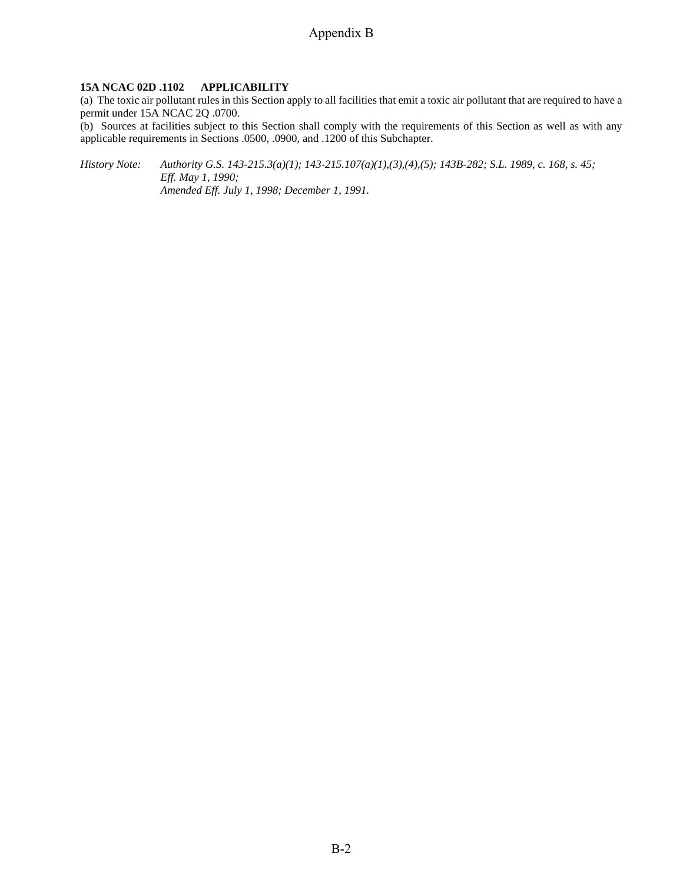**15A NCAC 02D .1102 APPLICABILITY**

(a) The toxic air pollutant rules in this Section apply to all facilities that emit a toxic air pollutant that are required to have a permit under 15A NCAC 2Q .0700.

(b) Sources at facilities subject to this Section shall comply with the requirements of this Section as well as with any applicable requirements in Sections .0500, .0900, and .1200 of this Subchapter.

*History Note: Authority G.S. 143-215.3(a)(1); 143-215.107(a)(1),(3),(4),(5); 143B-282; S.L. 1989, c. 168, s. 45;*
*Eff. May 1, 1990;*
*Amended Eff. July 1, 1998; December 1, 1991.*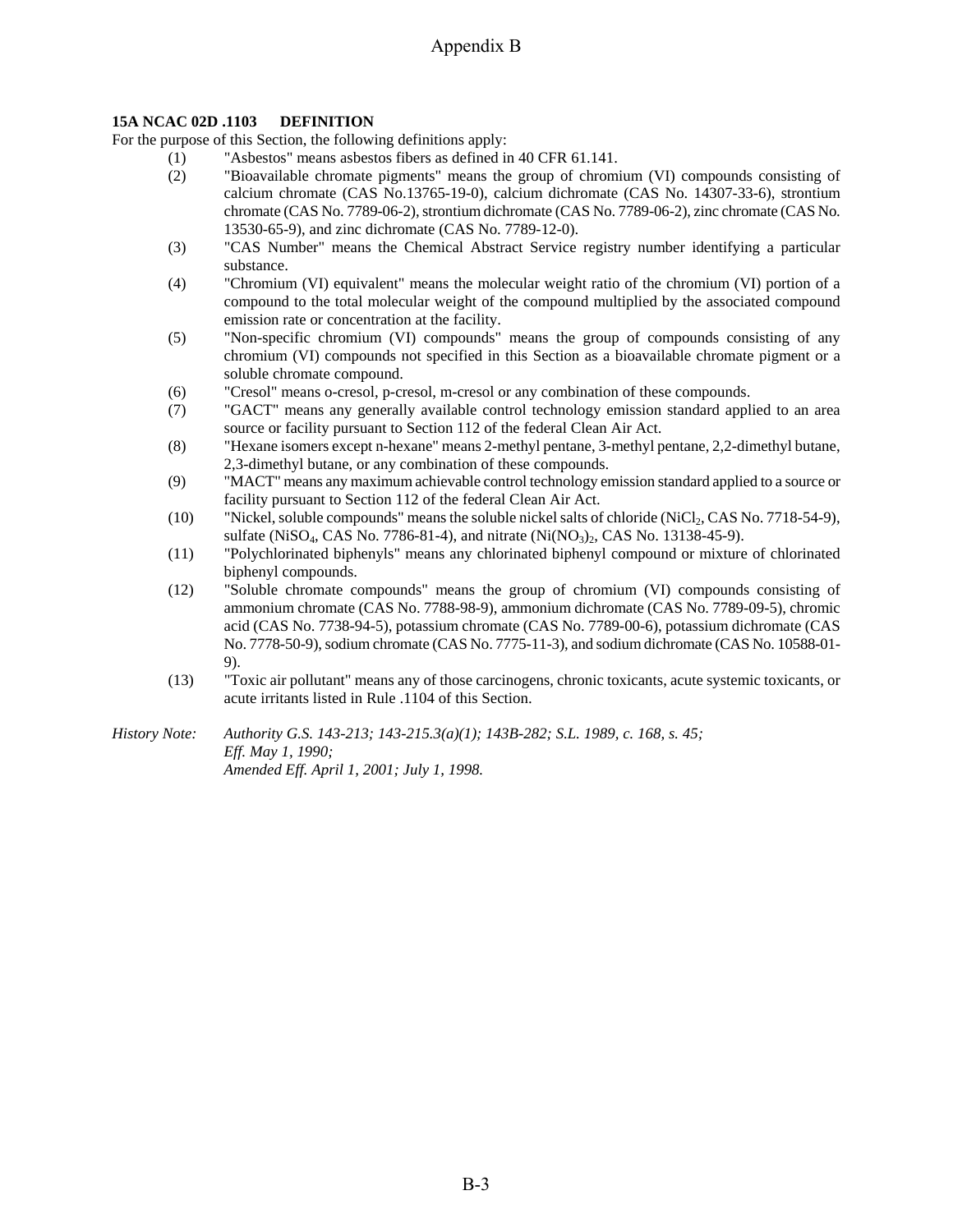# Appendix B

**15A NCAC 02D .1103 DEFINITION**

For the purpose of this Section, the following definitions apply:

(1) "Asbestos" means asbestos fibers as defined in 40 CFR 61.141.

(2) "Bioavailable chromate pigments" means the group of chromium (VI) compounds consisting of calcium chromate (CAS No.13765-19-0), calcium dichromate (CAS No. 14307-33-6), strontium chromate (CAS No. 7789-06-2), strontium dichromate (CAS No. 7789-06-2), zinc chromate (CAS No. 13530-65-9), and zinc dichromate (CAS No. 7789-12-0).

(3) "CAS Number" means the Chemical Abstract Service registry number identifying a particular substance.

(4) "Chromium (VI) equivalent" means the molecular weight ratio of the chromium (VI) portion of a compound to the total molecular weight of the compound multiplied by the associated compound emission rate or concentration at the facility.

(5) "Non-specific chromium (VI) compounds" means the group of compounds consisting of any chromium (VI) compounds not specified in this Section as a bioavailable chromate pigment or a soluble chromate compound.

(6) "Cresol" means o-cresol, p-cresol, m-cresol or any combination of these compounds.

(7) "GACT" means any generally available control technology emission standard applied to an area source or facility pursuant to Section 112 of the federal Clean Air Act.

(8) "Hexane isomers except n-hexane" means 2-methyl pentane, 3-methyl pentane, 2,2-dimethyl butane, 2,3-dimethyl butane, or any combination of these compounds.

(9) "MACT" means any maximum achievable control technology emission standard applied to a source or facility pursuant to Section 112 of the federal Clean Air Act.

(10) "Nickel, soluble compounds" means the soluble nickel salts of chloride ($NiCl_2$, CAS No. 7718-54-9), sulfate ($NiSO_4$, CAS No. 7786-81-4), and nitrate ($Ni(NO_3)_2$, CAS No. 13138-45-9).

(11) "Polychlorinated biphenyls" means any chlorinated biphenyl compound or mixture of chlorinated biphenyl compounds.

(12) "Soluble chromate compounds" means the group of chromium (VI) compounds consisting of ammonium chromate (CAS No. 7788-98-9), ammonium dichromate (CAS No. 7789-09-5), chromic acid (CAS No. 7738-94-5), potassium chromate (CAS No. 7789-00-6), potassium dichromate (CAS No. 7778-50-9), sodium chromate (CAS No. 7775-11-3), and sodium dichromate (CAS No. 10588-01-9).

(13) "Toxic air pollutant" means any of those carcinogens, chronic toxicants, acute systemic toxicants, or acute irritants listed in Rule .1104 of this Section.

*History Note: Authority G.S. 143-213; 143-215.3(a)(1); 143B-282; S.L. 1989, c. 168, s. 45;*
*Eff. May 1, 1990;*
*Amended Eff. April 1, 2001; July 1, 1998.*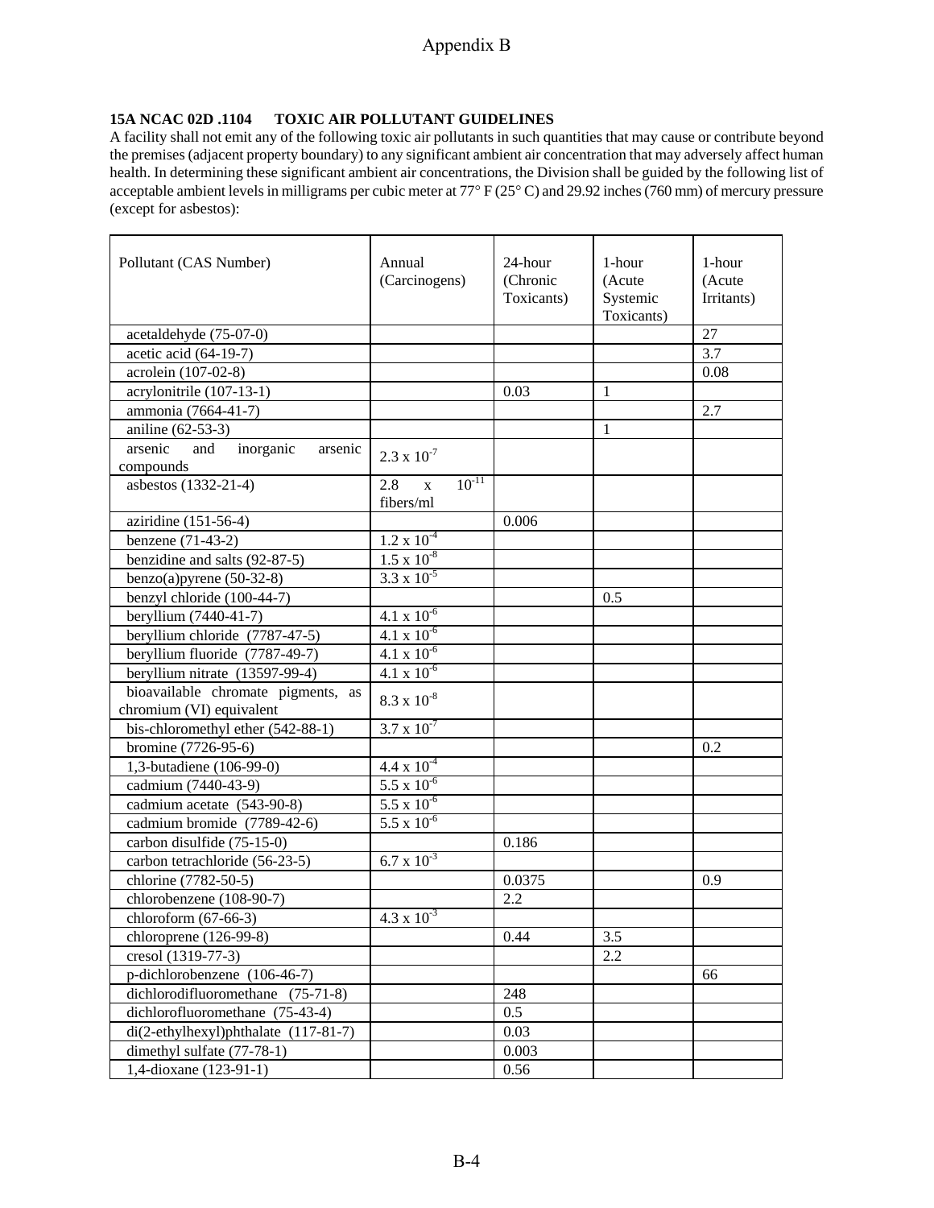# Appendix B

**15A NCAC 02D .1104 TOXIC AIR POLLUTANT GUIDELINES**

A facility shall not emit any of the following toxic air pollutants in such quantities that may cause or contribute beyond the premises (adjacent property boundary) to any significant ambient air concentration that may adversely affect human health. In determining these significant ambient air concentrations, the Division shall be guided by the following list of acceptable ambient levels in milligrams per cubic meter at 77° F (25° C) and 29.92 inches (760 mm) of mercury pressure (except for asbestos):

| Pollutant (CAS Number) | Annual (Carcinogens) | 24-hour (Chronic Toxicants) | 1-hour (Acute Systemic Toxicants) | 1-hour (Acute Irritants) |
|---|---|---|---|---|
| acetaldehyde (75-07-0) | | | | 27 |
| acetic acid (64-19-7) | | | | 3.7 |
| acrolein (107-02-8) | | | | 0.08 |
| acrylonitrile (107-13-1) | | 0.03 | 1 | |
| ammonia (7664-41-7) | | | | 2.7 |
| aniline (62-53-3) | | | 1 | |
| arsenic and inorganic arsenic compounds | $2.3 \times 10^{-7}$ | | | |
| asbestos (1332-21-4) | $2.8 \times 10^{-11}$ fibers/ml | | | |
| aziridine (151-56-4) | | 0.006 | | |
| benzene (71-43-2) | $1.2 \times 10^{-4}$ | | | |
| benzidine and salts (92-87-5) | $1.5 \times 10^{-8}$ | | | |
| benzo(a)pyrene (50-32-8) | $3.3 \times 10^{-5}$ | | | |
| benzyl chloride (100-44-7) | | | 0.5 | |
| beryllium (7440-41-7) | $4.1 \times 10^{-6}$ | | | |
| beryllium chloride (7787-47-5) | $4.1 \times 10^{-6}$ | | | |
| beryllium fluoride (7787-49-7) | $4.1 \times 10^{-6}$ | | | |
| beryllium nitrate (13597-99-4) | $4.1 \times 10^{-6}$ | | | |
| bioavailable chromate pigments, as chromium (VI) equivalent | $8.3 \times 10^{-8}$ | | | |
| bis-chloromethyl ether (542-88-1) | $3.7 \times 10^{-7}$ | | | |
| bromine (7726-95-6) | | | | 0.2 |
| 1,3-butadiene (106-99-0) | $4.4 \times 10^{-4}$ | | | |
| cadmium (7440-43-9) | $5.5 \times 10^{-6}$ | | | |
| cadmium acetate (543-90-8) | $5.5 \times 10^{-6}$ | | | |
| cadmium bromide (7789-42-6) | $5.5 \times 10^{-6}$ | | | |
| carbon disulfide (75-15-0) | | 0.186 | | |
| carbon tetrachloride (56-23-5) | $6.7 \times 10^{-3}$ | | | |
| chlorine (7782-50-5) | | 0.0375 | | 0.9 |
| chlorobenzene (108-90-7) | | 2.2 | | |
| chloroform (67-66-3) | $4.3 \times 10^{-3}$ | | | |
| chloroprene (126-99-8) | | 0.44 | 3.5 | |
| cresol (1319-77-3) | | | 2.2 | |
| p-dichlorobenzene (106-46-7) | | | | 66 |
| dichlorodifluoromethane (75-71-8) | | 248 | | |
| dichlorofluoromethane (75-43-4) | | 0.5 | | |
| di(2-ethylhexyl)phthalate (117-81-7) | | 0.03 | | |
| dimethyl sulfate (77-78-1) | | 0.003 | | |
| 1,4-dioxane (123-91-1) | | 0.56 | | |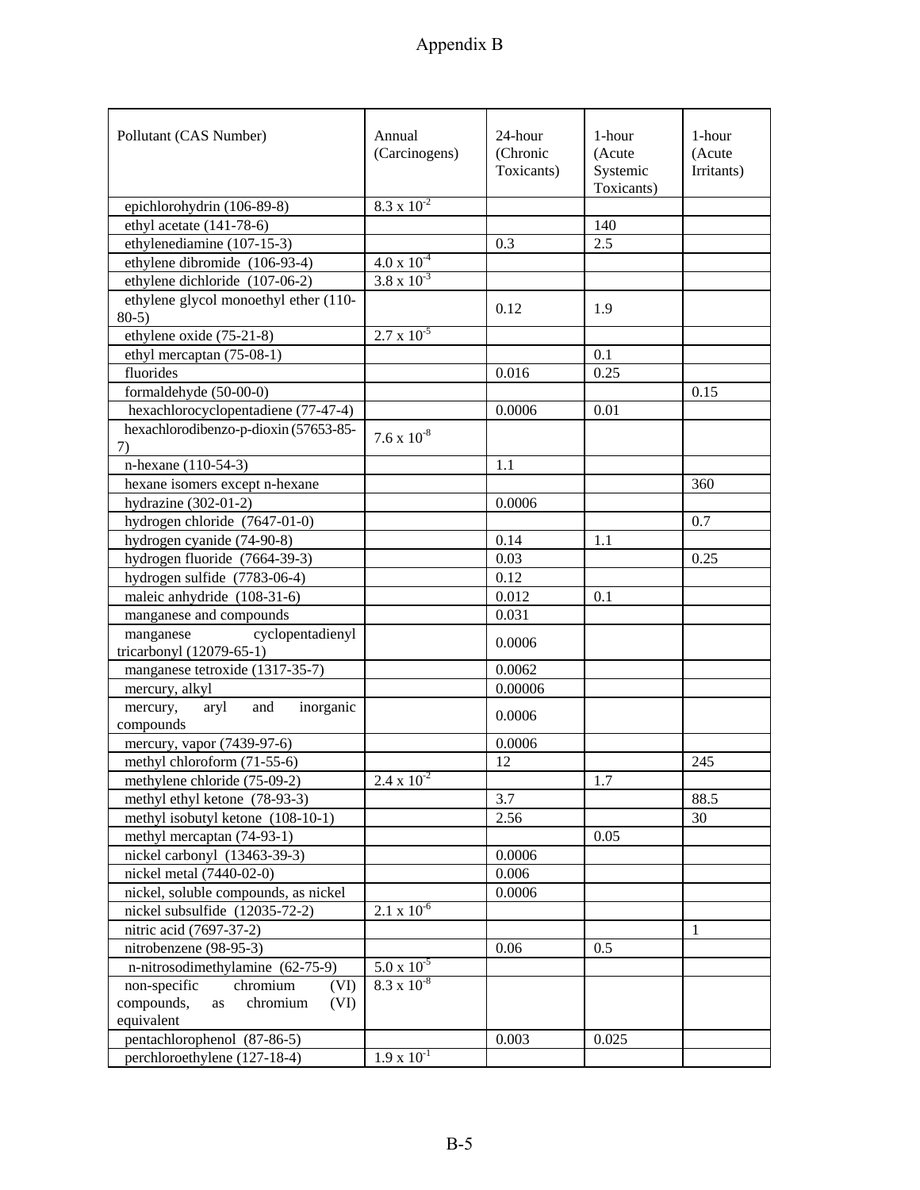# Appendix B

| Pollutant (CAS Number) | Annual (Carcinogens) | 24-hour (Chronic Toxicants) | 1-hour (Acute Systemic Toxicants) | 1-hour (Acute Irritants) |
|---|---|---|---|---|
| epichlorohydrin (106-89-8) | $8.3 \times 10^{-2}$ | | | |
| ethyl acetate (141-78-6) | | | 140 | |
| ethylenediamine (107-15-3) | | 0.3 | 2.5 | |
| ethylene dibromide (106-93-4) | $4.0 \times 10^{-4}$ | | | |
| ethylene dichloride (107-06-2) | $3.8 \times 10^{-3}$ | | | |
| ethylene glycol monoethyl ether (110-80-5) | | 0.12 | 1.9 | |
| ethylene oxide (75-21-8) | $2.7 \times 10^{-5}$ | | | |
| ethyl mercaptan (75-08-1) | | | 0.1 | |
| fluorides | | 0.016 | 0.25 | |
| formaldehyde (50-00-0) | | | | 0.15 |
| hexachlorocyclopentadiene (77-47-4) | | 0.0006 | 0.01 | |
| hexachlorodibenzo-p-dioxin (57653-85-7) | $7.6 \times 10^{-8}$ | | | |
| n-hexane (110-54-3) | | 1.1 | | |
| hexane isomers except n-hexane | | | | 360 |
| hydrazine (302-01-2) | | 0.0006 | | |
| hydrogen chloride (7647-01-0) | | | | 0.7 |
| hydrogen cyanide (74-90-8) | | 0.14 | 1.1 | |
| hydrogen fluoride (7664-39-3) | | 0.03 | | 0.25 |
| hydrogen sulfide (7783-06-4) | | 0.12 | | |
| maleic anhydride (108-31-6) | | 0.012 | 0.1 | |
| manganese and compounds | | 0.031 | | |
| manganese cyclopentadienyl tricarbonyl (12079-65-1) | | 0.0006 | | |
| manganese tetroxide (1317-35-7) | | 0.0062 | | |
| mercury, alkyl | | 0.00006 | | |
| mercury, aryl and inorganic compounds | | 0.0006 | | |
| mercury, vapor (7439-97-6) | | 0.0006 | | |
| methyl chloroform (71-55-6) | | 12 | | 245 |
| methylene chloride (75-09-2) | $2.4 \times 10^{-2}$ | | 1.7 | |
| methyl ethyl ketone (78-93-3) | | 3.7 | | 88.5 |
| methyl isobutyl ketone (108-10-1) | | 2.56 | | 30 |
| methyl mercaptan (74-93-1) | | | 0.05 | |
| nickel carbonyl (13463-39-3) | | 0.0006 | | |
| nickel metal (7440-02-0) | | 0.006 | | |
| nickel, soluble compounds, as nickel | | 0.0006 | | |
| nickel subsulfide (12035-72-2) | $2.1 \times 10^{-6}$ | | | |
| nitric acid (7697-37-2) | | | | 1 |
| nitrobenzene (98-95-3) | | 0.06 | 0.5 | |
| n-nitrosodimethylamine (62-75-9) | $5.0 \times 10^{-5}$ | | | |
| non-specific chromium (VI) compounds, as chromium (VI) equivalent | $8.3 \times 10^{-8}$ | | | |
| pentachlorophenol (87-86-5) | | 0.003 | 0.025 | |
| perchloroethylene (127-18-4) | $1.9 \times 10^{-1}$ | | | |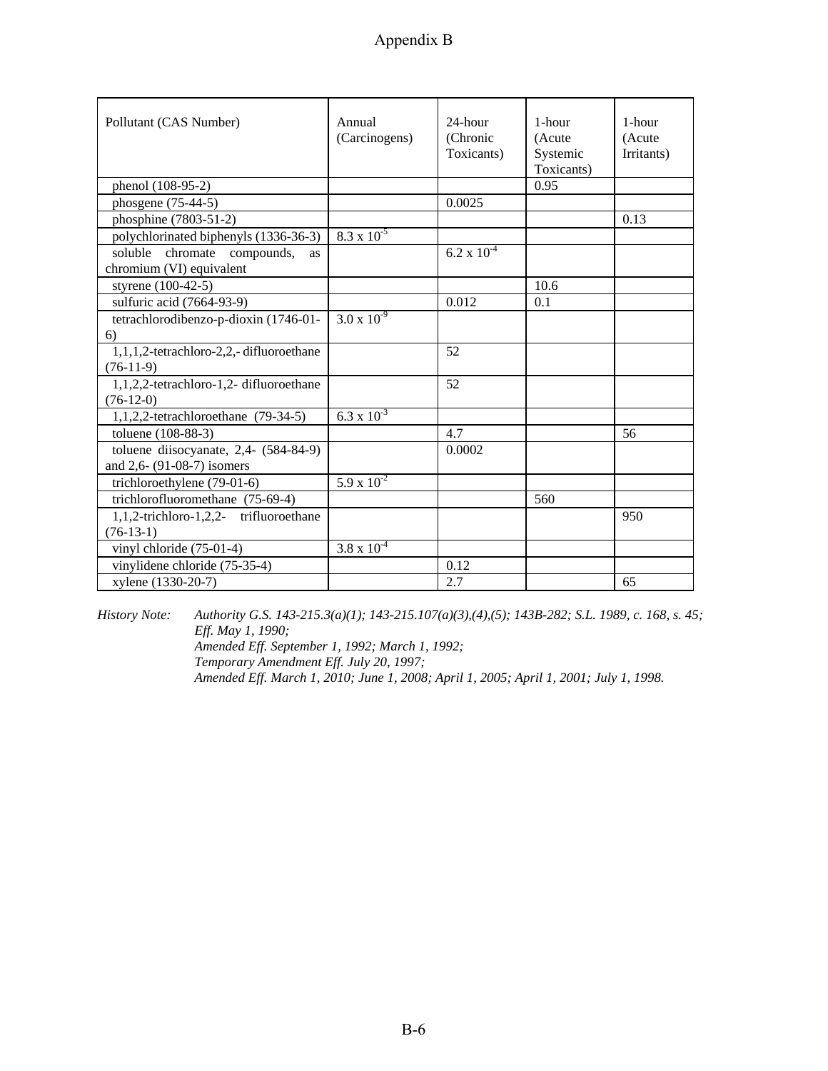# Appendix B

| Pollutant (CAS Number) | Annual (Carcinogens) | 24-hour (Chronic Toxicants) | 1-hour (Acute Systemic Toxicants) | 1-hour (Acute Irritants) |
|---|---|---|---|---|
| phenol (108-95-2) | | | 0.95 | |
| phosgene (75-44-5) | | 0.0025 | | |
| phosphine (7803-51-2) | | | | 0.13 |
| polychlorinated biphenyls (1336-36-3) | $8.3 \times 10^{-5}$ | | | |
| soluble chromate compounds, as chromium (VI) equivalent | | $6.2 \times 10^{-4}$ | | |
| styrene (100-42-5) | | | 10.6 | |
| sulfuric acid (7664-93-9) | | 0.012 | 0.1 | |
| tetrachlorodibenzo-p-dioxin (1746-01-6) | $3.0 \times 10^{-9}$ | | | |
| 1,1,1,2-tetrachloro-2,2,- difluoroethane (76-11-9) | | 52 | | |
| 1,1,2,2-tetrachloro-1,2- difluoroethane (76-12-0) | | 52 | | |
| 1,1,2,2-tetrachloroethane (79-34-5) | $6.3 \times 10^{-3}$ | | | |
| toluene (108-88-3) | | 4.7 | | 56 |
| toluene diisocyanate, 2,4- (584-84-9) and 2,6- (91-08-7) isomers | | 0.0002 | | |
| trichloroethylene (79-01-6) | $5.9 \times 10^{-2}$ | | | |
| trichlorofluoromethane (75-69-4) | | | 560 | |
| 1,1,2-trichloro-1,2,2- trifluoroethane (76-13-1) | | | | 950 |
| vinyl chloride (75-01-4) | $3.8 \times 10^{-4}$ | | | |
| vinylidene chloride (75-35-4) | | 0.12 | | |
| xylene (1330-20-7) | | 2.7 | | 65 |

*History Note:* *Authority G.S. 143-215.3(a)(1); 143-215.107(a)(3),(4),(5); 143B-282; S.L. 1989, c. 168, s. 45;*
*Eff. May 1, 1990;*
*Amended Eff. September 1, 1992; March 1, 1992;*
*Temporary Amendment Eff. July 20, 1997;*
*Amended Eff. March 1, 2010; June 1, 2008; April 1, 2005; April 1, 2001; July 1, 1998.*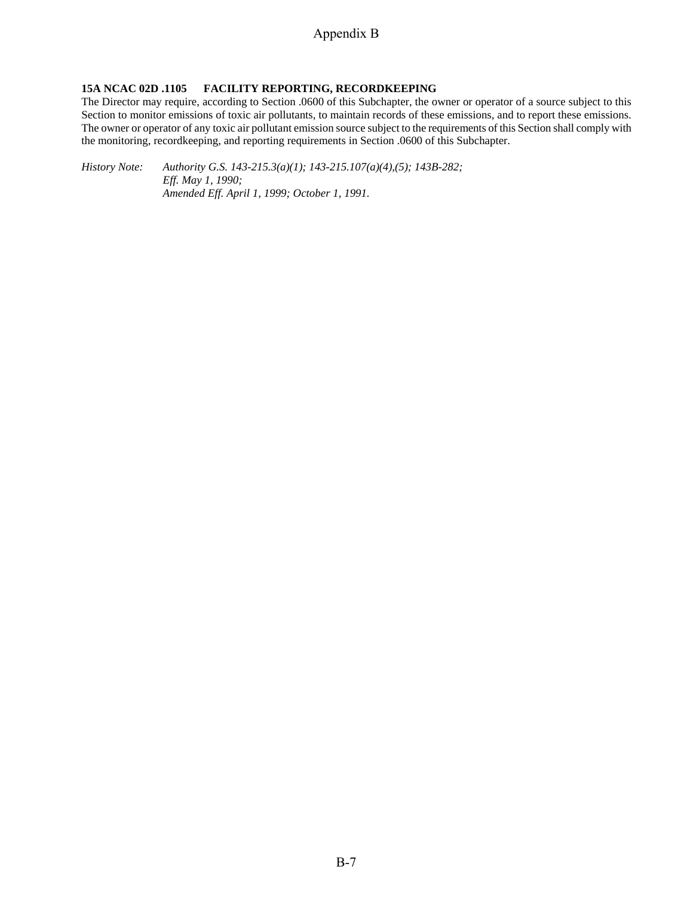**15A NCAC 02D .1105 FACILITY REPORTING, RECORDKEEPING**

The Director may require, according to Section .0600 of this Subchapter, the owner or operator of a source subject to this Section to monitor emissions of toxic air pollutants, to maintain records of these emissions, and to report these emissions. The owner or operator of any toxic air pollutant emission source subject to the requirements of this Section shall comply with the monitoring, recordkeeping, and reporting requirements in Section .0600 of this Subchapter.

*History Note: Authority G.S. 143-215.3(a)(1); 143-215.107(a)(4),(5); 143B-282;*
*Eff. May 1, 1990;*
*Amended Eff. April 1, 1999; October 1, 1991.*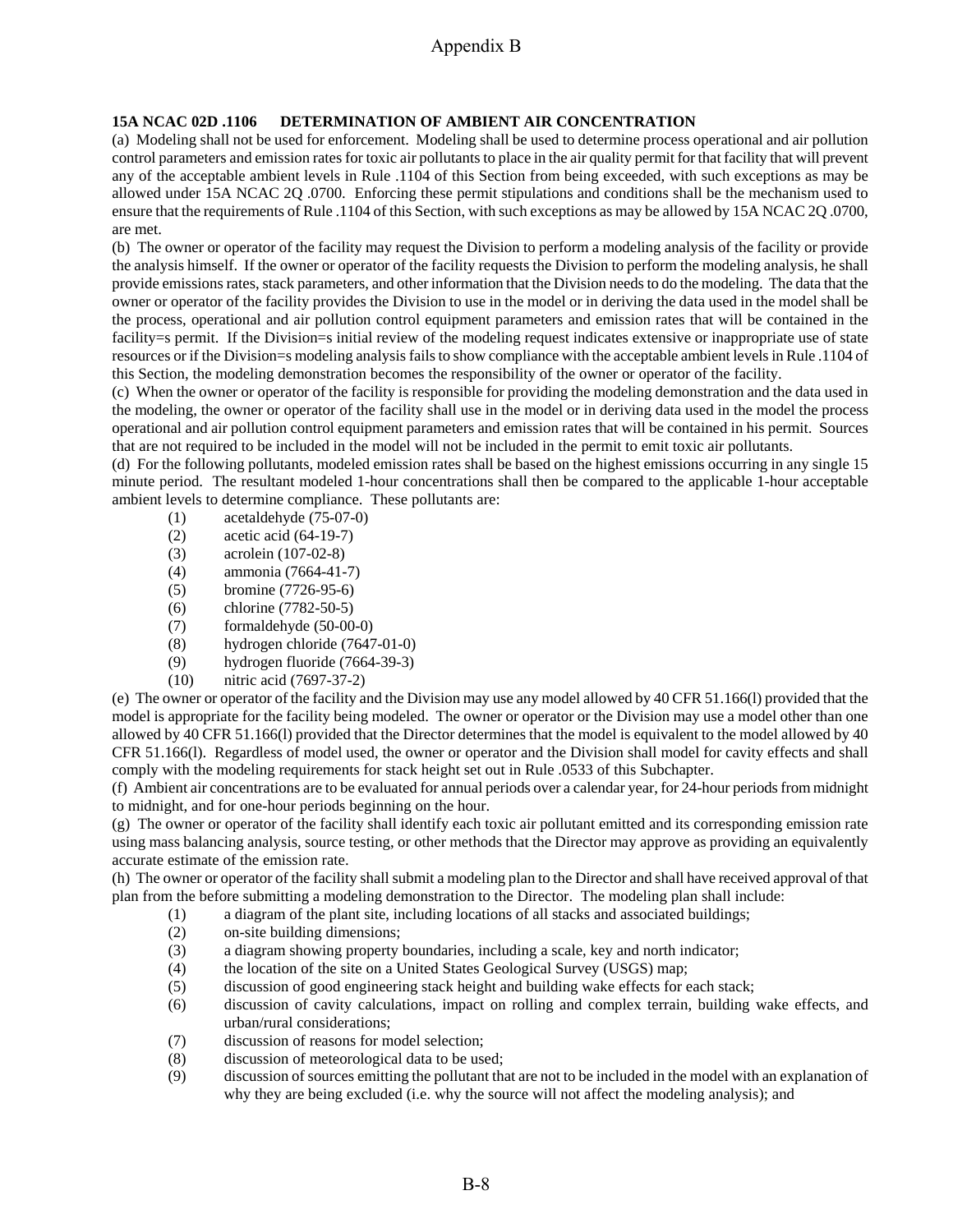# Appendix B

**15A NCAC 02D .1106 DETERMINATION OF AMBIENT AIR CONCENTRATION**

(a) Modeling shall not be used for enforcement. Modeling shall be used to determine process operational and air pollution control parameters and emission rates for toxic air pollutants to place in the air quality permit for that facility that will prevent any of the acceptable ambient levels in Rule .1104 of this Section from being exceeded, with such exceptions as may be allowed under 15A NCAC 2Q .0700. Enforcing these permit stipulations and conditions shall be the mechanism used to ensure that the requirements of Rule .1104 of this Section, with such exceptions as may be allowed by 15A NCAC 2Q .0700, are met.

(b) The owner or operator of the facility may request the Division to perform a modeling analysis of the facility or provide the analysis himself. If the owner or operator of the facility requests the Division to perform the modeling analysis, he shall provide emissions rates, stack parameters, and other information that the Division needs to do the modeling. The data that the owner or operator of the facility provides the Division to use in the model or in deriving the data used in the model shall be the process, operational and air pollution control equipment parameters and emission rates that will be contained in the facility=s permit. If the Division=s initial review of the modeling request indicates extensive or inappropriate use of state resources or if the Division=s modeling analysis fails to show compliance with the acceptable ambient levels in Rule .1104 of this Section, the modeling demonstration becomes the responsibility of the owner or operator of the facility.

(c) When the owner or operator of the facility is responsible for providing the modeling demonstration and the data used in the modeling, the owner or operator of the facility shall use in the model or in deriving data used in the model the process operational and air pollution control equipment parameters and emission rates that will be contained in his permit. Sources that are not required to be included in the model will not be included in the permit to emit toxic air pollutants.

(d) For the following pollutants, modeled emission rates shall be based on the highest emissions occurring in any single 15 minute period. The resultant modeled 1-hour concentrations shall then be compared to the applicable 1-hour acceptable ambient levels to determine compliance. These pollutants are:

- (1) acetaldehyde (75-07-0)
- (2) acetic acid (64-19-7)
- (3) acrolein (107-02-8)
- (4) ammonia (7664-41-7)
- (5) bromine (7726-95-6)
- (6) chlorine (7782-50-5)
- (7) formaldehyde (50-00-0)
- (8) hydrogen chloride (7647-01-0)
- (9) hydrogen fluoride (7664-39-3)
- (10) nitric acid (7697-37-2)

(e) The owner or operator of the facility and the Division may use any model allowed by 40 CFR 51.166(l) provided that the model is appropriate for the facility being modeled. The owner or operator or the Division may use a model other than one allowed by 40 CFR 51.166(l) provided that the Director determines that the model is equivalent to the model allowed by 40 CFR 51.166(l). Regardless of model used, the owner or operator and the Division shall model for cavity effects and shall comply with the modeling requirements for stack height set out in Rule .0533 of this Subchapter.

(f) Ambient air concentrations are to be evaluated for annual periods over a calendar year, for 24-hour periods from midnight to midnight, and for one-hour periods beginning on the hour.

(g) The owner or operator of the facility shall identify each toxic air pollutant emitted and its corresponding emission rate using mass balancing analysis, source testing, or other methods that the Director may approve as providing an equivalently accurate estimate of the emission rate.

(h) The owner or operator of the facility shall submit a modeling plan to the Director and shall have received approval of that plan from the before submitting a modeling demonstration to the Director. The modeling plan shall include:

- (1) a diagram of the plant site, including locations of all stacks and associated buildings;
- (2) on-site building dimensions;
- (3) a diagram showing property boundaries, including a scale, key and north indicator;
- (4) the location of the site on a United States Geological Survey (USGS) map;
- (5) discussion of good engineering stack height and building wake effects for each stack;
- (6) discussion of cavity calculations, impact on rolling and complex terrain, building wake effects, and urban/rural considerations;
- (7) discussion of reasons for model selection;
- (8) discussion of meteorological data to be used;
- (9) discussion of sources emitting the pollutant that are not to be included in the model with an explanation of why they are being excluded (i.e. why the source will not affect the modeling analysis); and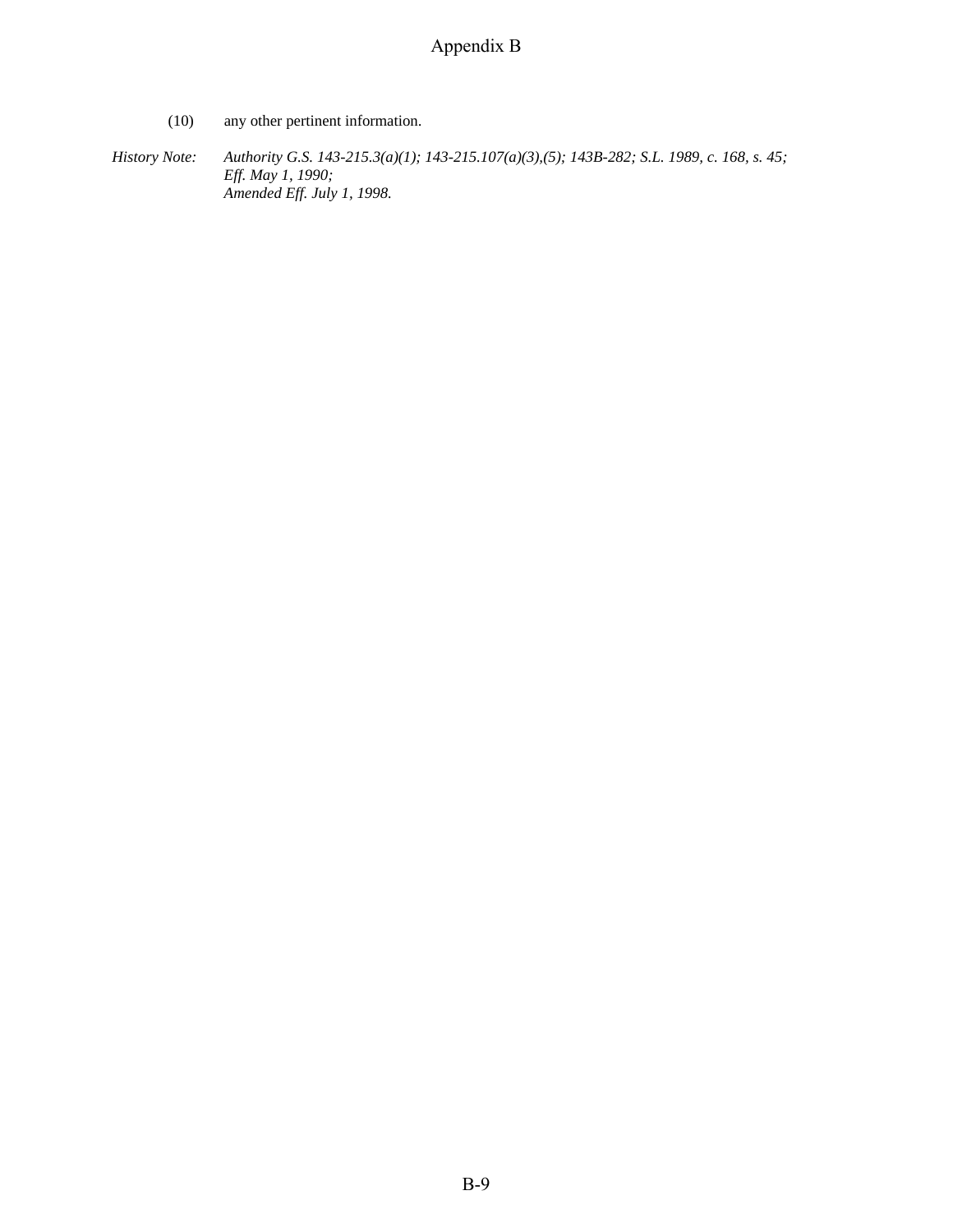(10) any other pertinent information.

*History Note: Authority G.S. 143-215.3(a)(1); 143-215.107(a)(3),(5); 143B-282; S.L. 1989, c. 168, s. 45;*
*Eff. May 1, 1990;*
*Amended Eff. July 1, 1998.*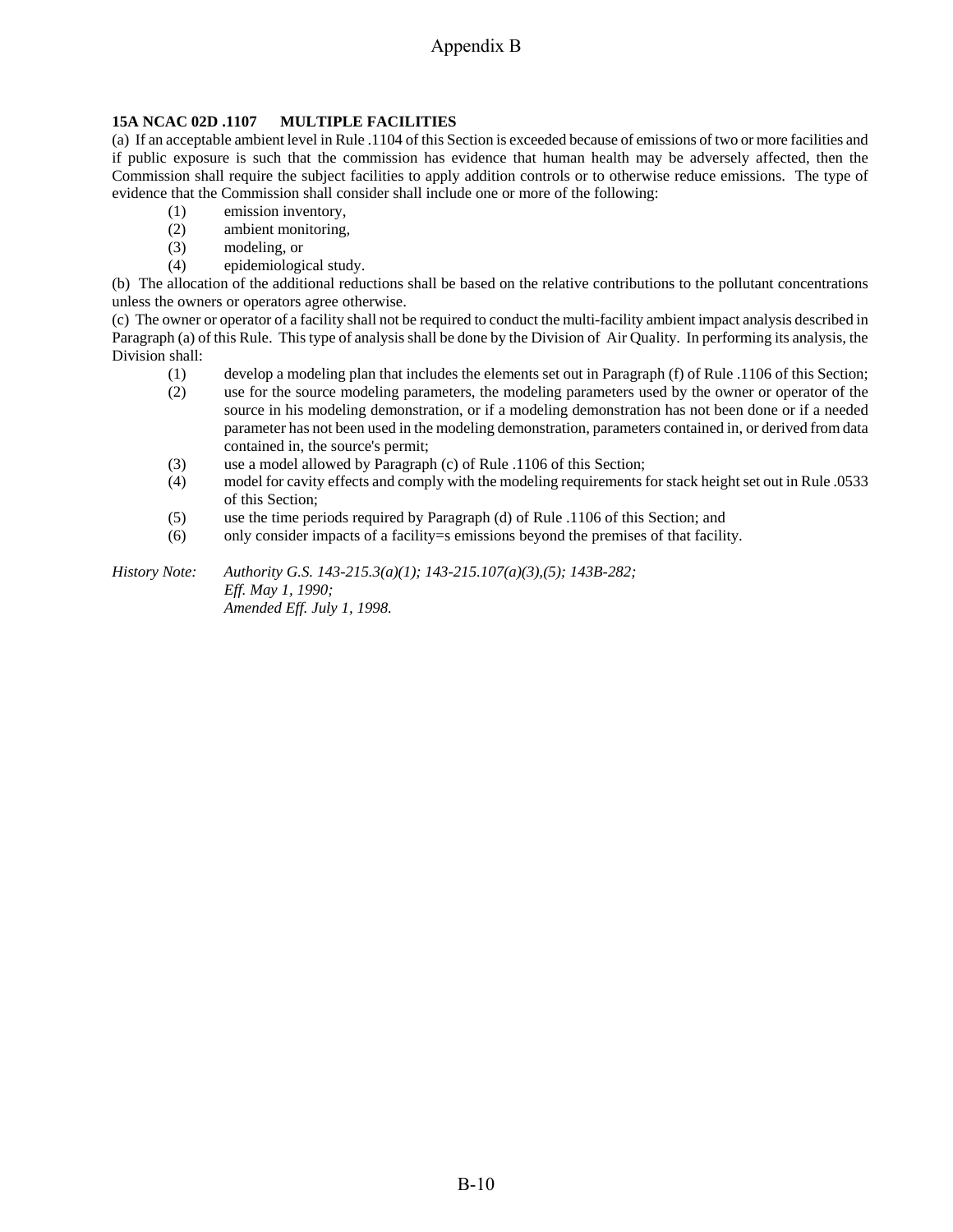**15A NCAC 02D .1107 MULTIPLE FACILITIES**

(a) If an acceptable ambient level in Rule .1104 of this Section is exceeded because of emissions of two or more facilities and if public exposure is such that the commission has evidence that human health may be adversely affected, then the Commission shall require the subject facilities to apply addition controls or to otherwise reduce emissions. The type of evidence that the Commission shall consider shall include one or more of the following:

- (1) emission inventory,
- (2) ambient monitoring,
- (3) modeling, or
- (4) epidemiological study.

(b) The allocation of the additional reductions shall be based on the relative contributions to the pollutant concentrations unless the owners or operators agree otherwise.

(c) The owner or operator of a facility shall not be required to conduct the multi-facility ambient impact analysis described in Paragraph (a) of this Rule. This type of analysis shall be done by the Division of Air Quality. In performing its analysis, the Division shall:

- (1) develop a modeling plan that includes the elements set out in Paragraph (f) of Rule .1106 of this Section;
- (2) use for the source modeling parameters, the modeling parameters used by the owner or operator of the source in his modeling demonstration, or if a modeling demonstration has not been done or if a needed parameter has not been used in the modeling demonstration, parameters contained in, or derived from data contained in, the source's permit;
- (3) use a model allowed by Paragraph (c) of Rule .1106 of this Section;
- (4) model for cavity effects and comply with the modeling requirements for stack height set out in Rule .0533 of this Section;
- (5) use the time periods required by Paragraph (d) of Rule .1106 of this Section; and
- (6) only consider impacts of a facility=s emissions beyond the premises of that facility.

*History Note: Authority G.S. 143-215.3(a)(1); 143-215.107(a)(3),(5); 143B-282;*
*Eff. May 1, 1990;*
*Amended Eff. July 1, 1998.*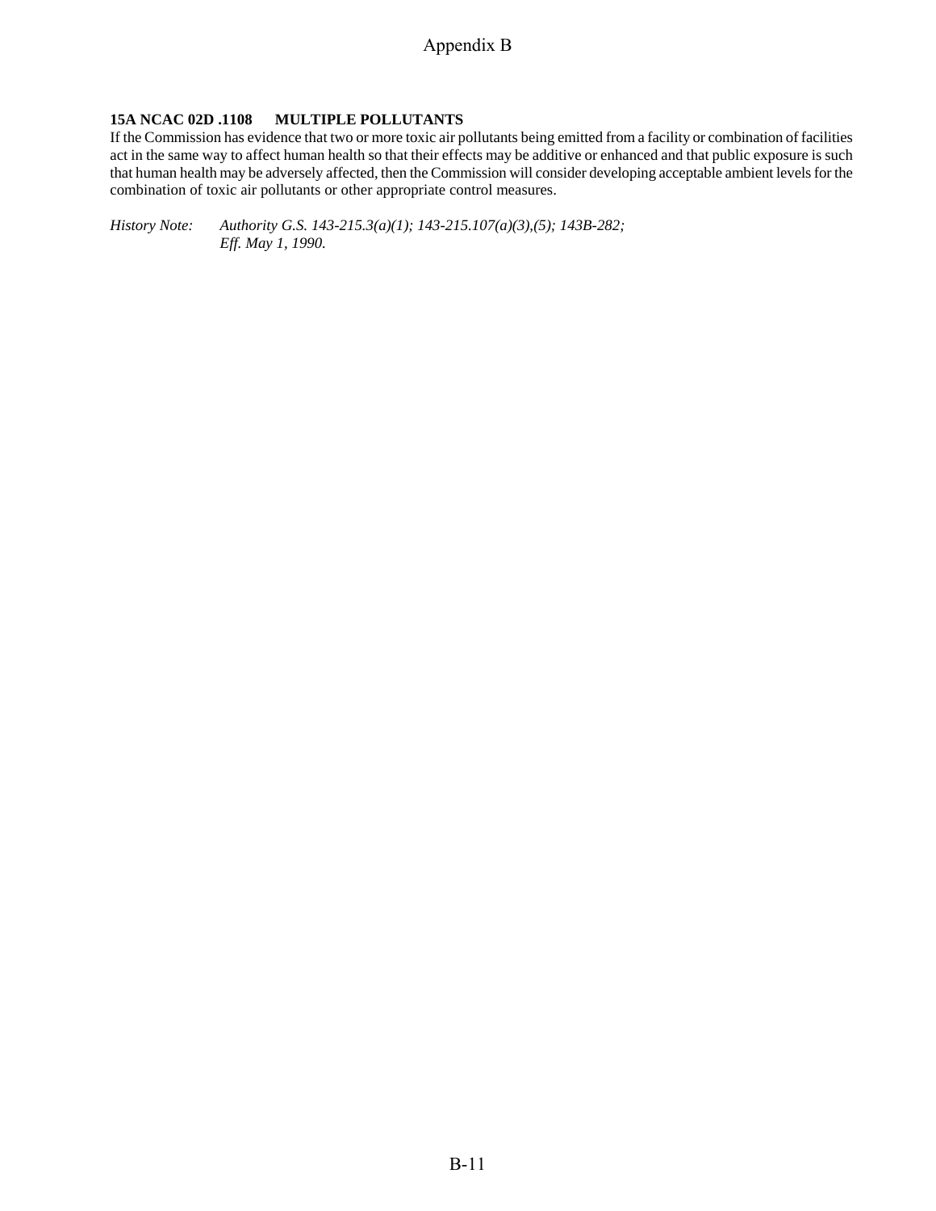**15A NCAC 02D .1108 MULTIPLE POLLUTANTS**

If the Commission has evidence that two or more toxic air pollutants being emitted from a facility or combination of facilities act in the same way to affect human health so that their effects may be additive or enhanced and that public exposure is such that human health may be adversely affected, then the Commission will consider developing acceptable ambient levels for the combination of toxic air pollutants or other appropriate control measures.

*History Note: Authority G.S. 143-215.3(a)(1); 143-215.107(a)(3),(5); 143B-282;*
*Eff. May 1, 1990.*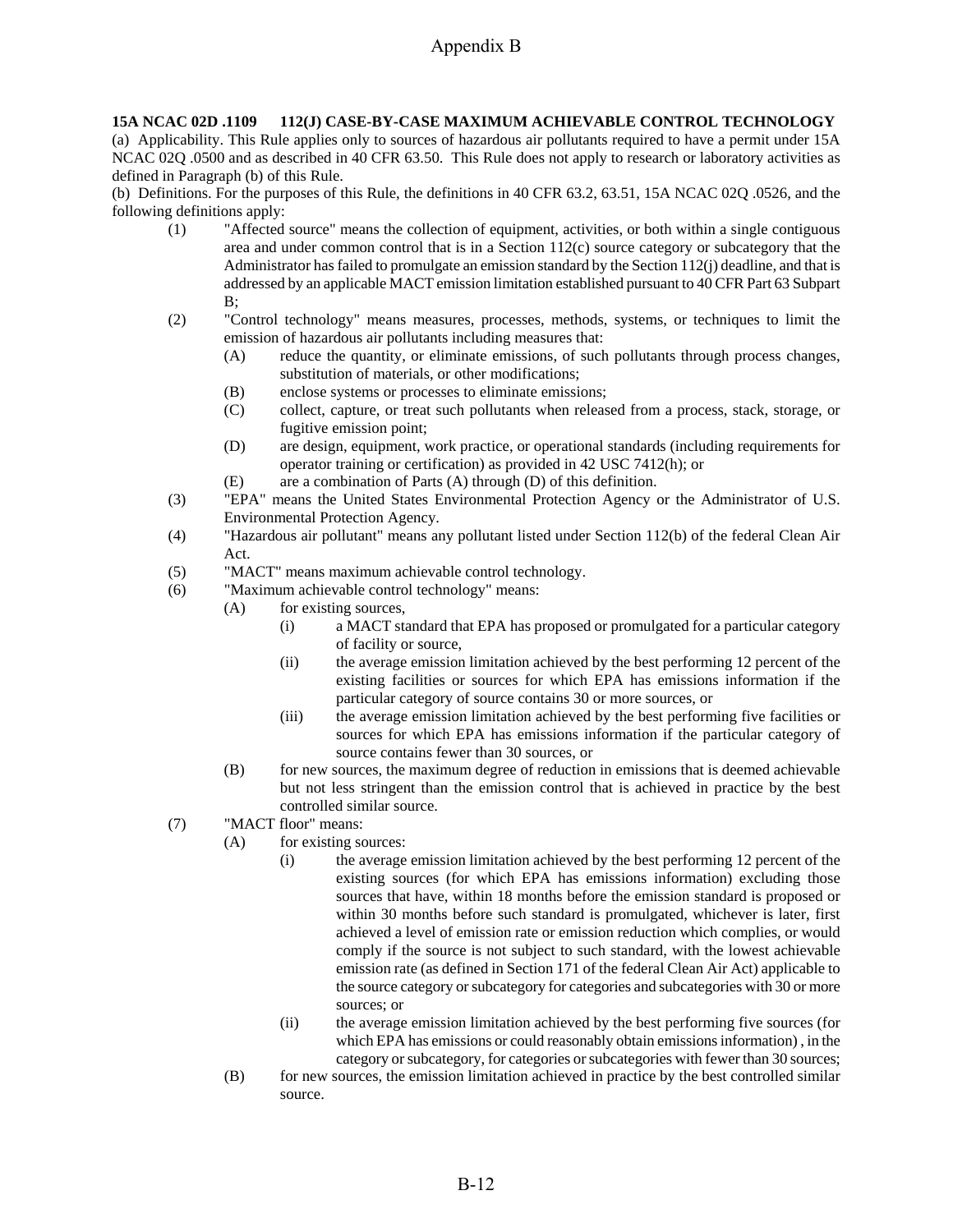Appendix B

**15A NCAC 02D .1109 112(J) CASE-BY-CASE MAXIMUM ACHIEVABLE CONTROL TECHNOLOGY**

(a) Applicability. This Rule applies only to sources of hazardous air pollutants required to have a permit under 15A NCAC 02Q .0500 and as described in 40 CFR 63.50. This Rule does not apply to research or laboratory activities as defined in Paragraph (b) of this Rule.

(b) Definitions. For the purposes of this Rule, the definitions in 40 CFR 63.2, 63.51, 15A NCAC 02Q .0526, and the following definitions apply:

- (1) "Affected source" means the collection of equipment, activities, or both within a single contiguous area and under common control that is in a Section 112(c) source category or subcategory that the Administrator has failed to promulgate an emission standard by the Section 112(j) deadline, and that is addressed by an applicable MACT emission limitation established pursuant to 40 CFR Part 63 Subpart B;
- (2) "Control technology" means measures, processes, methods, systems, or techniques to limit the emission of hazardous air pollutants including measures that:
  - (A) reduce the quantity, or eliminate emissions, of such pollutants through process changes, substitution of materials, or other modifications;
  - (B) enclose systems or processes to eliminate emissions;
  - (C) collect, capture, or treat such pollutants when released from a process, stack, storage, or fugitive emission point;
  - (D) are design, equipment, work practice, or operational standards (including requirements for operator training or certification) as provided in 42 USC 7412(h); or
  - (E) are a combination of Parts (A) through (D) of this definition.
- (3) "EPA" means the United States Environmental Protection Agency or the Administrator of U.S. Environmental Protection Agency.
- (4) "Hazardous air pollutant" means any pollutant listed under Section 112(b) of the federal Clean Air Act.
- (5) "MACT" means maximum achievable control technology.
- (6) "Maximum achievable control technology" means:
  - (A) for existing sources,
    - (i) a MACT standard that EPA has proposed or promulgated for a particular category of facility or source,
    - (ii) the average emission limitation achieved by the best performing 12 percent of the existing facilities or sources for which EPA has emissions information if the particular category of source contains 30 or more sources, or
    - (iii) the average emission limitation achieved by the best performing five facilities or sources for which EPA has emissions information if the particular category of source contains fewer than 30 sources, or
  - (B) for new sources, the maximum degree of reduction in emissions that is deemed achievable but not less stringent than the emission control that is achieved in practice by the best controlled similar source.
- (7) "MACT floor" means:
  - (A) for existing sources:
    - (i) the average emission limitation achieved by the best performing 12 percent of the existing sources (for which EPA has emissions information) excluding those sources that have, within 18 months before the emission standard is proposed or within 30 months before such standard is promulgated, whichever is later, first achieved a level of emission rate or emission reduction which complies, or would comply if the source is not subject to such standard, with the lowest achievable emission rate (as defined in Section 171 of the federal Clean Air Act) applicable to the source category or subcategory for categories and subcategories with 30 or more sources; or
    - (ii) the average emission limitation achieved by the best performing five sources (for which EPA has emissions or could reasonably obtain emissions information) , in the category or subcategory, for categories or subcategories with fewer than 30 sources;
  - (B) for new sources, the emission limitation achieved in practice by the best controlled similar source.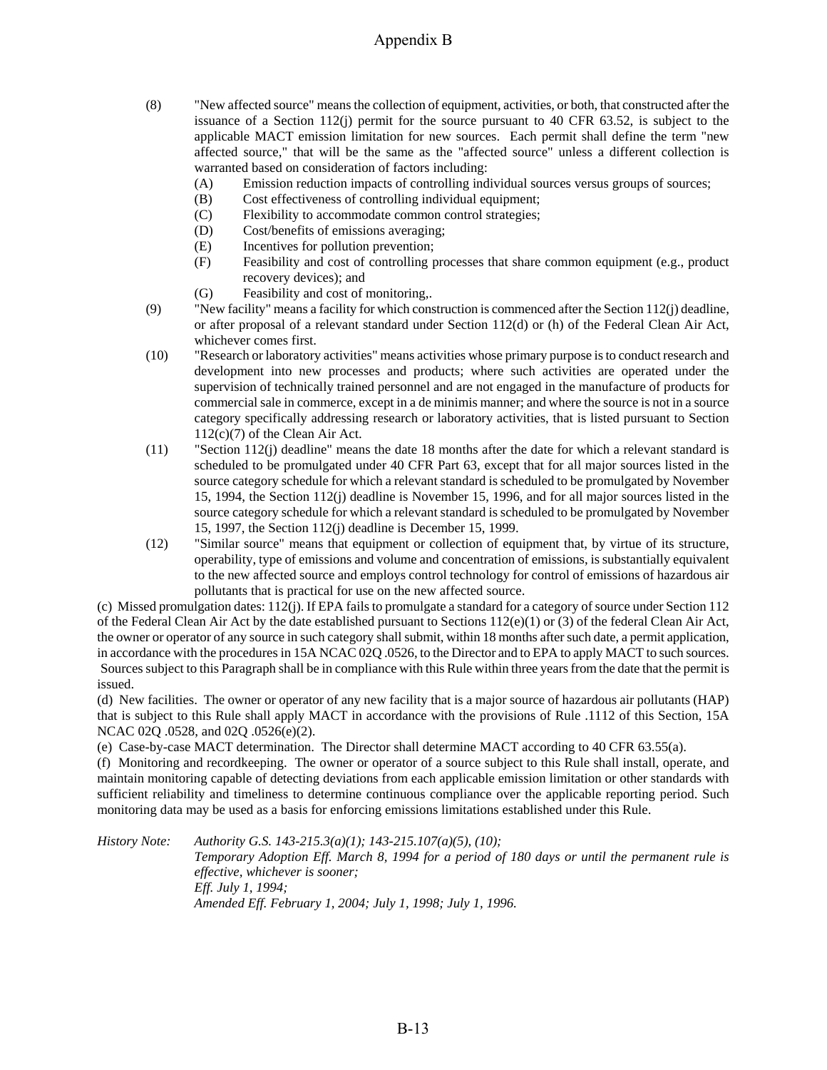(8) "New affected source" means the collection of equipment, activities, or both, that constructed after the issuance of a Section 112(j) permit for the source pursuant to 40 CFR 63.52, is subject to the applicable MACT emission limitation for new sources. Each permit shall define the term "new affected source," that will be the same as the "affected source" unless a different collection is warranted based on consideration of factors including:
   - (A) Emission reduction impacts of controlling individual sources versus groups of sources;
   - (B) Cost effectiveness of controlling individual equipment;
   - (C) Flexibility to accommodate common control strategies;
   - (D) Cost/benefits of emissions averaging;
   - (E) Incentives for pollution prevention;
   - (F) Feasibility and cost of controlling processes that share common equipment (e.g., product recovery devices); and
   - (G) Feasibility and cost of monitoring,.

(9) "New facility" means a facility for which construction is commenced after the Section 112(j) deadline, or after proposal of a relevant standard under Section 112(d) or (h) of the Federal Clean Air Act, whichever comes first.

(10) "Research or laboratory activities" means activities whose primary purpose is to conduct research and development into new processes and products; where such activities are operated under the supervision of technically trained personnel and are not engaged in the manufacture of products for commercial sale in commerce, except in a de minimis manner; and where the source is not in a source category specifically addressing research or laboratory activities, that is listed pursuant to Section 112(c)(7) of the Clean Air Act.

(11) "Section 112(j) deadline" means the date 18 months after the date for which a relevant standard is scheduled to be promulgated under 40 CFR Part 63, except that for all major sources listed in the source category schedule for which a relevant standard is scheduled to be promulgated by November 15, 1994, the Section 112(j) deadline is November 15, 1996, and for all major sources listed in the source category schedule for which a relevant standard is scheduled to be promulgated by November 15, 1997, the Section 112(j) deadline is December 15, 1999.

(12) "Similar source" means that equipment or collection of equipment that, by virtue of its structure, operability, type of emissions and volume and concentration of emissions, is substantially equivalent to the new affected source and employs control technology for control of emissions of hazardous air pollutants that is practical for use on the new affected source.

(c) Missed promulgation dates: 112(j). If EPA fails to promulgate a standard for a category of source under Section 112 of the Federal Clean Air Act by the date established pursuant to Sections 112(e)(1) or (3) of the federal Clean Air Act, the owner or operator of any source in such category shall submit, within 18 months after such date, a permit application, in accordance with the procedures in 15A NCAC 02Q .0526, to the Director and to EPA to apply MACT to such sources. Sources subject to this Paragraph shall be in compliance with this Rule within three years from the date that the permit is issued.

(d) New facilities. The owner or operator of any new facility that is a major source of hazardous air pollutants (HAP) that is subject to this Rule shall apply MACT in accordance with the provisions of Rule .1112 of this Section, 15A NCAC 02Q .0528, and 02Q .0526(e)(2).

(e) Case-by-case MACT determination. The Director shall determine MACT according to 40 CFR 63.55(a).

(f) Monitoring and recordkeeping. The owner or operator of a source subject to this Rule shall install, operate, and maintain monitoring capable of detecting deviations from each applicable emission limitation or other standards with sufficient reliability and timeliness to determine continuous compliance over the applicable reporting period. Such monitoring data may be used as a basis for enforcing emissions limitations established under this Rule.

*History Note: Authority G.S. 143-215.3(a)(1); 143-215.107(a)(5), (10);*
*Temporary Adoption Eff. March 8, 1994 for a period of 180 days or until the permanent rule is effective, whichever is sooner;*
*Eff. July 1, 1994;*
*Amended Eff. February 1, 2004; July 1, 1998; July 1, 1996.*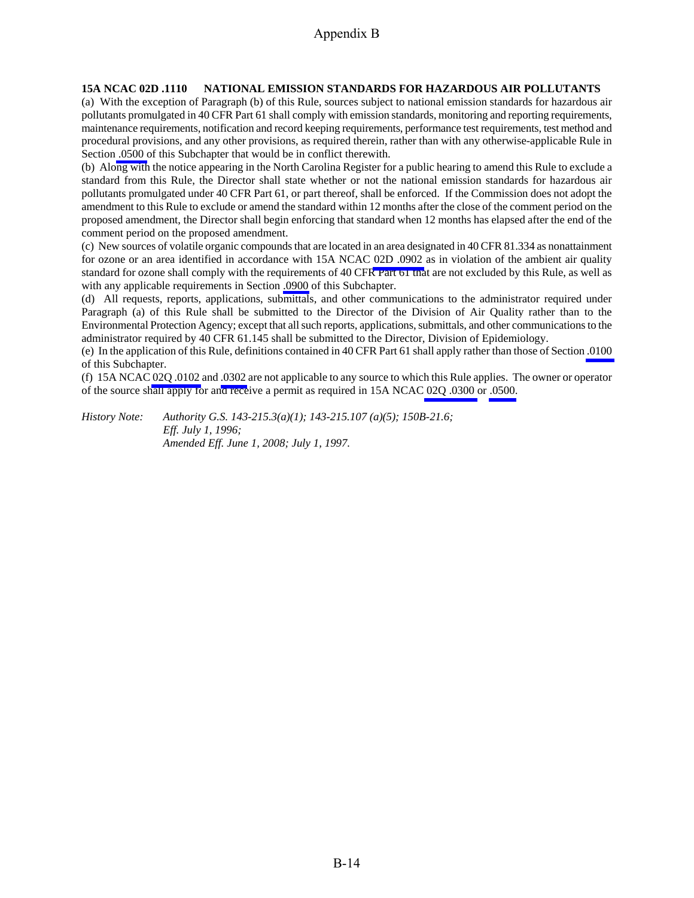Appendix B

**15A NCAC 02D .1110 NATIONAL EMISSION STANDARDS FOR HAZARDOUS AIR POLLUTANTS**

(a) With the exception of Paragraph (b) of this Rule, sources subject to national emission standards for hazardous air pollutants promulgated in 40 CFR Part 61 shall comply with emission standards, monitoring and reporting requirements, maintenance requirements, notification and record keeping requirements, performance test requirements, test method and procedural provisions, and any other provisions, as required therein, rather than with any otherwise-applicable Rule in Section .0500 of this Subchapter that would be in conflict therewith.

(b) Along with the notice appearing in the North Carolina Register for a public hearing to amend this Rule to exclude a standard from this Rule, the Director shall state whether or not the national emission standards for hazardous air pollutants promulgated under 40 CFR Part 61, or part thereof, shall be enforced. If the Commission does not adopt the amendment to this Rule to exclude or amend the standard within 12 months after the close of the comment period on the proposed amendment, the Director shall begin enforcing that standard when 12 months has elapsed after the end of the comment period on the proposed amendment.

(c) New sources of volatile organic compounds that are located in an area designated in 40 CFR 81.334 as nonattainment for ozone or an area identified in accordance with 15A NCAC 02D .0902 as in violation of the ambient air quality standard for ozone shall comply with the requirements of 40 CFR Part 61 that are not excluded by this Rule, as well as with any applicable requirements in Section .0900 of this Subchapter.

(d) All requests, reports, applications, submittals, and other communications to the administrator required under Paragraph (a) of this Rule shall be submitted to the Director of the Division of Air Quality rather than to the Environmental Protection Agency; except that all such reports, applications, submittals, and other communications to the administrator required by 40 CFR 61.145 shall be submitted to the Director, Division of Epidemiology.

(e) In the application of this Rule, definitions contained in 40 CFR Part 61 shall apply rather than those of Section .0100 of this Subchapter.

(f) 15A NCAC 02Q .0102 and .0302 are not applicable to any source to which this Rule applies. The owner or operator of the source shall apply for and receive a permit as required in 15A NCAC 02Q .0300 or .0500.

*History Note: Authority G.S. 143-215.3(a)(1); 143-215.107 (a)(5); 150B-21.6;*
*Eff. July 1, 1996;*
*Amended Eff. June 1, 2008; July 1, 1997.*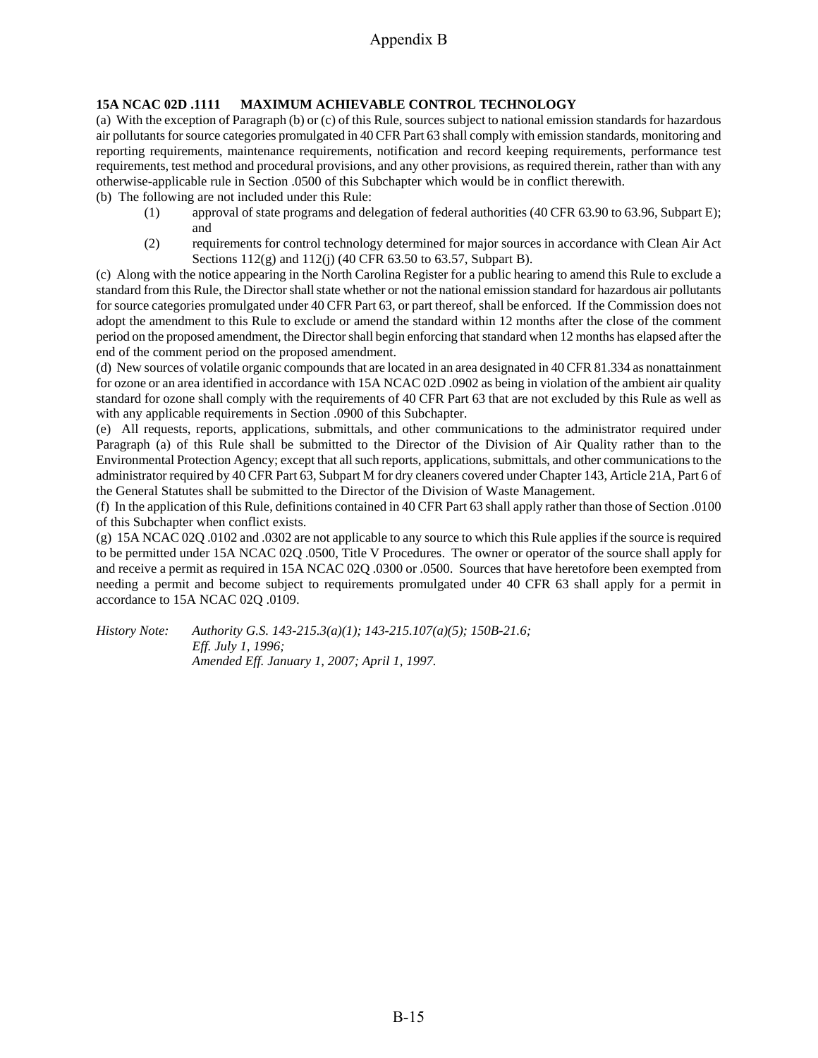**15A NCAC 02D .1111 MAXIMUM ACHIEVABLE CONTROL TECHNOLOGY**

(a) With the exception of Paragraph (b) or (c) of this Rule, sources subject to national emission standards for hazardous air pollutants for source categories promulgated in 40 CFR Part 63 shall comply with emission standards, monitoring and reporting requirements, maintenance requirements, notification and record keeping requirements, performance test requirements, test method and procedural provisions, and any other provisions, as required therein, rather than with any otherwise-applicable rule in Section .0500 of this Subchapter which would be in conflict therewith.

(b) The following are not included under this Rule:

(1) approval of state programs and delegation of federal authorities (40 CFR 63.90 to 63.96, Subpart E); and

(2) requirements for control technology determined for major sources in accordance with Clean Air Act Sections 112(g) and 112(j) (40 CFR 63.50 to 63.57, Subpart B).

(c) Along with the notice appearing in the North Carolina Register for a public hearing to amend this Rule to exclude a standard from this Rule, the Director shall state whether or not the national emission standard for hazardous air pollutants for source categories promulgated under 40 CFR Part 63, or part thereof, shall be enforced. If the Commission does not adopt the amendment to this Rule to exclude or amend the standard within 12 months after the close of the comment period on the proposed amendment, the Director shall begin enforcing that standard when 12 months has elapsed after the end of the comment period on the proposed amendment.

(d) New sources of volatile organic compounds that are located in an area designated in 40 CFR 81.334 as nonattainment for ozone or an area identified in accordance with 15A NCAC 02D .0902 as being in violation of the ambient air quality standard for ozone shall comply with the requirements of 40 CFR Part 63 that are not excluded by this Rule as well as with any applicable requirements in Section .0900 of this Subchapter.

(e) All requests, reports, applications, submittals, and other communications to the administrator required under Paragraph (a) of this Rule shall be submitted to the Director of the Division of Air Quality rather than to the Environmental Protection Agency; except that all such reports, applications, submittals, and other communications to the administrator required by 40 CFR Part 63, Subpart M for dry cleaners covered under Chapter 143, Article 21A, Part 6 of the General Statutes shall be submitted to the Director of the Division of Waste Management.

(f) In the application of this Rule, definitions contained in 40 CFR Part 63 shall apply rather than those of Section .0100 of this Subchapter when conflict exists.

(g) 15A NCAC 02Q .0102 and .0302 are not applicable to any source to which this Rule applies if the source is required to be permitted under 15A NCAC 02Q .0500, Title V Procedures. The owner or operator of the source shall apply for and receive a permit as required in 15A NCAC 02Q .0300 or .0500. Sources that have heretofore been exempted from needing a permit and become subject to requirements promulgated under 40 CFR 63 shall apply for a permit in accordance to 15A NCAC 02Q .0109.

*History Note: Authority G.S. 143-215.3(a)(1); 143-215.107(a)(5); 150B-21.6;*
*Eff. July 1, 1996;*
*Amended Eff. January 1, 2007; April 1, 1997.*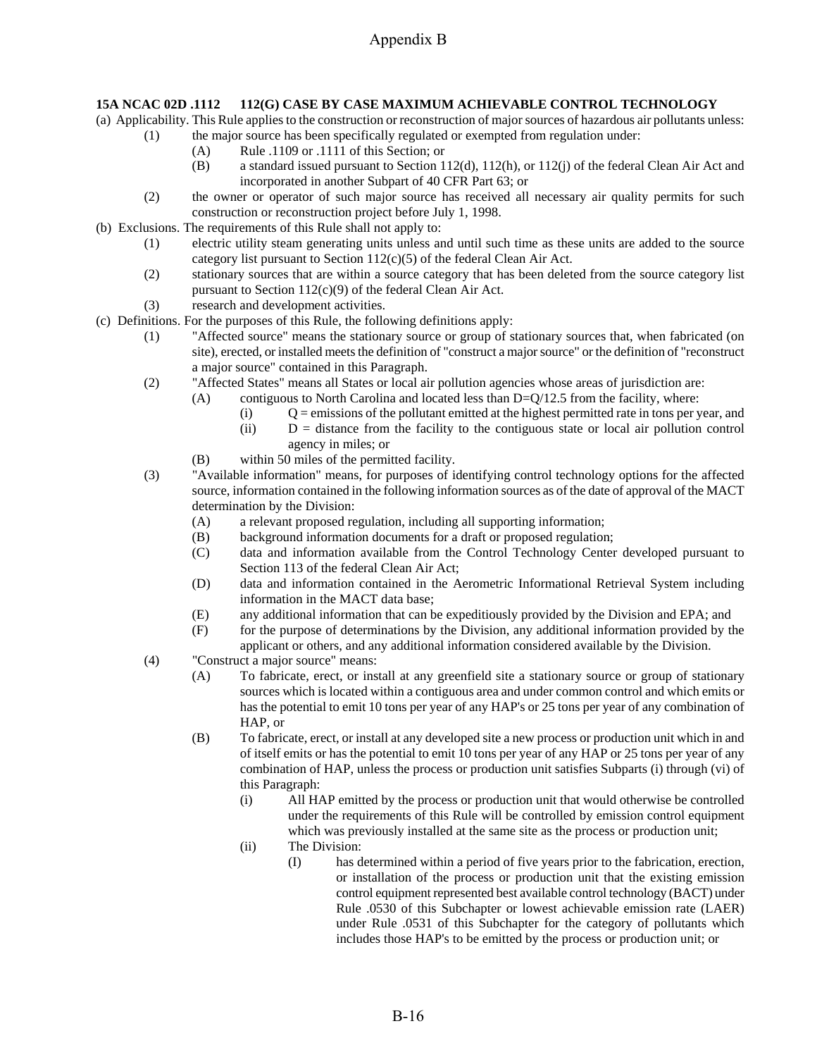Appendix B

**15A NCAC 02D .1112 112(G) CASE BY CASE MAXIMUM ACHIEVABLE CONTROL TECHNOLOGY**

(a) Applicability. This Rule applies to the construction or reconstruction of major sources of hazardous air pollutants unless:

- (1) the major source has been specifically regulated or exempted from regulation under:
  - (A) Rule .1109 or .1111 of this Section; or
  - (B) a standard issued pursuant to Section 112(d), 112(h), or 112(j) of the federal Clean Air Act and incorporated in another Subpart of 40 CFR Part 63; or
- (2) the owner or operator of such major source has received all necessary air quality permits for such construction or reconstruction project before July 1, 1998.

(b) Exclusions. The requirements of this Rule shall not apply to:

- (1) electric utility steam generating units unless and until such time as these units are added to the source category list pursuant to Section 112(c)(5) of the federal Clean Air Act.
- (2) stationary sources that are within a source category that has been deleted from the source category list pursuant to Section 112(c)(9) of the federal Clean Air Act.
- (3) research and development activities.

(c) Definitions. For the purposes of this Rule, the following definitions apply:

- (1) "Affected source" means the stationary source or group of stationary sources that, when fabricated (on site), erected, or installed meets the definition of "construct a major source" or the definition of "reconstruct a major source" contained in this Paragraph.
- (2) "Affected States" means all States or local air pollution agencies whose areas of jurisdiction are:
  - (A) contiguous to North Carolina and located less than $D=Q/12.5$ from the facility, where:
    - (i) $Q$ = emissions of the pollutant emitted at the highest permitted rate in tons per year, and
    - (ii) $D$ = distance from the facility to the contiguous state or local air pollution control agency in miles; or
  - (B) within 50 miles of the permitted facility.
- (3) "Available information" means, for purposes of identifying control technology options for the affected source, information contained in the following information sources as of the date of approval of the MACT determination by the Division:
  - (A) a relevant proposed regulation, including all supporting information;
  - (B) background information documents for a draft or proposed regulation;
  - (C) data and information available from the Control Technology Center developed pursuant to Section 113 of the federal Clean Air Act;
  - (D) data and information contained in the Aerometric Informational Retrieval System including information in the MACT data base;
  - (E) any additional information that can be expeditiously provided by the Division and EPA; and
  - (F) for the purpose of determinations by the Division, any additional information provided by the applicant or others, and any additional information considered available by the Division.
- (4) "Construct a major source" means:
  - (A) To fabricate, erect, or install at any greenfield site a stationary source or group of stationary sources which is located within a contiguous area and under common control and which emits or has the potential to emit 10 tons per year of any HAP's or 25 tons per year of any combination of HAP, or
  - (B) To fabricate, erect, or install at any developed site a new process or production unit which in and of itself emits or has the potential to emit 10 tons per year of any HAP or 25 tons per year of any combination of HAP, unless the process or production unit satisfies Subparts (i) through (vi) of this Paragraph:
    - (i) All HAP emitted by the process or production unit that would otherwise be controlled under the requirements of this Rule will be controlled by emission control equipment which was previously installed at the same site as the process or production unit;
    - (ii) The Division:
      - (I) has determined within a period of five years prior to the fabrication, erection, or installation of the process or production unit that the existing emission control equipment represented best available control technology (BACT) under Rule .0530 of this Subchapter or lowest achievable emission rate (LAER) under Rule .0531 of this Subchapter for the category of pollutants which includes those HAP's to be emitted by the process or production unit; or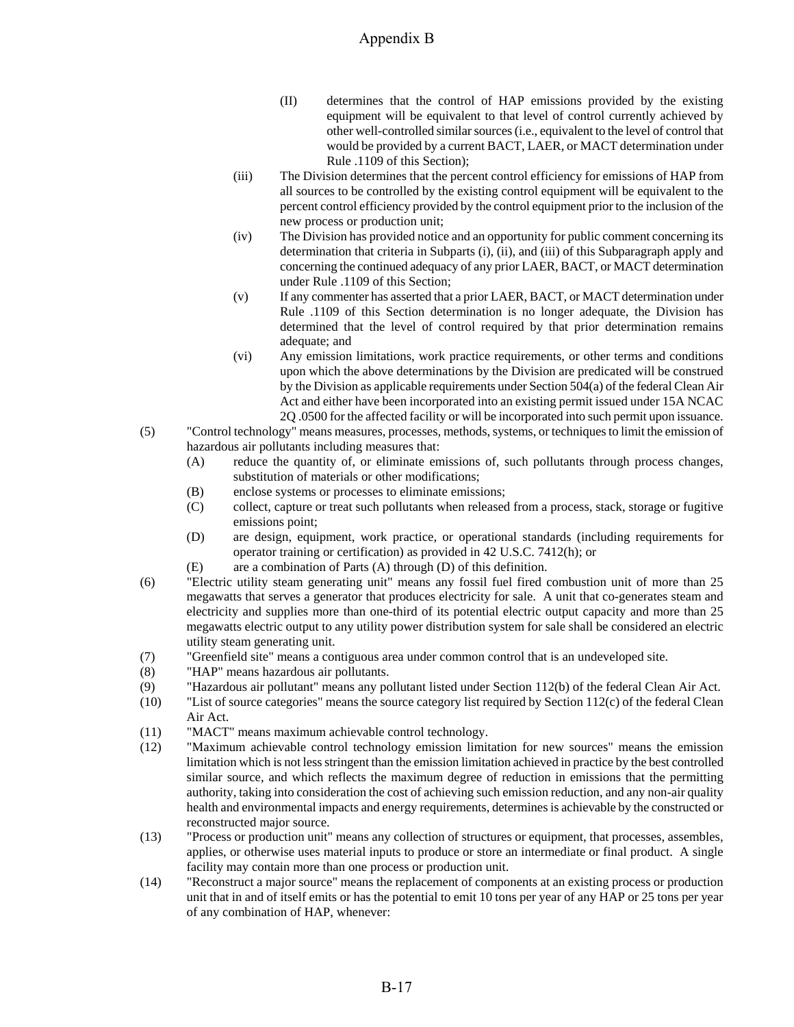(II) determines that the control of HAP emissions provided by the existing equipment will be equivalent to that level of control currently achieved by other well-controlled similar sources (i.e., equivalent to the level of control that would be provided by a current BACT, LAER, or MACT determination under Rule .1109 of this Section);

(iii) The Division determines that the percent control efficiency for emissions of HAP from all sources to be controlled by the existing control equipment will be equivalent to the percent control efficiency provided by the control equipment prior to the inclusion of the new process or production unit;

(iv) The Division has provided notice and an opportunity for public comment concerning its determination that criteria in Subparts (i), (ii), and (iii) of this Subparagraph apply and concerning the continued adequacy of any prior LAER, BACT, or MACT determination under Rule .1109 of this Section;

(v) If any commenter has asserted that a prior LAER, BACT, or MACT determination under Rule .1109 of this Section determination is no longer adequate, the Division has determined that the level of control required by that prior determination remains adequate; and

(vi) Any emission limitations, work practice requirements, or other terms and conditions upon which the above determinations by the Division are predicated will be construed by the Division as applicable requirements under Section 504(a) of the federal Clean Air Act and either have been incorporated into an existing permit issued under 15A NCAC 2Q .0500 for the affected facility or will be incorporated into such permit upon issuance.

(5) "Control technology" means measures, processes, methods, systems, or techniques to limit the emission of hazardous air pollutants including measures that:

(A) reduce the quantity of, or eliminate emissions of, such pollutants through process changes, substitution of materials or other modifications;

(B) enclose systems or processes to eliminate emissions;

(C) collect, capture or treat such pollutants when released from a process, stack, storage or fugitive emissions point;

(D) are design, equipment, work practice, or operational standards (including requirements for operator training or certification) as provided in 42 U.S.C. 7412(h); or

(E) are a combination of Parts (A) through (D) of this definition.

(6) "Electric utility steam generating unit" means any fossil fuel fired combustion unit of more than 25 megawatts that serves a generator that produces electricity for sale. A unit that co-generates steam and electricity and supplies more than one-third of its potential electric output capacity and more than 25 megawatts electric output to any utility power distribution system for sale shall be considered an electric utility steam generating unit.

(7) "Greenfield site" means a contiguous area under common control that is an undeveloped site.

(8) "HAP" means hazardous air pollutants.

(9) "Hazardous air pollutant" means any pollutant listed under Section 112(b) of the federal Clean Air Act.

(10) "List of source categories" means the source category list required by Section 112(c) of the federal Clean Air Act.

(11) "MACT" means maximum achievable control technology.

(12) "Maximum achievable control technology emission limitation for new sources" means the emission limitation which is not less stringent than the emission limitation achieved in practice by the best controlled similar source, and which reflects the maximum degree of reduction in emissions that the permitting authority, taking into consideration the cost of achieving such emission reduction, and any non-air quality health and environmental impacts and energy requirements, determines is achievable by the constructed or reconstructed major source.

(13) "Process or production unit" means any collection of structures or equipment, that processes, assembles, applies, or otherwise uses material inputs to produce or store an intermediate or final product. A single facility may contain more than one process or production unit.

(14) "Reconstruct a major source" means the replacement of components at an existing process or production unit that in and of itself emits or has the potential to emit 10 tons per year of any HAP or 25 tons per year of any combination of HAP, whenever: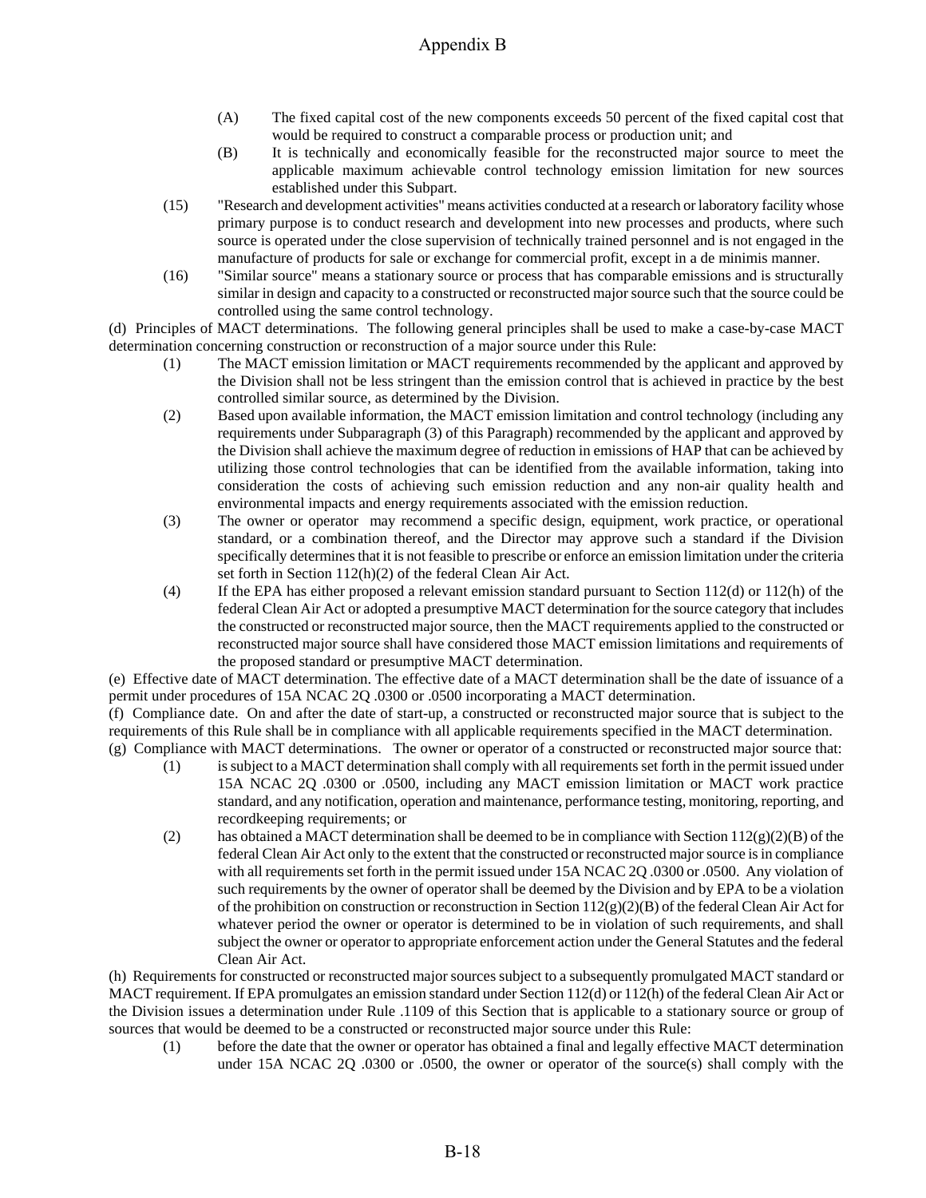(A) The fixed capital cost of the new components exceeds 50 percent of the fixed capital cost that would be required to construct a comparable process or production unit; and

(B) It is technically and economically feasible for the reconstructed major source to meet the applicable maximum achievable control technology emission limitation for new sources established under this Subpart.

(15) "Research and development activities" means activities conducted at a research or laboratory facility whose primary purpose is to conduct research and development into new processes and products, where such source is operated under the close supervision of technically trained personnel and is not engaged in the manufacture of products for sale or exchange for commercial profit, except in a de minimis manner.

(16) "Similar source" means a stationary source or process that has comparable emissions and is structurally similar in design and capacity to a constructed or reconstructed major source such that the source could be controlled using the same control technology.

(d) Principles of MACT determinations. The following general principles shall be used to make a case-by-case MACT determination concerning construction or reconstruction of a major source under this Rule:

(1) The MACT emission limitation or MACT requirements recommended by the applicant and approved by the Division shall not be less stringent than the emission control that is achieved in practice by the best controlled similar source, as determined by the Division.

(2) Based upon available information, the MACT emission limitation and control technology (including any requirements under Subparagraph (3) of this Paragraph) recommended by the applicant and approved by the Division shall achieve the maximum degree of reduction in emissions of HAP that can be achieved by utilizing those control technologies that can be identified from the available information, taking into consideration the costs of achieving such emission reduction and any non-air quality health and environmental impacts and energy requirements associated with the emission reduction.

(3) The owner or operator may recommend a specific design, equipment, work practice, or operational standard, or a combination thereof, and the Director may approve such a standard if the Division specifically determines that it is not feasible to prescribe or enforce an emission limitation under the criteria set forth in Section 112(h)(2) of the federal Clean Air Act.

(4) If the EPA has either proposed a relevant emission standard pursuant to Section 112(d) or 112(h) of the federal Clean Air Act or adopted a presumptive MACT determination for the source category that includes the constructed or reconstructed major source, then the MACT requirements applied to the constructed or reconstructed major source shall have considered those MACT emission limitations and requirements of the proposed standard or presumptive MACT determination.

(e) Effective date of MACT determination. The effective date of a MACT determination shall be the date of issuance of a permit under procedures of 15A NCAC 2Q .0300 or .0500 incorporating a MACT determination.

(f) Compliance date. On and after the date of start-up, a constructed or reconstructed major source that is subject to the requirements of this Rule shall be in compliance with all applicable requirements specified in the MACT determination.

(g) Compliance with MACT determinations. The owner or operator of a constructed or reconstructed major source that:

(1) is subject to a MACT determination shall comply with all requirements set forth in the permit issued under 15A NCAC 2Q .0300 or .0500, including any MACT emission limitation or MACT work practice standard, and any notification, operation and maintenance, performance testing, monitoring, reporting, and recordkeeping requirements; or

(2) has obtained a MACT determination shall be deemed to be in compliance with Section 112(g)(2)(B) of the federal Clean Air Act only to the extent that the constructed or reconstructed major source is in compliance with all requirements set forth in the permit issued under 15A NCAC 2Q .0300 or .0500. Any violation of such requirements by the owner of operator shall be deemed by the Division and by EPA to be a violation of the prohibition on construction or reconstruction in Section 112(g)(2)(B) of the federal Clean Air Act for whatever period the owner or operator is determined to be in violation of such requirements, and shall subject the owner or operator to appropriate enforcement action under the General Statutes and the federal Clean Air Act.

(h) Requirements for constructed or reconstructed major sources subject to a subsequently promulgated MACT standard or MACT requirement. If EPA promulgates an emission standard under Section 112(d) or 112(h) of the federal Clean Air Act or the Division issues a determination under Rule .1109 of this Section that is applicable to a stationary source or group of sources that would be deemed to be a constructed or reconstructed major source under this Rule:

(1) before the date that the owner or operator has obtained a final and legally effective MACT determination under 15A NCAC 2Q .0300 or .0500, the owner or operator of the source(s) shall comply with the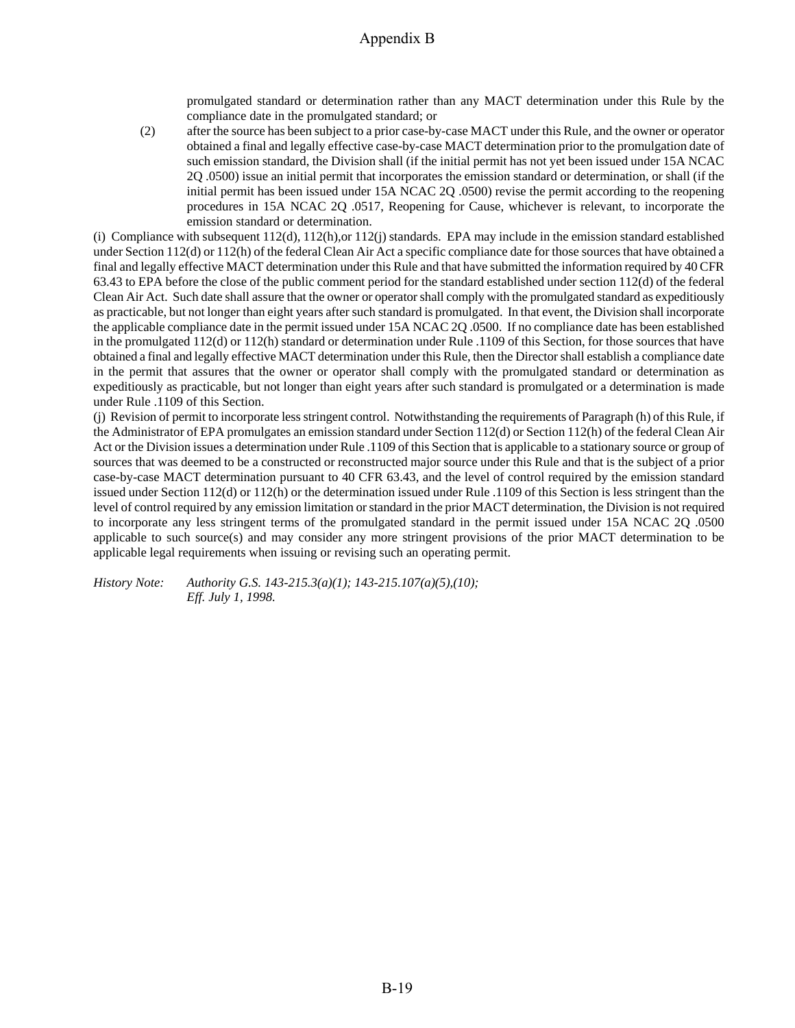promulgated standard or determination rather than any MACT determination under this Rule by the compliance date in the promulgated standard; or

(2) after the source has been subject to a prior case-by-case MACT under this Rule, and the owner or operator obtained a final and legally effective case-by-case MACT determination prior to the promulgation date of such emission standard, the Division shall (if the initial permit has not yet been issued under 15A NCAC 2Q .0500) issue an initial permit that incorporates the emission standard or determination, or shall (if the initial permit has been issued under 15A NCAC 2Q .0500) revise the permit according to the reopening procedures in 15A NCAC 2Q .0517, Reopening for Cause, whichever is relevant, to incorporate the emission standard or determination.

(i) Compliance with subsequent 112(d), 112(h),or 112(j) standards. EPA may include in the emission standard established under Section 112(d) or 112(h) of the federal Clean Air Act a specific compliance date for those sources that have obtained a final and legally effective MACT determination under this Rule and that have submitted the information required by 40 CFR 63.43 to EPA before the close of the public comment period for the standard established under section 112(d) of the federal Clean Air Act. Such date shall assure that the owner or operator shall comply with the promulgated standard as expeditiously as practicable, but not longer than eight years after such standard is promulgated. In that event, the Division shall incorporate the applicable compliance date in the permit issued under 15A NCAC 2Q .0500. If no compliance date has been established in the promulgated 112(d) or 112(h) standard or determination under Rule .1109 of this Section, for those sources that have obtained a final and legally effective MACT determination under this Rule, then the Director shall establish a compliance date in the permit that assures that the owner or operator shall comply with the promulgated standard or determination as expeditiously as practicable, but not longer than eight years after such standard is promulgated or a determination is made under Rule .1109 of this Section.

(j) Revision of permit to incorporate less stringent control. Notwithstanding the requirements of Paragraph (h) of this Rule, if the Administrator of EPA promulgates an emission standard under Section 112(d) or Section 112(h) of the federal Clean Air Act or the Division issues a determination under Rule .1109 of this Section that is applicable to a stationary source or group of sources that was deemed to be a constructed or reconstructed major source under this Rule and that is the subject of a prior case-by-case MACT determination pursuant to 40 CFR 63.43, and the level of control required by the emission standard issued under Section 112(d) or 112(h) or the determination issued under Rule .1109 of this Section is less stringent than the level of control required by any emission limitation or standard in the prior MACT determination, the Division is not required to incorporate any less stringent terms of the promulgated standard in the permit issued under 15A NCAC 2Q .0500 applicable to such source(s) and may consider any more stringent provisions of the prior MACT determination to be applicable legal requirements when issuing or revising such an operating permit.

*History Note: Authority G.S. 143-215.3(a)(1); 143-215.107(a)(5),(10);*
*Eff. July 1, 1998.*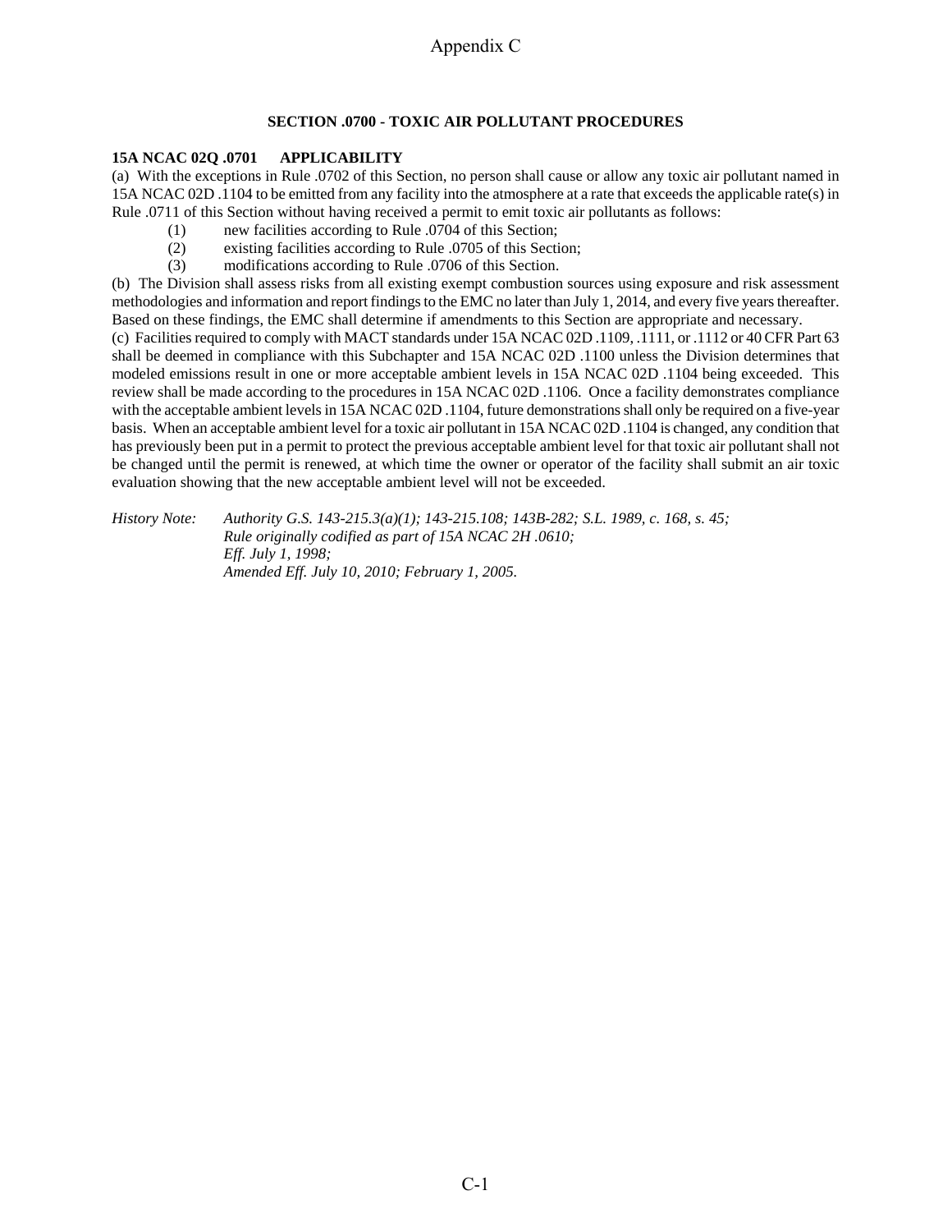# Appendix C

## SECTION .0700 - TOXIC AIR POLLUTANT PROCEDURES

### 15A NCAC 02Q .0701 APPLICABILITY

(a) With the exceptions in Rule .0702 of this Section, no person shall cause or allow any toxic air pollutant named in 15A NCAC 02D .1104 to be emitted from any facility into the atmosphere at a rate that exceeds the applicable rate(s) in Rule .0711 of this Section without having received a permit to emit toxic air pollutants as follows:

(1) new facilities according to Rule .0704 of this Section;
(2) existing facilities according to Rule .0705 of this Section;
(3) modifications according to Rule .0706 of this Section.

(b) The Division shall assess risks from all existing exempt combustion sources using exposure and risk assessment methodologies and information and report findings to the EMC no later than July 1, 2014, and every five years thereafter. Based on these findings, the EMC shall determine if amendments to this Section are appropriate and necessary.

(c) Facilities required to comply with MACT standards under 15A NCAC 02D .1109, .1111, or .1112 or 40 CFR Part 63 shall be deemed in compliance with this Subchapter and 15A NCAC 02D .1100 unless the Division determines that modeled emissions result in one or more acceptable ambient levels in 15A NCAC 02D .1104 being exceeded. This review shall be made according to the procedures in 15A NCAC 02D .1106. Once a facility demonstrates compliance with the acceptable ambient levels in 15A NCAC 02D .1104, future demonstrations shall only be required on a five-year basis. When an acceptable ambient level for a toxic air pollutant in 15A NCAC 02D .1104 is changed, any condition that has previously been put in a permit to protect the previous acceptable ambient level for that toxic air pollutant shall not be changed until the permit is renewed, at which time the owner or operator of the facility shall submit an air toxic evaluation showing that the new acceptable ambient level will not be exceeded.

*History Note: Authority G.S. 143-215.3(a)(1); 143-215.108; 143B-282; S.L. 1989, c. 168, s. 45;*
*Rule originally codified as part of 15A NCAC 2H .0610;*
*Eff. July 1, 1998;*
*Amended Eff. July 10, 2010; February 1, 2005.*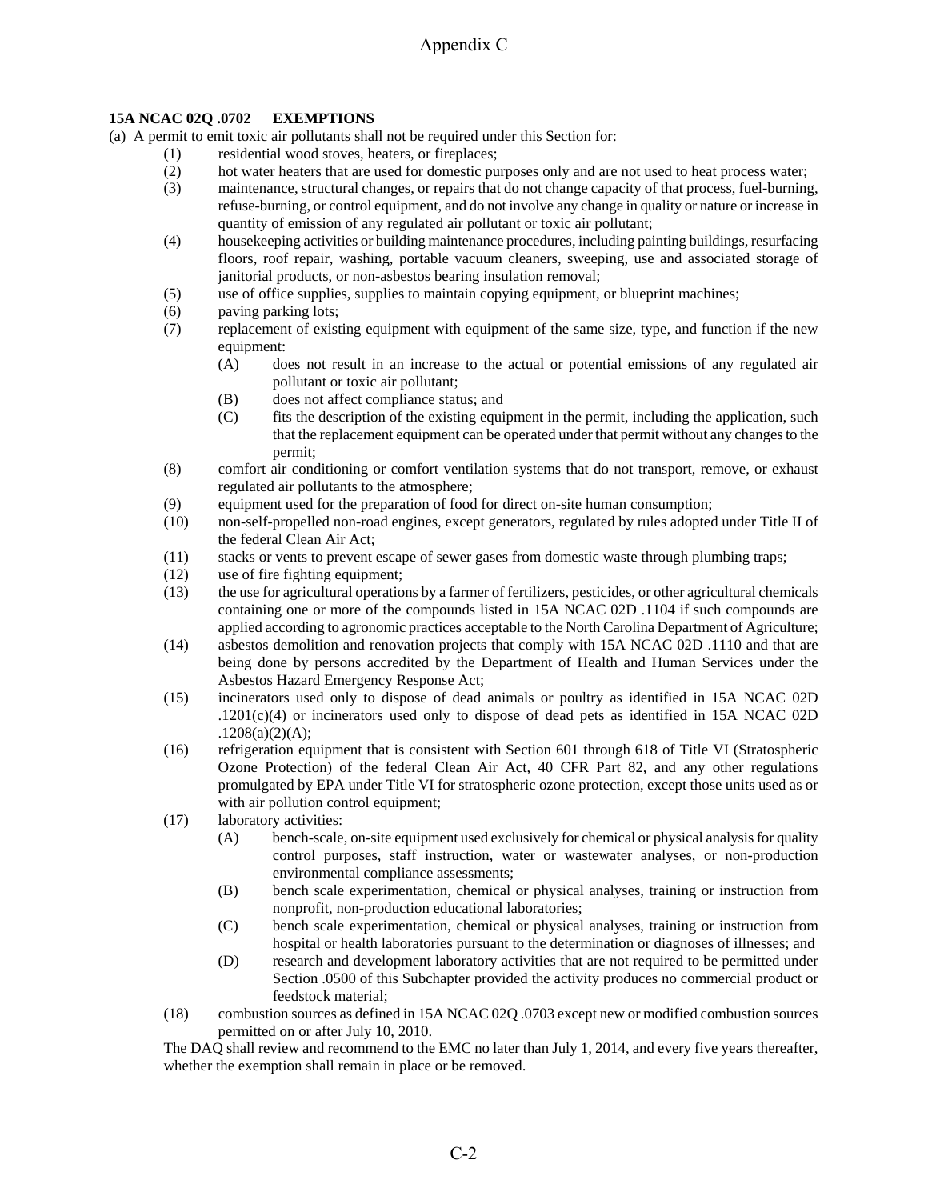# Appendix C

**15A NCAC 02Q .0702 EXEMPTIONS**

(a) A permit to emit toxic air pollutants shall not be required under this Section for:

- (1) residential wood stoves, heaters, or fireplaces;
- (2) hot water heaters that are used for domestic purposes only and are not used to heat process water;
- (3) maintenance, structural changes, or repairs that do not change capacity of that process, fuel-burning, refuse-burning, or control equipment, and do not involve any change in quality or nature or increase in quantity of emission of any regulated air pollutant or toxic air pollutant;
- (4) housekeeping activities or building maintenance procedures, including painting buildings, resurfacing floors, roof repair, washing, portable vacuum cleaners, sweeping, use and associated storage of janitorial products, or non-asbestos bearing insulation removal;
- (5) use of office supplies, supplies to maintain copying equipment, or blueprint machines;
- (6) paving parking lots;
- (7) replacement of existing equipment with equipment of the same size, type, and function if the new equipment:
  - (A) does not result in an increase to the actual or potential emissions of any regulated air pollutant or toxic air pollutant;
  - (B) does not affect compliance status; and
  - (C) fits the description of the existing equipment in the permit, including the application, such that the replacement equipment can be operated under that permit without any changes to the permit;
- (8) comfort air conditioning or comfort ventilation systems that do not transport, remove, or exhaust regulated air pollutants to the atmosphere;
- (9) equipment used for the preparation of food for direct on-site human consumption;
- (10) non-self-propelled non-road engines, except generators, regulated by rules adopted under Title II of the federal Clean Air Act;
- (11) stacks or vents to prevent escape of sewer gases from domestic waste through plumbing traps;
- (12) use of fire fighting equipment;
- (13) the use for agricultural operations by a farmer of fertilizers, pesticides, or other agricultural chemicals containing one or more of the compounds listed in 15A NCAC 02D .1104 if such compounds are applied according to agronomic practices acceptable to the North Carolina Department of Agriculture;
- (14) asbestos demolition and renovation projects that comply with 15A NCAC 02D .1110 and that are being done by persons accredited by the Department of Health and Human Services under the Asbestos Hazard Emergency Response Act;
- (15) incinerators used only to dispose of dead animals or poultry as identified in 15A NCAC 02D .1201(c)(4) or incinerators used only to dispose of dead pets as identified in 15A NCAC 02D .1208(a)(2)(A);
- (16) refrigeration equipment that is consistent with Section 601 through 618 of Title VI (Stratospheric Ozone Protection) of the federal Clean Air Act, 40 CFR Part 82, and any other regulations promulgated by EPA under Title VI for stratospheric ozone protection, except those units used as or with air pollution control equipment;
- (17) laboratory activities:
  - (A) bench-scale, on-site equipment used exclusively for chemical or physical analysis for quality control purposes, staff instruction, water or wastewater analyses, or non-production environmental compliance assessments;
  - (B) bench scale experimentation, chemical or physical analyses, training or instruction from nonprofit, non-production educational laboratories;
  - (C) bench scale experimentation, chemical or physical analyses, training or instruction from hospital or health laboratories pursuant to the determination or diagnoses of illnesses; and
  - (D) research and development laboratory activities that are not required to be permitted under Section .0500 of this Subchapter provided the activity produces no commercial product or feedstock material;
- (18) combustion sources as defined in 15A NCAC 02Q .0703 except new or modified combustion sources permitted on or after July 10, 2010.

  The DAQ shall review and recommend to the EMC no later than July 1, 2014, and every five years thereafter, whether the exemption shall remain in place or be removed.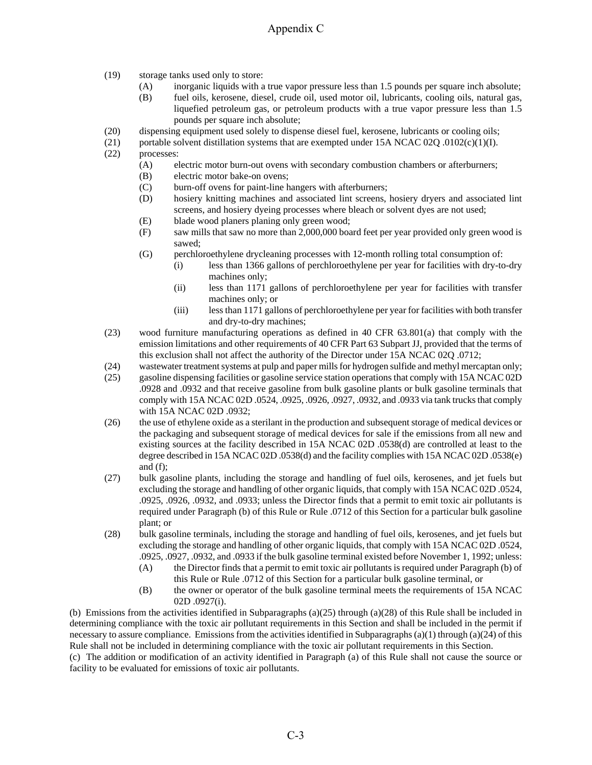(19) storage tanks used only to store:
   - (A) inorganic liquids with a true vapor pressure less than 1.5 pounds per square inch absolute;
   - (B) fuel oils, kerosene, diesel, crude oil, used motor oil, lubricants, cooling oils, natural gas, liquefied petroleum gas, or petroleum products with a true vapor pressure less than 1.5 pounds per square inch absolute;

(20) dispensing equipment used solely to dispense diesel fuel, kerosene, lubricants or cooling oils;

(21) portable solvent distillation systems that are exempted under 15A NCAC 02Q .0102(c)(1)(I).

(22) processes:
   - (A) electric motor burn-out ovens with secondary combustion chambers or afterburners;
   - (B) electric motor bake-on ovens;
   - (C) burn-off ovens for paint-line hangers with afterburners;
   - (D) hosiery knitting machines and associated lint screens, hosiery dryers and associated lint screens, and hosiery dyeing processes where bleach or solvent dyes are not used;
   - (E) blade wood planers planing only green wood;
   - (F) saw mills that saw no more than 2,000,000 board feet per year provided only green wood is sawed;
   - (G) perchloroethylene drycleaning processes with 12-month rolling total consumption of:
     - (i) less than 1366 gallons of perchloroethylene per year for facilities with dry-to-dry machines only;
     - (ii) less than 1171 gallons of perchloroethylene per year for facilities with transfer machines only; or
     - (iii) less than 1171 gallons of perchloroethylene per year for facilities with both transfer and dry-to-dry machines;

(23) wood furniture manufacturing operations as defined in 40 CFR 63.801(a) that comply with the emission limitations and other requirements of 40 CFR Part 63 Subpart JJ, provided that the terms of this exclusion shall not affect the authority of the Director under 15A NCAC 02Q .0712;

(24) wastewater treatment systems at pulp and paper mills for hydrogen sulfide and methyl mercaptan only;

(25) gasoline dispensing facilities or gasoline service station operations that comply with 15A NCAC 02D .0928 and .0932 and that receive gasoline from bulk gasoline plants or bulk gasoline terminals that comply with 15A NCAC 02D .0524, .0925, .0926, .0927, .0932, and .0933 via tank trucks that comply with 15A NCAC 02D .0932;

(26) the use of ethylene oxide as a sterilant in the production and subsequent storage of medical devices or the packaging and subsequent storage of medical devices for sale if the emissions from all new and existing sources at the facility described in 15A NCAC 02D .0538(d) are controlled at least to the degree described in 15A NCAC 02D .0538(d) and the facility complies with 15A NCAC 02D .0538(e) and (f);

(27) bulk gasoline plants, including the storage and handling of fuel oils, kerosenes, and jet fuels but excluding the storage and handling of other organic liquids, that comply with 15A NCAC 02D .0524, .0925, .0926, .0932, and .0933; unless the Director finds that a permit to emit toxic air pollutants is required under Paragraph (b) of this Rule or Rule .0712 of this Section for a particular bulk gasoline plant; or

(28) bulk gasoline terminals, including the storage and handling of fuel oils, kerosenes, and jet fuels but excluding the storage and handling of other organic liquids, that comply with 15A NCAC 02D .0524, .0925, .0927, .0932, and .0933 if the bulk gasoline terminal existed before November 1, 1992; unless:
   - (A) the Director finds that a permit to emit toxic air pollutants is required under Paragraph (b) of this Rule or Rule .0712 of this Section for a particular bulk gasoline terminal, or
   - (B) the owner or operator of the bulk gasoline terminal meets the requirements of 15A NCAC 02D .0927(i).

(b) Emissions from the activities identified in Subparagraphs (a)(25) through (a)(28) of this Rule shall be included in determining compliance with the toxic air pollutant requirements in this Section and shall be included in the permit if necessary to assure compliance. Emissions from the activities identified in Subparagraphs (a)(1) through (a)(24) of this Rule shall not be included in determining compliance with the toxic air pollutant requirements in this Section.

(c) The addition or modification of an activity identified in Paragraph (a) of this Rule shall not cause the source or facility to be evaluated for emissions of toxic air pollutants.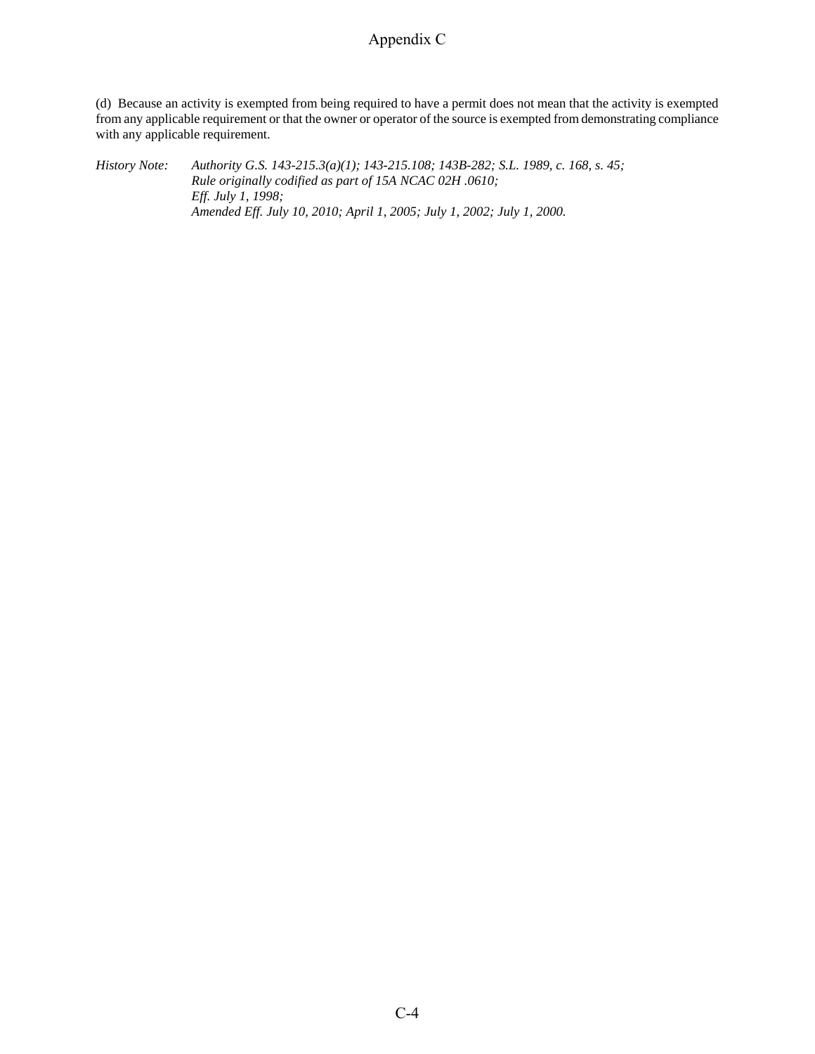(d) Because an activity is exempted from being required to have a permit does not mean that the activity is exempted from any applicable requirement or that the owner or operator of the source is exempted from demonstrating compliance with any applicable requirement.

*History Note:* *Authority G.S. 143-215.3(a)(1); 143-215.108; 143B-282; S.L. 1989, c. 168, s. 45;*
*Rule originally codified as part of 15A NCAC 02H .0610;*
*Eff. July 1, 1998;*
*Amended Eff. July 10, 2010; April 1, 2005; July 1, 2002; July 1, 2000.*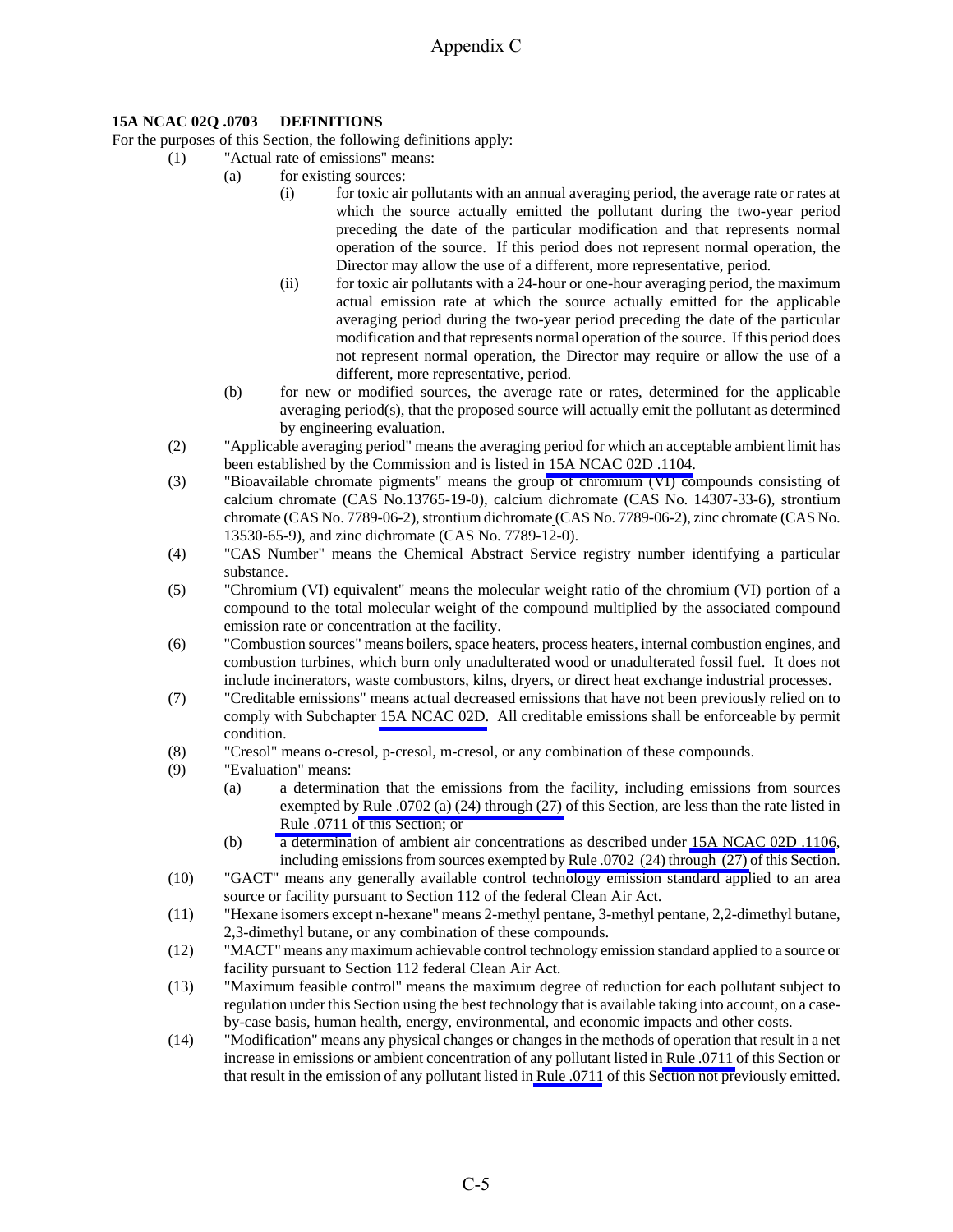# Appendix C

**15A NCAC 02Q .0703 DEFINITIONS**

For the purposes of this Section, the following definitions apply:

(1) "Actual rate of emissions" means:

  (a) for existing sources:

    (i) for toxic air pollutants with an annual averaging period, the average rate or rates at which the source actually emitted the pollutant during the two-year period preceding the date of the particular modification and that represents normal operation of the source. If this period does not represent normal operation, the Director may allow the use of a different, more representative, period.

    (ii) for toxic air pollutants with a 24-hour or one-hour averaging period, the maximum actual emission rate at which the source actually emitted for the applicable averaging period during the two-year period preceding the date of the particular modification and that represents normal operation of the source. If this period does not represent normal operation, the Director may require or allow the use of a different, more representative, period.

  (b) for new or modified sources, the average rate or rates, determined for the applicable averaging period(s), that the proposed source will actually emit the pollutant as determined by engineering evaluation.

(2) "Applicable averaging period" means the averaging period for which an acceptable ambient limit has been established by the Commission and is listed in 15A NCAC 02D .1104.

(3) "Bioavailable chromate pigments" means the group of chromium (VI) compounds consisting of calcium chromate (CAS No.13765-19-0), calcium dichromate (CAS No. 14307-33-6), strontium chromate (CAS No. 7789-06-2), strontium dichromate (CAS No. 7789-06-2), zinc chromate (CAS No. 13530-65-9), and zinc dichromate (CAS No. 7789-12-0).

(4) "CAS Number" means the Chemical Abstract Service registry number identifying a particular substance.

(5) "Chromium (VI) equivalent" means the molecular weight ratio of the chromium (VI) portion of a compound to the total molecular weight of the compound multiplied by the associated compound emission rate or concentration at the facility.

(6) "Combustion sources" means boilers, space heaters, process heaters, internal combustion engines, and combustion turbines, which burn only unadulterated wood or unadulterated fossil fuel. It does not include incinerators, waste combustors, kilns, dryers, or direct heat exchange industrial processes.

(7) "Creditable emissions" means actual decreased emissions that have not been previously relied on to comply with Subchapter 15A NCAC 02D. All creditable emissions shall be enforceable by permit condition.

(8) "Cresol" means o-cresol, p-cresol, m-cresol, or any combination of these compounds.

(9) "Evaluation" means:

  (a) a determination that the emissions from the facility, including emissions from sources exempted by Rule .0702 (a) (24) through (27) of this Section, are less than the rate listed in Rule .0711 of this Section; or

  (b) a determination of ambient air concentrations as described under 15A NCAC 02D .1106, including emissions from sources exempted by Rule .0702 (24) through (27) of this Section.

(10) "GACT" means any generally available control technology emission standard applied to an area source or facility pursuant to Section 112 of the federal Clean Air Act.

(11) "Hexane isomers except n-hexane" means 2-methyl pentane, 3-methyl pentane, 2,2-dimethyl butane, 2,3-dimethyl butane, or any combination of these compounds.

(12) "MACT" means any maximum achievable control technology emission standard applied to a source or facility pursuant to Section 112 federal Clean Air Act.

(13) "Maximum feasible control" means the maximum degree of reduction for each pollutant subject to regulation under this Section using the best technology that is available taking into account, on a case-by-case basis, human health, energy, environmental, and economic impacts and other costs.

(14) "Modification" means any physical changes or changes in the methods of operation that result in a net increase in emissions or ambient concentration of any pollutant listed in Rule .0711 of this Section or that result in the emission of any pollutant listed in Rule .0711 of this Section not previously emitted.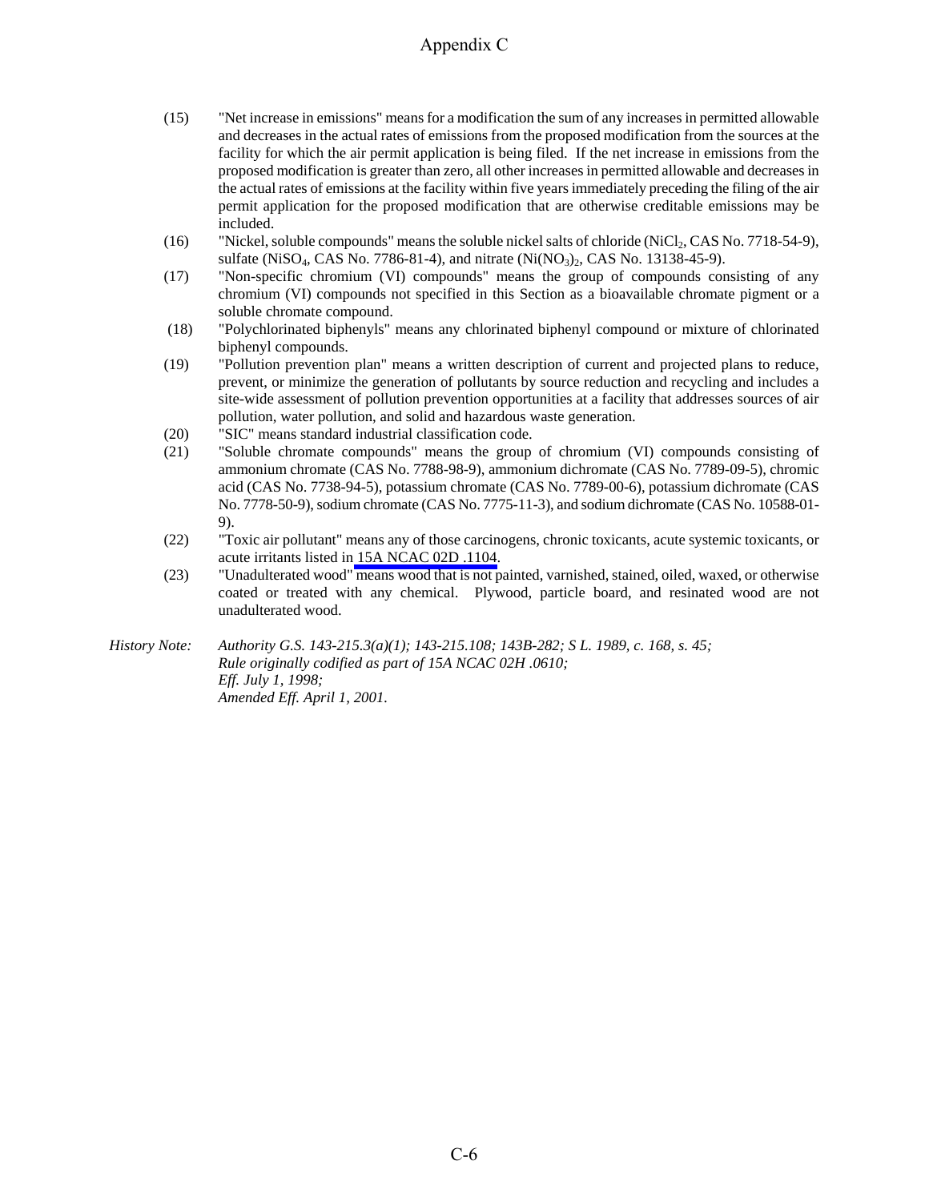(15) "Net increase in emissions" means for a modification the sum of any increases in permitted allowable and decreases in the actual rates of emissions from the proposed modification from the sources at the facility for which the air permit application is being filed. If the net increase in emissions from the proposed modification is greater than zero, all other increases in permitted allowable and decreases in the actual rates of emissions at the facility within five years immediately preceding the filing of the air permit application for the proposed modification that are otherwise creditable emissions may be included.

(16) "Nickel, soluble compounds" means the soluble nickel salts of chloride ($NiCl_2$, CAS No. 7718-54-9), sulfate ($NiSO_4$, CAS No. 7786-81-4), and nitrate ($Ni(NO_3)_2$, CAS No. 13138-45-9).

(17) "Non-specific chromium (VI) compounds" means the group of compounds consisting of any chromium (VI) compounds not specified in this Section as a bioavailable chromate pigment or a soluble chromate compound.

(18) "Polychlorinated biphenyls" means any chlorinated biphenyl compound or mixture of chlorinated biphenyl compounds.

(19) "Pollution prevention plan" means a written description of current and projected plans to reduce, prevent, or minimize the generation of pollutants by source reduction and recycling and includes a site-wide assessment of pollution prevention opportunities at a facility that addresses sources of air pollution, water pollution, and solid and hazardous waste generation.

(20) "SIC" means standard industrial classification code.

(21) "Soluble chromate compounds" means the group of chromium (VI) compounds consisting of ammonium chromate (CAS No. 7788-98-9), ammonium dichromate (CAS No. 7789-09-5), chromic acid (CAS No. 7738-94-5), potassium chromate (CAS No. 7789-00-6), potassium dichromate (CAS No. 7778-50-9), sodium chromate (CAS No. 7775-11-3), and sodium dichromate (CAS No. 10588-01-9).

(22) "Toxic air pollutant" means any of those carcinogens, chronic toxicants, acute systemic toxicants, or acute irritants listed in 15A NCAC 02D .1104.

(23) "Unadulterated wood" means wood that is not painted, varnished, stained, oiled, waxed, or otherwise coated or treated with any chemical. Plywood, particle board, and resinated wood are not unadulterated wood.

*History Note: Authority G.S. 143-215.3(a)(1); 143-215.108; 143B-282; S L. 1989, c. 168, s. 45;*
*Rule originally codified as part of 15A NCAC 02H .0610;*
*Eff. July 1, 1998;*
*Amended Eff. April 1, 2001.*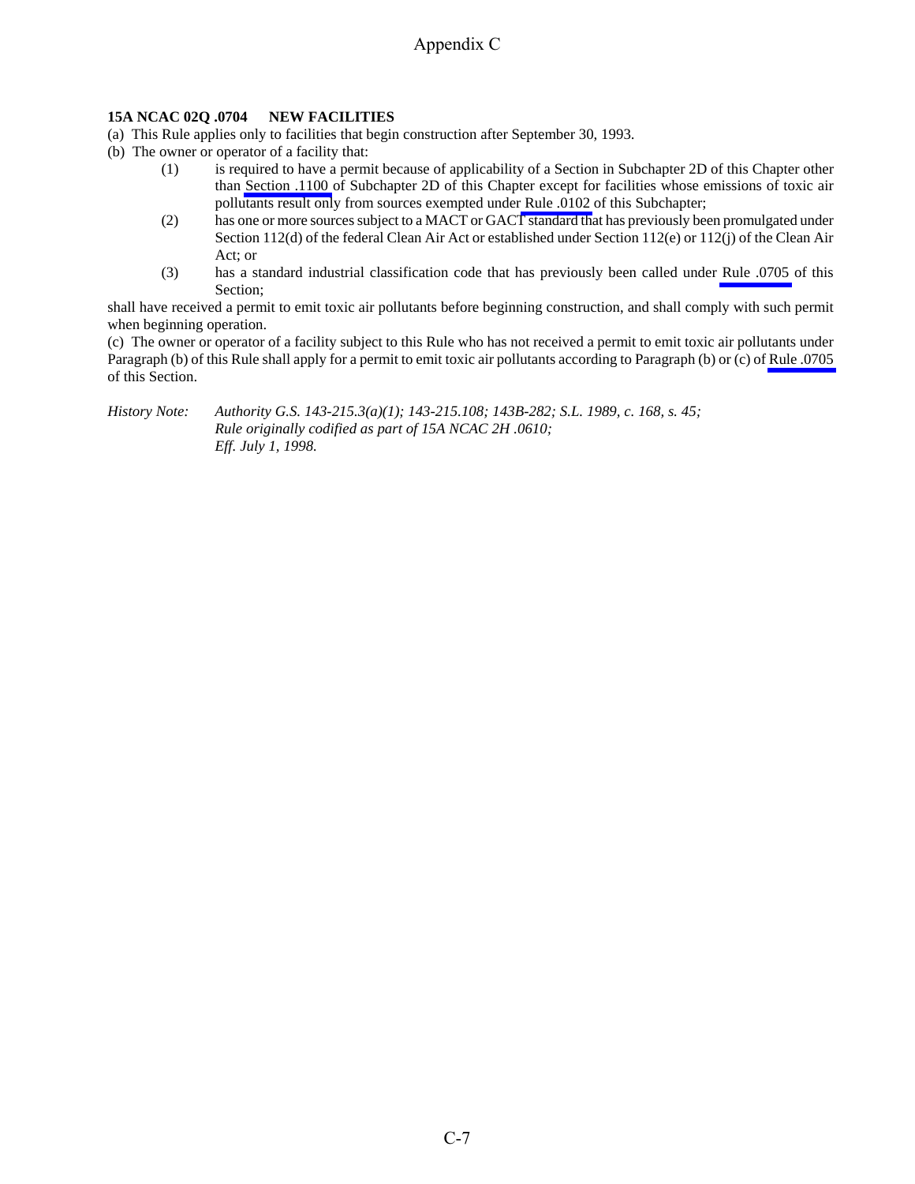**15A NCAC 02Q .0704 NEW FACILITIES**

(a) This Rule applies only to facilities that begin construction after September 30, 1993.

(b) The owner or operator of a facility that:

(1) is required to have a permit because of applicability of a Section in Subchapter 2D of this Chapter other than Section .1100 of Subchapter 2D of this Chapter except for facilities whose emissions of toxic air pollutants result only from sources exempted under Rule .0102 of this Subchapter;

(2) has one or more sources subject to a MACT or GACT standard that has previously been promulgated under Section 112(d) of the federal Clean Air Act or established under Section 112(e) or 112(j) of the Clean Air Act; or

(3) has a standard industrial classification code that has previously been called under Rule .0705 of this Section;

shall have received a permit to emit toxic air pollutants before beginning construction, and shall comply with such permit when beginning operation.

(c) The owner or operator of a facility subject to this Rule who has not received a permit to emit toxic air pollutants under Paragraph (b) of this Rule shall apply for a permit to emit toxic air pollutants according to Paragraph (b) or (c) of Rule .0705 of this Section.

*History Note: Authority G.S. 143-215.3(a)(1); 143-215.108; 143B-282; S.L. 1989, c. 168, s. 45;*
*Rule originally codified as part of 15A NCAC 2H .0610;*
*Eff. July 1, 1998.*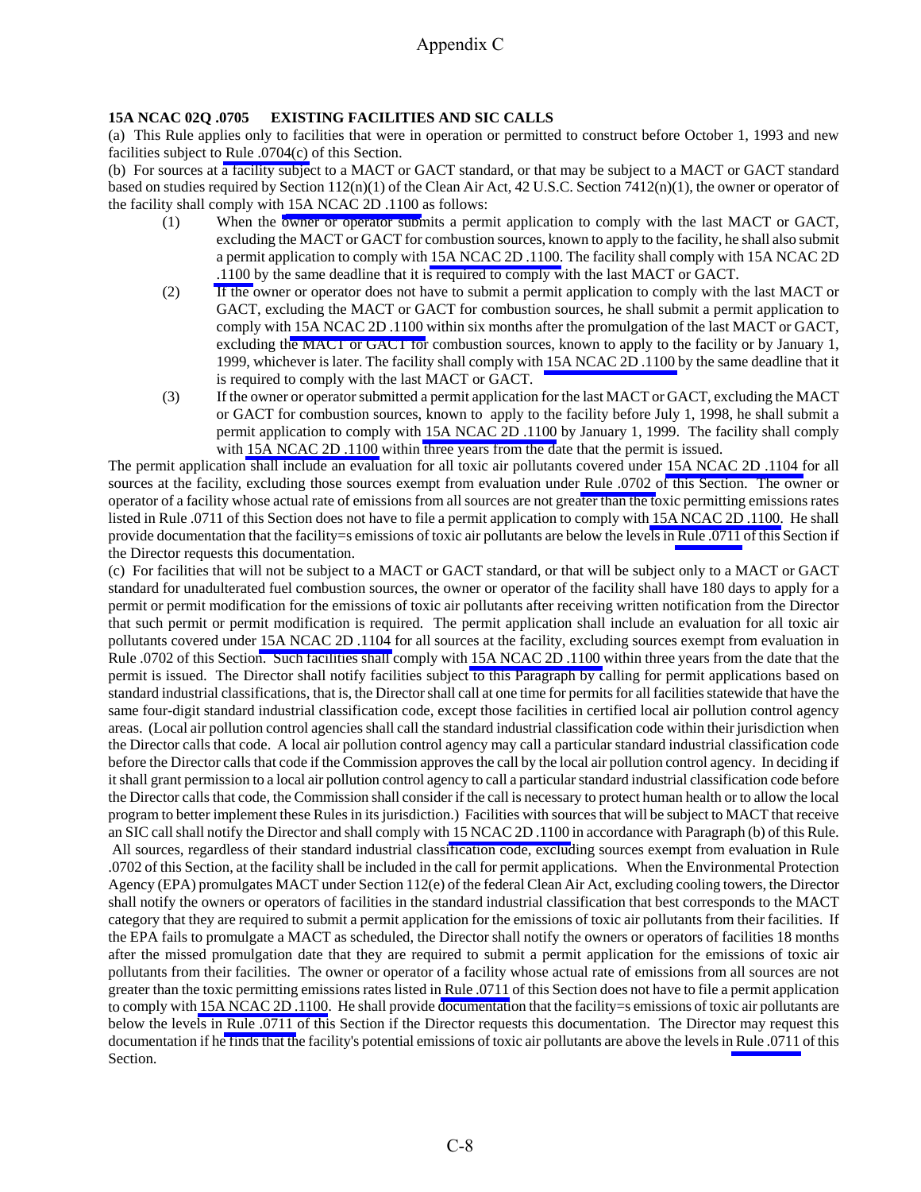**15A NCAC 02Q .0705 EXISTING FACILITIES AND SIC CALLS**

(a) This Rule applies only to facilities that were in operation or permitted to construct before October 1, 1993 and new facilities subject to Rule .0704(c) of this Section.

(b) For sources at a facility subject to a MACT or GACT standard, or that may be subject to a MACT or GACT standard based on studies required by Section 112(n)(1) of the Clean Air Act, 42 U.S.C. Section 7412(n)(1), the owner or operator of the facility shall comply with 15A NCAC 2D .1100 as follows:

(1) When the owner or operator submits a permit application to comply with the last MACT or GACT, excluding the MACT or GACT for combustion sources, known to apply to the facility, he shall also submit a permit application to comply with 15A NCAC 2D .1100. The facility shall comply with 15A NCAC 2D .1100 by the same deadline that it is required to comply with the last MACT or GACT.

(2) If the owner or operator does not have to submit a permit application to comply with the last MACT or GACT, excluding the MACT or GACT for combustion sources, he shall submit a permit application to comply with 15A NCAC 2D .1100 within six months after the promulgation of the last MACT or GACT, excluding the MACT or GACT for combustion sources, known to apply to the facility or by January 1, 1999, whichever is later. The facility shall comply with 15A NCAC 2D .1100 by the same deadline that it is required to comply with the last MACT or GACT.

(3) If the owner or operator submitted a permit application for the last MACT or GACT, excluding the MACT or GACT for combustion sources, known to apply to the facility before July 1, 1998, he shall submit a permit application to comply with 15A NCAC 2D .1100 by January 1, 1999. The facility shall comply with 15A NCAC 2D .1100 within three years from the date that the permit is issued.

The permit application shall include an evaluation for all toxic air pollutants covered under 15A NCAC 2D .1104 for all sources at the facility, excluding those sources exempt from evaluation under Rule .0702 of this Section. The owner or operator of a facility whose actual rate of emissions from all sources are not greater than the toxic permitting emissions rates listed in Rule .0711 of this Section does not have to file a permit application to comply with 15A NCAC 2D .1100. He shall provide documentation that the facility=s emissions of toxic air pollutants are below the levels in Rule .0711 of this Section if the Director requests this documentation.

(c) For facilities that will not be subject to a MACT or GACT standard, or that will be subject only to a MACT or GACT standard for unadulterated fuel combustion sources, the owner or operator of the facility shall have 180 days to apply for a permit or permit modification for the emissions of toxic air pollutants after receiving written notification from the Director that such permit or permit modification is required. The permit application shall include an evaluation for all toxic air pollutants covered under 15A NCAC 2D .1104 for all sources at the facility, excluding sources exempt from evaluation in Rule .0702 of this Section. Such facilities shall comply with 15A NCAC 2D .1100 within three years from the date that the permit is issued. The Director shall notify facilities subject to this Paragraph by calling for permit applications based on standard industrial classifications, that is, the Director shall call at one time for permits for all facilities statewide that have the same four-digit standard industrial classification code, except those facilities in certified local air pollution control agency areas. (Local air pollution control agencies shall call the standard industrial classification code within their jurisdiction when the Director calls that code. A local air pollution control agency may call a particular standard industrial classification code before the Director calls that code if the Commission approves the call by the local air pollution control agency. In deciding if it shall grant permission to a local air pollution control agency to call a particular standard industrial classification code before the Director calls that code, the Commission shall consider if the call is necessary to protect human health or to allow the local program to better implement these Rules in its jurisdiction.) Facilities with sources that will be subject to MACT that receive an SIC call shall notify the Director and shall comply with 15 NCAC 2D .1100 in accordance with Paragraph (b) of this Rule. All sources, regardless of their standard industrial classification code, excluding sources exempt from evaluation in Rule .0702 of this Section, at the facility shall be included in the call for permit applications. When the Environmental Protection Agency (EPA) promulgates MACT under Section 112(e) of the federal Clean Air Act, excluding cooling towers, the Director shall notify the owners or operators of facilities in the standard industrial classification that best corresponds to the MACT category that they are required to submit a permit application for the emissions of toxic air pollutants from their facilities. If the EPA fails to promulgate a MACT as scheduled, the Director shall notify the owners or operators of facilities 18 months after the missed promulgation date that they are required to submit a permit application for the emissions of toxic air pollutants from their facilities. The owner or operator of a facility whose actual rate of emissions from all sources are not greater than the toxic permitting emissions rates listed in Rule .0711 of this Section does not have to file a permit application to comply with 15A NCAC 2D .1100. He shall provide documentation that the facility=s emissions of toxic air pollutants are below the levels in Rule .0711 of this Section if the Director requests this documentation. The Director may request this documentation if he finds that the facility's potential emissions of toxic air pollutants are above the levels in Rule .0711 of this Section.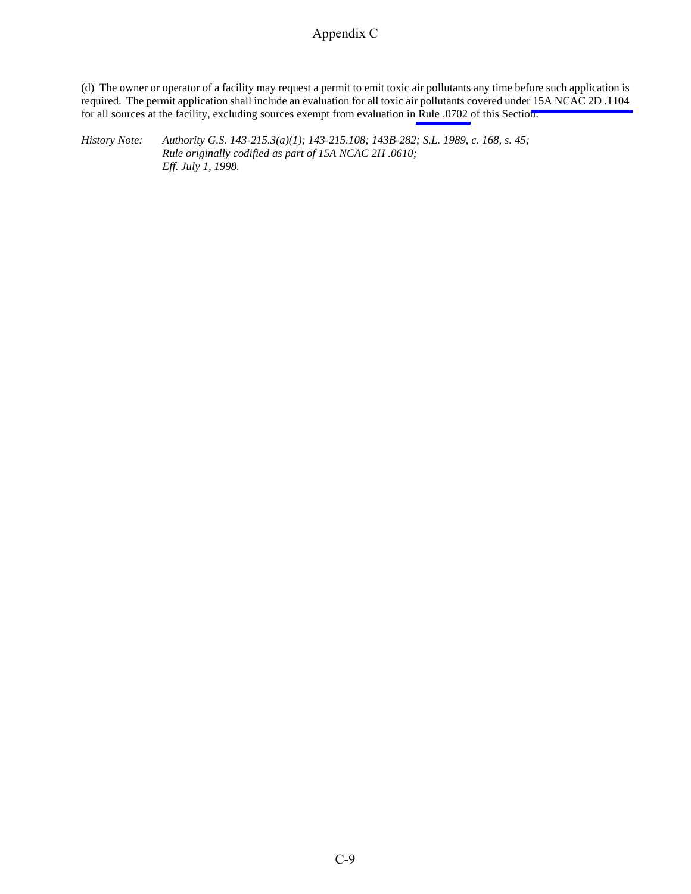(d) The owner or operator of a facility may request a permit to emit toxic air pollutants any time before such application is required. The permit application shall include an evaluation for all toxic air pollutants covered under 15A NCAC 2D .1104 for all sources at the facility, excluding sources exempt from evaluation in Rule .0702 of this Section.

*History Note:* *Authority G.S. 143-215.3(a)(1); 143-215.108; 143B-282; S.L. 1989, c. 168, s. 45;*
*Rule originally codified as part of 15A NCAC 2H .0610;*
*Eff. July 1, 1998.*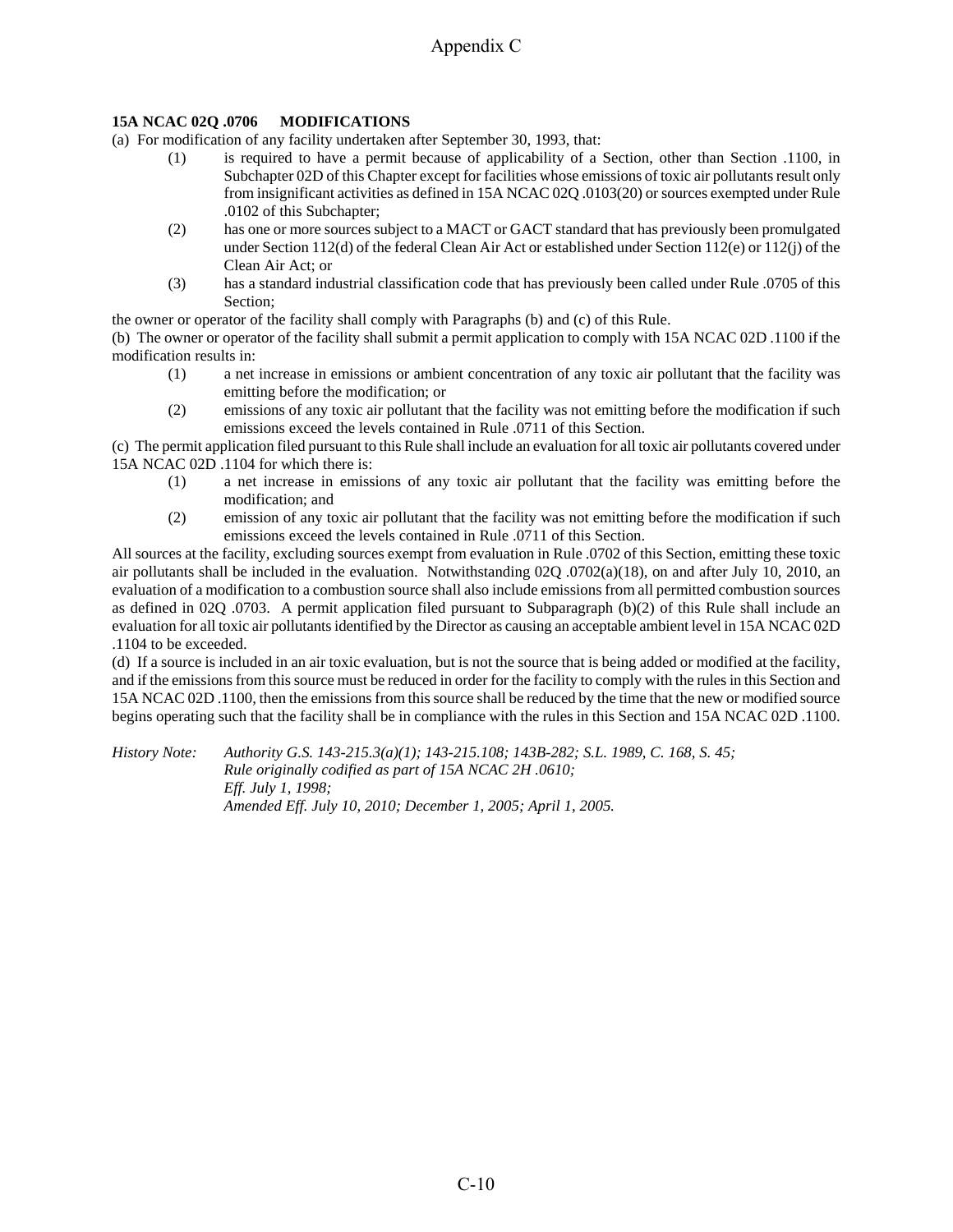**15A NCAC 02Q .0706 MODIFICATIONS**

(a) For modification of any facility undertaken after September 30, 1993, that:

- (1) is required to have a permit because of applicability of a Section, other than Section .1100, in Subchapter 02D of this Chapter except for facilities whose emissions of toxic air pollutants result only from insignificant activities as defined in 15A NCAC 02Q .0103(20) or sources exempted under Rule .0102 of this Subchapter;
- (2) has one or more sources subject to a MACT or GACT standard that has previously been promulgated under Section 112(d) of the federal Clean Air Act or established under Section 112(e) or 112(j) of the Clean Air Act; or
- (3) has a standard industrial classification code that has previously been called under Rule .0705 of this Section;

the owner or operator of the facility shall comply with Paragraphs (b) and (c) of this Rule.

(b) The owner or operator of the facility shall submit a permit application to comply with 15A NCAC 02D .1100 if the modification results in:

- (1) a net increase in emissions or ambient concentration of any toxic air pollutant that the facility was emitting before the modification; or
- (2) emissions of any toxic air pollutant that the facility was not emitting before the modification if such emissions exceed the levels contained in Rule .0711 of this Section.

(c) The permit application filed pursuant to this Rule shall include an evaluation for all toxic air pollutants covered under 15A NCAC 02D .1104 for which there is:

- (1) a net increase in emissions of any toxic air pollutant that the facility was emitting before the modification; and
- (2) emission of any toxic air pollutant that the facility was not emitting before the modification if such emissions exceed the levels contained in Rule .0711 of this Section.

All sources at the facility, excluding sources exempt from evaluation in Rule .0702 of this Section, emitting these toxic air pollutants shall be included in the evaluation. Notwithstanding 02Q .0702(a)(18), on and after July 10, 2010, an evaluation of a modification to a combustion source shall also include emissions from all permitted combustion sources as defined in 02Q .0703. A permit application filed pursuant to Subparagraph (b)(2) of this Rule shall include an evaluation for all toxic air pollutants identified by the Director as causing an acceptable ambient level in 15A NCAC 02D .1104 to be exceeded.

(d) If a source is included in an air toxic evaluation, but is not the source that is being added or modified at the facility, and if the emissions from this source must be reduced in order for the facility to comply with the rules in this Section and 15A NCAC 02D .1100, then the emissions from this source shall be reduced by the time that the new or modified source begins operating such that the facility shall be in compliance with the rules in this Section and 15A NCAC 02D .1100.

*History Note: Authority G.S. 143-215.3(a)(1); 143-215.108; 143B-282; S.L. 1989, C. 168, S. 45;*
*Rule originally codified as part of 15A NCAC 2H .0610;*
*Eff. July 1, 1998;*
*Amended Eff. July 10, 2010; December 1, 2005; April 1, 2005.*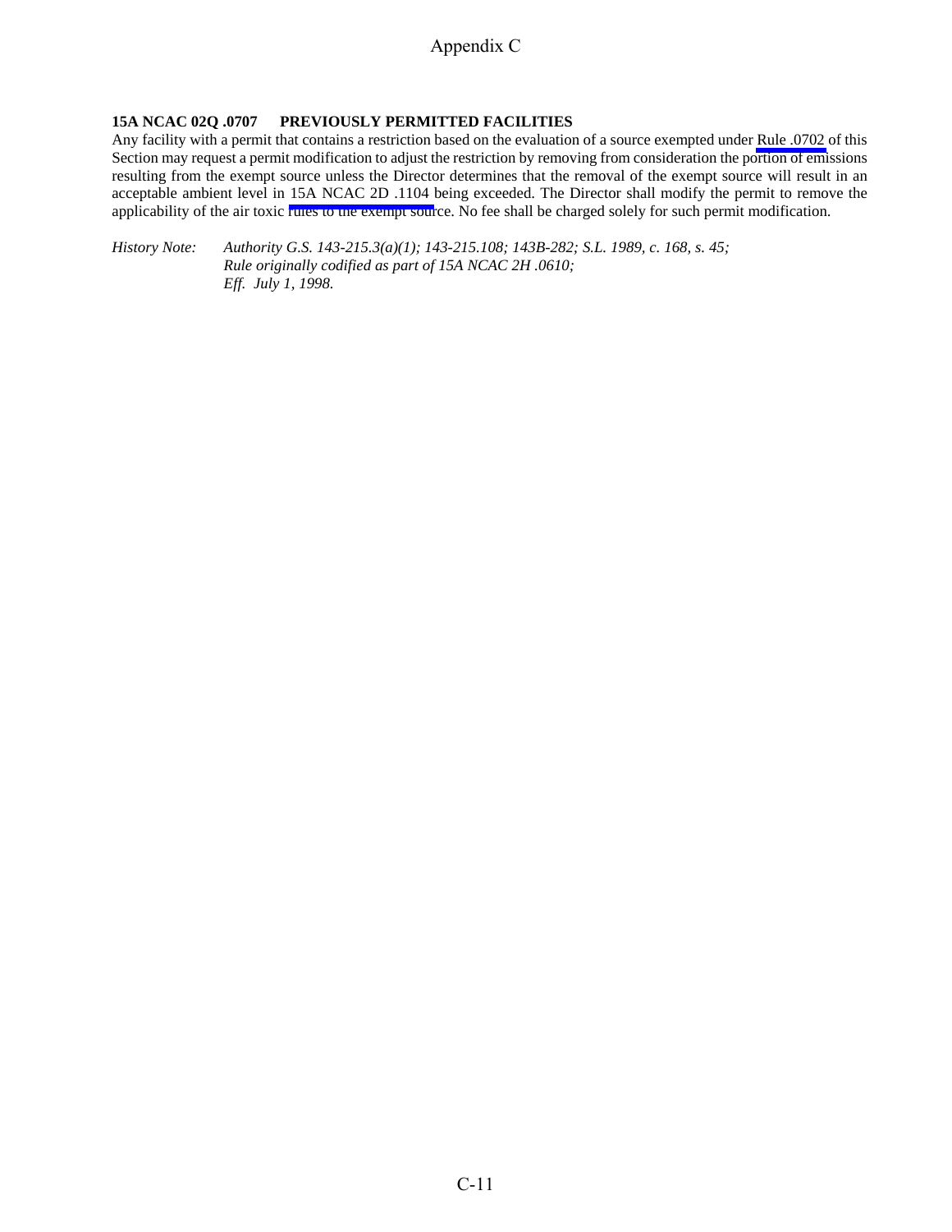**15A NCAC 02Q .0707 PREVIOUSLY PERMITTED FACILITIES**

Any facility with a permit that contains a restriction based on the evaluation of a source exempted under Rule .0702 of this Section may request a permit modification to adjust the restriction by removing from consideration the portion of emissions resulting from the exempt source unless the Director determines that the removal of the exempt source will result in an acceptable ambient level in 15A NCAC 2D .1104 being exceeded. The Director shall modify the permit to remove the applicability of the air toxic rules to the exempt source. No fee shall be charged solely for such permit modification.

*History Note: Authority G.S. 143-215.3(a)(1); 143-215.108; 143B-282; S.L. 1989, c. 168, s. 45;*
*Rule originally codified as part of 15A NCAC 2H .0610;*
*Eff. July 1, 1998.*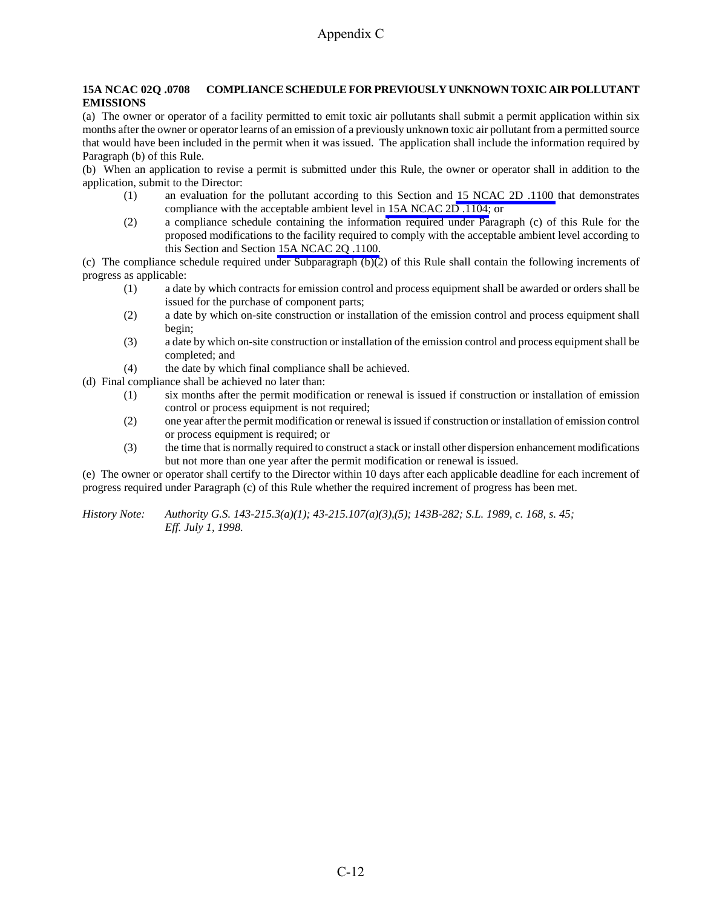Appendix C

**15A NCAC 02Q .0708 COMPLIANCE SCHEDULE FOR PREVIOUSLY UNKNOWN TOXIC AIR POLLUTANT EMISSIONS**

(a) The owner or operator of a facility permitted to emit toxic air pollutants shall submit a permit application within six months after the owner or operator learns of an emission of a previously unknown toxic air pollutant from a permitted source that would have been included in the permit when it was issued. The application shall include the information required by Paragraph (b) of this Rule.

(b) When an application to revise a permit is submitted under this Rule, the owner or operator shall in addition to the application, submit to the Director:

(1) an evaluation for the pollutant according to this Section and 15 NCAC 2D .1100 that demonstrates compliance with the acceptable ambient level in 15A NCAC 2D .1104; or

(2) a compliance schedule containing the information required under Paragraph (c) of this Rule for the proposed modifications to the facility required to comply with the acceptable ambient level according to this Section and Section 15A NCAC 2Q .1100.

(c) The compliance schedule required under Subparagraph (b)(2) of this Rule shall contain the following increments of progress as applicable:

(1) a date by which contracts for emission control and process equipment shall be awarded or orders shall be issued for the purchase of component parts;

(2) a date by which on-site construction or installation of the emission control and process equipment shall begin;

(3) a date by which on-site construction or installation of the emission control and process equipment shall be completed; and

(4) the date by which final compliance shall be achieved.

(d) Final compliance shall be achieved no later than:

(1) six months after the permit modification or renewal is issued if construction or installation of emission control or process equipment is not required;

(2) one year after the permit modification or renewal is issued if construction or installation of emission control or process equipment is required; or

(3) the time that is normally required to construct a stack or install other dispersion enhancement modifications but not more than one year after the permit modification or renewal is issued.

(e) The owner or operator shall certify to the Director within 10 days after each applicable deadline for each increment of progress required under Paragraph (c) of this Rule whether the required increment of progress has been met.

*History Note: Authority G.S. 143-215.3(a)(1); 43-215.107(a)(3),(5); 143B-282; S.L. 1989, c. 168, s. 45; Eff. July 1, 1998.*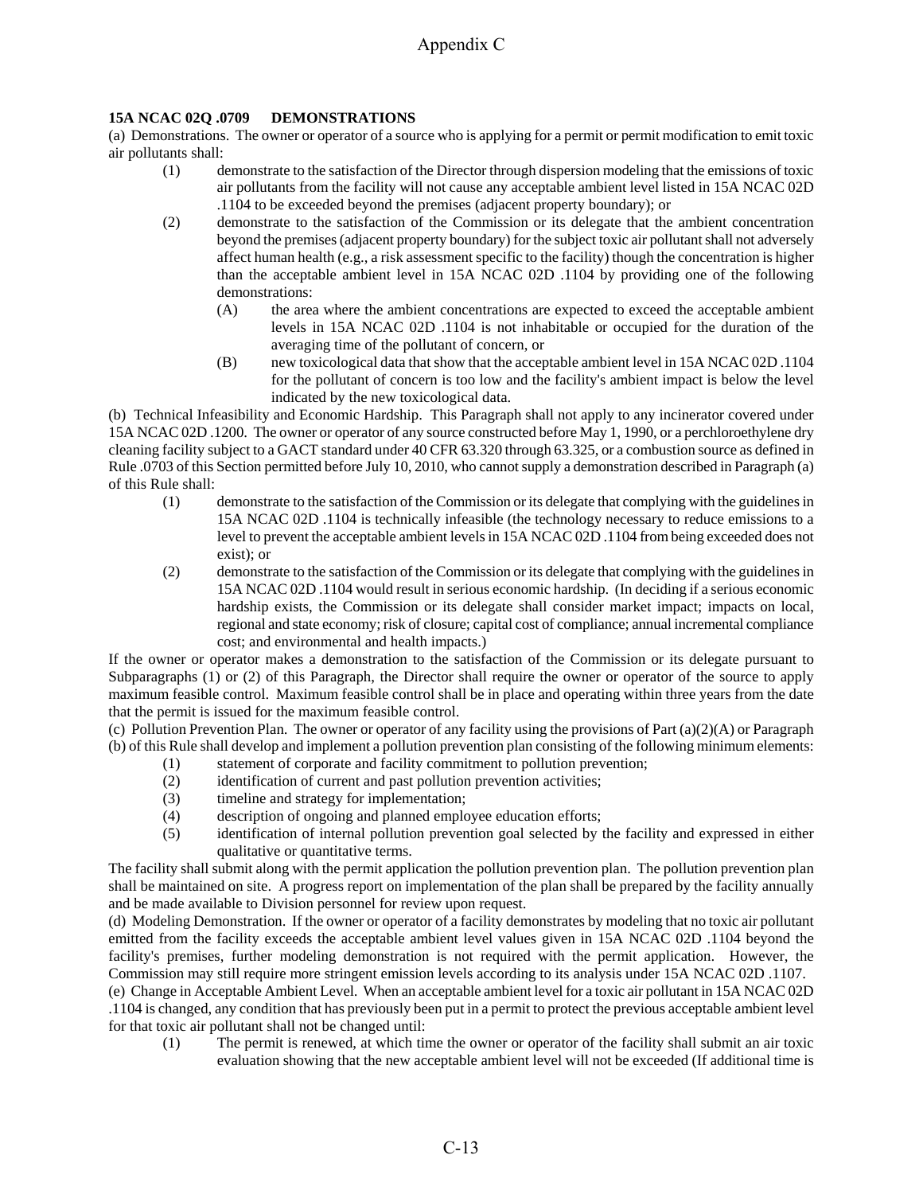**15A NCAC 02Q .0709 DEMONSTRATIONS**

(a) Demonstrations. The owner or operator of a source who is applying for a permit or permit modification to emit toxic air pollutants shall:

- (1) demonstrate to the satisfaction of the Director through dispersion modeling that the emissions of toxic air pollutants from the facility will not cause any acceptable ambient level listed in 15A NCAC 02D .1104 to be exceeded beyond the premises (adjacent property boundary); or
- (2) demonstrate to the satisfaction of the Commission or its delegate that the ambient concentration beyond the premises (adjacent property boundary) for the subject toxic air pollutant shall not adversely affect human health (e.g., a risk assessment specific to the facility) though the concentration is higher than the acceptable ambient level in 15A NCAC 02D .1104 by providing one of the following demonstrations:
  - (A) the area where the ambient concentrations are expected to exceed the acceptable ambient levels in 15A NCAC 02D .1104 is not inhabitable or occupied for the duration of the averaging time of the pollutant of concern, or
  - (B) new toxicological data that show that the acceptable ambient level in 15A NCAC 02D .1104 for the pollutant of concern is too low and the facility's ambient impact is below the level indicated by the new toxicological data.

(b) Technical Infeasibility and Economic Hardship. This Paragraph shall not apply to any incinerator covered under 15A NCAC 02D .1200. The owner or operator of any source constructed before May 1, 1990, or a perchloroethylene dry cleaning facility subject to a GACT standard under 40 CFR 63.320 through 63.325, or a combustion source as defined in Rule .0703 of this Section permitted before July 10, 2010, who cannot supply a demonstration described in Paragraph (a) of this Rule shall:

- (1) demonstrate to the satisfaction of the Commission or its delegate that complying with the guidelines in 15A NCAC 02D .1104 is technically infeasible (the technology necessary to reduce emissions to a level to prevent the acceptable ambient levels in 15A NCAC 02D .1104 from being exceeded does not exist); or
- (2) demonstrate to the satisfaction of the Commission or its delegate that complying with the guidelines in 15A NCAC 02D .1104 would result in serious economic hardship. (In deciding if a serious economic hardship exists, the Commission or its delegate shall consider market impact; impacts on local, regional and state economy; risk of closure; capital cost of compliance; annual incremental compliance cost; and environmental and health impacts.)

If the owner or operator makes a demonstration to the satisfaction of the Commission or its delegate pursuant to Subparagraphs (1) or (2) of this Paragraph, the Director shall require the owner or operator of the source to apply maximum feasible control. Maximum feasible control shall be in place and operating within three years from the date that the permit is issued for the maximum feasible control.

(c) Pollution Prevention Plan. The owner or operator of any facility using the provisions of Part (a)(2)(A) or Paragraph (b) of this Rule shall develop and implement a pollution prevention plan consisting of the following minimum elements:

- (1) statement of corporate and facility commitment to pollution prevention;
- (2) identification of current and past pollution prevention activities;
- (3) timeline and strategy for implementation;
- (4) description of ongoing and planned employee education efforts;
- (5) identification of internal pollution prevention goal selected by the facility and expressed in either qualitative or quantitative terms.

The facility shall submit along with the permit application the pollution prevention plan. The pollution prevention plan shall be maintained on site. A progress report on implementation of the plan shall be prepared by the facility annually and be made available to Division personnel for review upon request.

(d) Modeling Demonstration. If the owner or operator of a facility demonstrates by modeling that no toxic air pollutant emitted from the facility exceeds the acceptable ambient level values given in 15A NCAC 02D .1104 beyond the facility's premises, further modeling demonstration is not required with the permit application. However, the Commission may still require more stringent emission levels according to its analysis under 15A NCAC 02D .1107.

(e) Change in Acceptable Ambient Level. When an acceptable ambient level for a toxic air pollutant in 15A NCAC 02D .1104 is changed, any condition that has previously been put in a permit to protect the previous acceptable ambient level for that toxic air pollutant shall not be changed until:

- (1) The permit is renewed, at which time the owner or operator of the facility shall submit an air toxic evaluation showing that the new acceptable ambient level will not be exceeded (If additional time is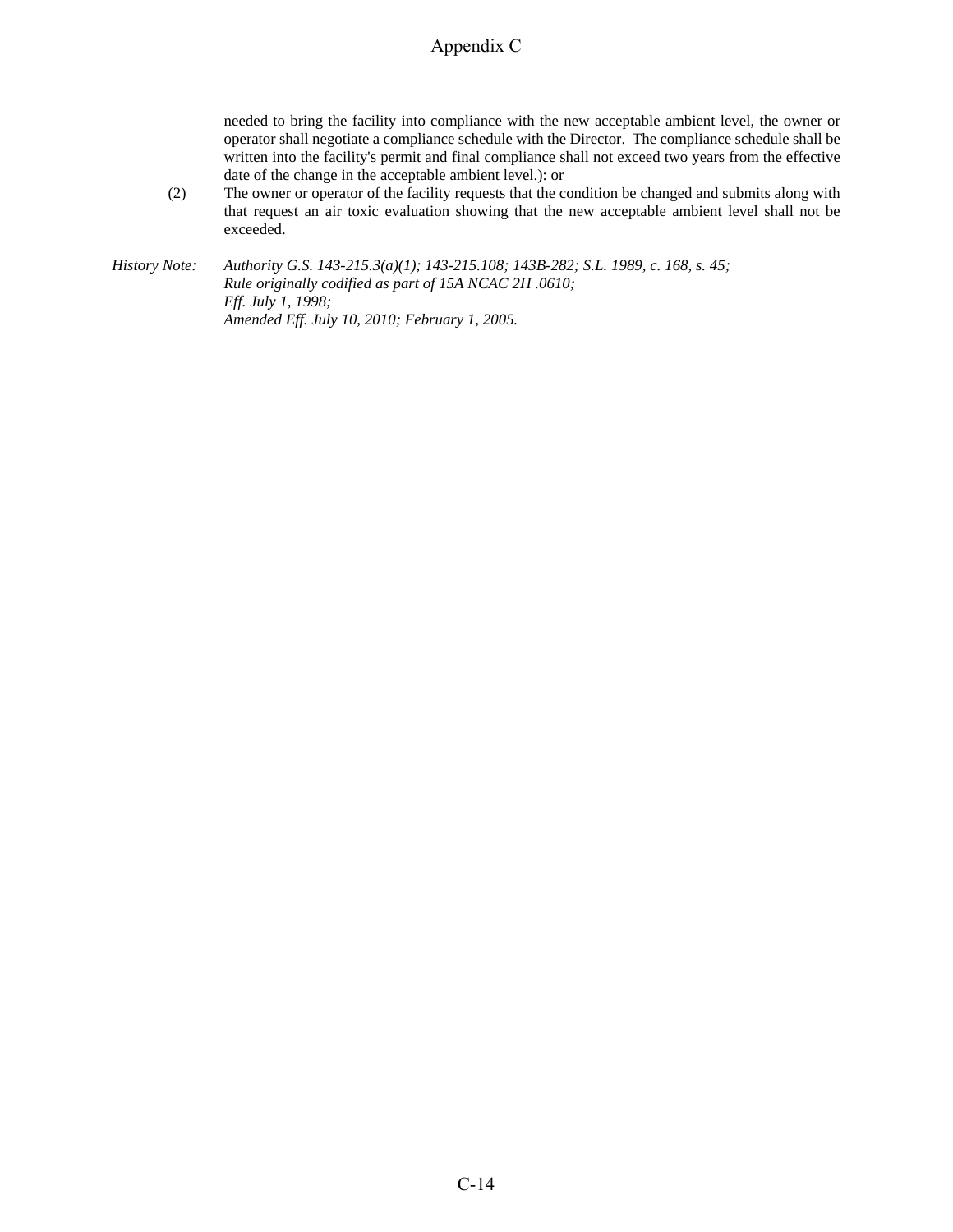needed to bring the facility into compliance with the new acceptable ambient level, the owner or operator shall negotiate a compliance schedule with the Director. The compliance schedule shall be written into the facility's permit and final compliance shall not exceed two years from the effective date of the change in the acceptable ambient level.): or

(2) The owner or operator of the facility requests that the condition be changed and submits along with that request an air toxic evaluation showing that the new acceptable ambient level shall not be exceeded.

*History Note:* *Authority G.S. 143-215.3(a)(1); 143-215.108; 143B-282; S.L. 1989, c. 168, s. 45;*
*Rule originally codified as part of 15A NCAC 2H .0610;*
*Eff. July 1, 1998;*
*Amended Eff. July 10, 2010; February 1, 2005.*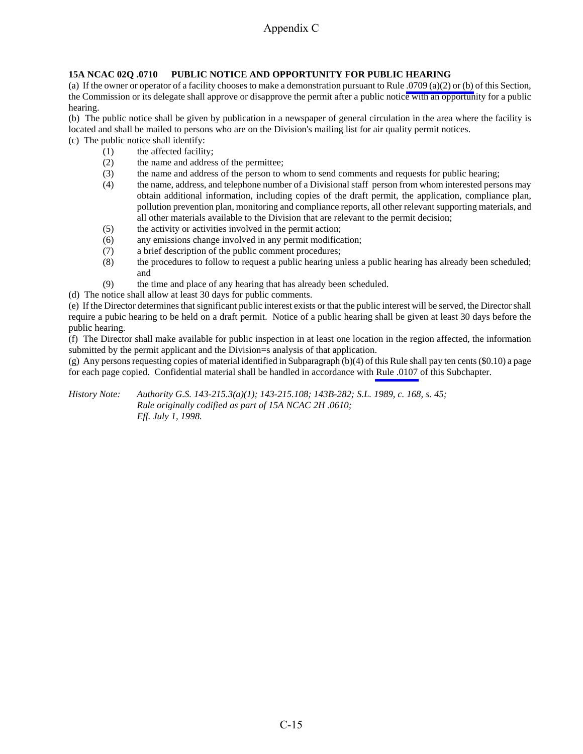Appendix C

**15A NCAC 02Q .0710 PUBLIC NOTICE AND OPPORTUNITY FOR PUBLIC HEARING**

(a) If the owner or operator of a facility chooses to make a demonstration pursuant to Rule .0709 (a)(2) or (b) of this Section, the Commission or its delegate shall approve or disapprove the permit after a public notice with an opportunity for a public hearing.

(b) The public notice shall be given by publication in a newspaper of general circulation in the area where the facility is located and shall be mailed to persons who are on the Division's mailing list for air quality permit notices.

(c) The public notice shall identify:

- (1) the affected facility;
- (2) the name and address of the permittee;
- (3) the name and address of the person to whom to send comments and requests for public hearing;
- (4) the name, address, and telephone number of a Divisional staff person from whom interested persons may obtain additional information, including copies of the draft permit, the application, compliance plan, pollution prevention plan, monitoring and compliance reports, all other relevant supporting materials, and all other materials available to the Division that are relevant to the permit decision;
- (5) the activity or activities involved in the permit action;
- (6) any emissions change involved in any permit modification;
- (7) a brief description of the public comment procedures;
- (8) the procedures to follow to request a public hearing unless a public hearing has already been scheduled; and
- (9) the time and place of any hearing that has already been scheduled.

(d) The notice shall allow at least 30 days for public comments.

(e) If the Director determines that significant public interest exists or that the public interest will be served, the Director shall require a pubic hearing to be held on a draft permit. Notice of a public hearing shall be given at least 30 days before the public hearing.

(f) The Director shall make available for public inspection in at least one location in the region affected, the information submitted by the permit applicant and the Division=s analysis of that application.

(g) Any persons requesting copies of material identified in Subparagraph (b)(4) of this Rule shall pay ten cents ($0.10) a page for each page copied. Confidential material shall be handled in accordance with Rule .0107 of this Subchapter.

*History Note: Authority G.S. 143-215.3(a)(1); 143-215.108; 143B-282; S.L. 1989, c. 168, s. 45;*
*Rule originally codified as part of 15A NCAC 2H .0610;*
*Eff. July 1, 1998.*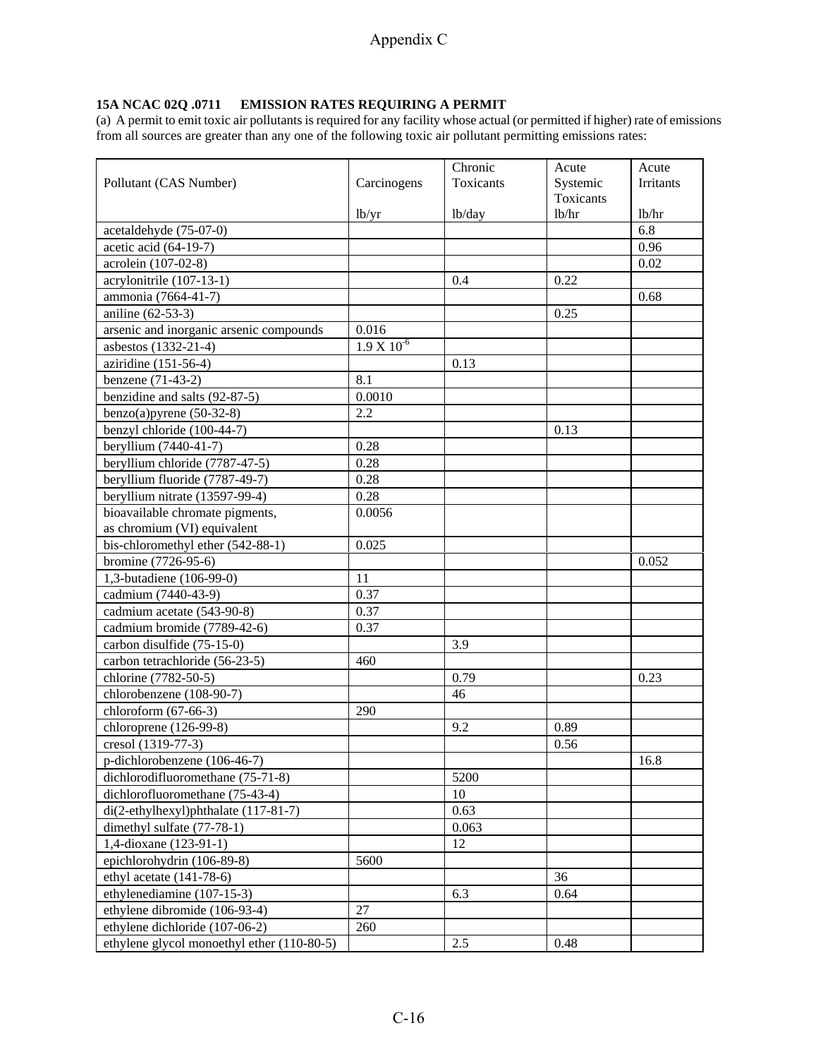Appendix C

**15A NCAC 02Q .0711 EMISSION RATES REQUIRING A PERMIT**

(a) A permit to emit toxic air pollutants is required for any facility whose actual (or permitted if higher) rate of emissions from all sources are greater than any one of the following toxic air pollutant permitting emissions rates:

| Pollutant (CAS Number) | Carcinogens lb/yr | Chronic Toxicants lb/day | Acute Systemic Toxicants lb/hr | Acute Irritants lb/hr |
|---|---|---|---|---|
| acetaldehyde (75-07-0) | | | | 6.8 |
| acetic acid (64-19-7) | | | | 0.96 |
| acrolein (107-02-8) | | | | 0.02 |
| acrylonitrile (107-13-1) | | 0.4 | 0.22 | |
| ammonia (7664-41-7) | | | | 0.68 |
| aniline (62-53-3) | | | 0.25 | |
| arsenic and inorganic arsenic compounds | 0.016 | | | |
| asbestos (1332-21-4) | $1.9 \times 10^{-6}$ | | | |
| aziridine (151-56-4) | | 0.13 | | |
| benzene (71-43-2) | 8.1 | | | |
| benzidine and salts (92-87-5) | 0.0010 | | | |
| benzo(a)pyrene (50-32-8) | 2.2 | | | |
| benzyl chloride (100-44-7) | | | 0.13 | |
| beryllium (7440-41-7) | 0.28 | | | |
| beryllium chloride (7787-47-5) | 0.28 | | | |
| beryllium fluoride (7787-49-7) | 0.28 | | | |
| beryllium nitrate (13597-99-4) | 0.28 | | | |
| bioavailable chromate pigments, as chromium (VI) equivalent | 0.0056 | | | |
| bis-chloromethyl ether (542-88-1) | 0.025 | | | |
| bromine (7726-95-6) | | | | 0.052 |
| 1,3-butadiene (106-99-0) | 11 | | | |
| cadmium (7440-43-9) | 0.37 | | | |
| cadmium acetate (543-90-8) | 0.37 | | | |
| cadmium bromide (7789-42-6) | 0.37 | | | |
| carbon disulfide (75-15-0) | | 3.9 | | |
| carbon tetrachloride (56-23-5) | 460 | | | |
| chlorine (7782-50-5) | | 0.79 | | 0.23 |
| chlorobenzene (108-90-7) | | 46 | | |
| chloroform (67-66-3) | 290 | | | |
| chloroprene (126-99-8) | | 9.2 | 0.89 | |
| cresol (1319-77-3) | | | 0.56 | |
| p-dichlorobenzene (106-46-7) | | | | 16.8 |
| dichlorodifluoromethane (75-71-8) | | 5200 | | |
| dichlorofluoromethane (75-43-4) | | 10 | | |
| di(2-ethylhexyl)phthalate (117-81-7) | | 0.63 | | |
| dimethyl sulfate (77-78-1) | | 0.063 | | |
| 1,4-dioxane (123-91-1) | | 12 | | |
| epichlorohydrin (106-89-8) | 5600 | | | |
| ethyl acetate (141-78-6) | | | 36 | |
| ethylenediamine (107-15-3) | | 6.3 | 0.64 | |
| ethylene dibromide (106-93-4) | 27 | | | |
| ethylene dichloride (107-06-2) | 260 | | | |
| ethylene glycol monoethyl ether (110-80-5) | | 2.5 | 0.48 | |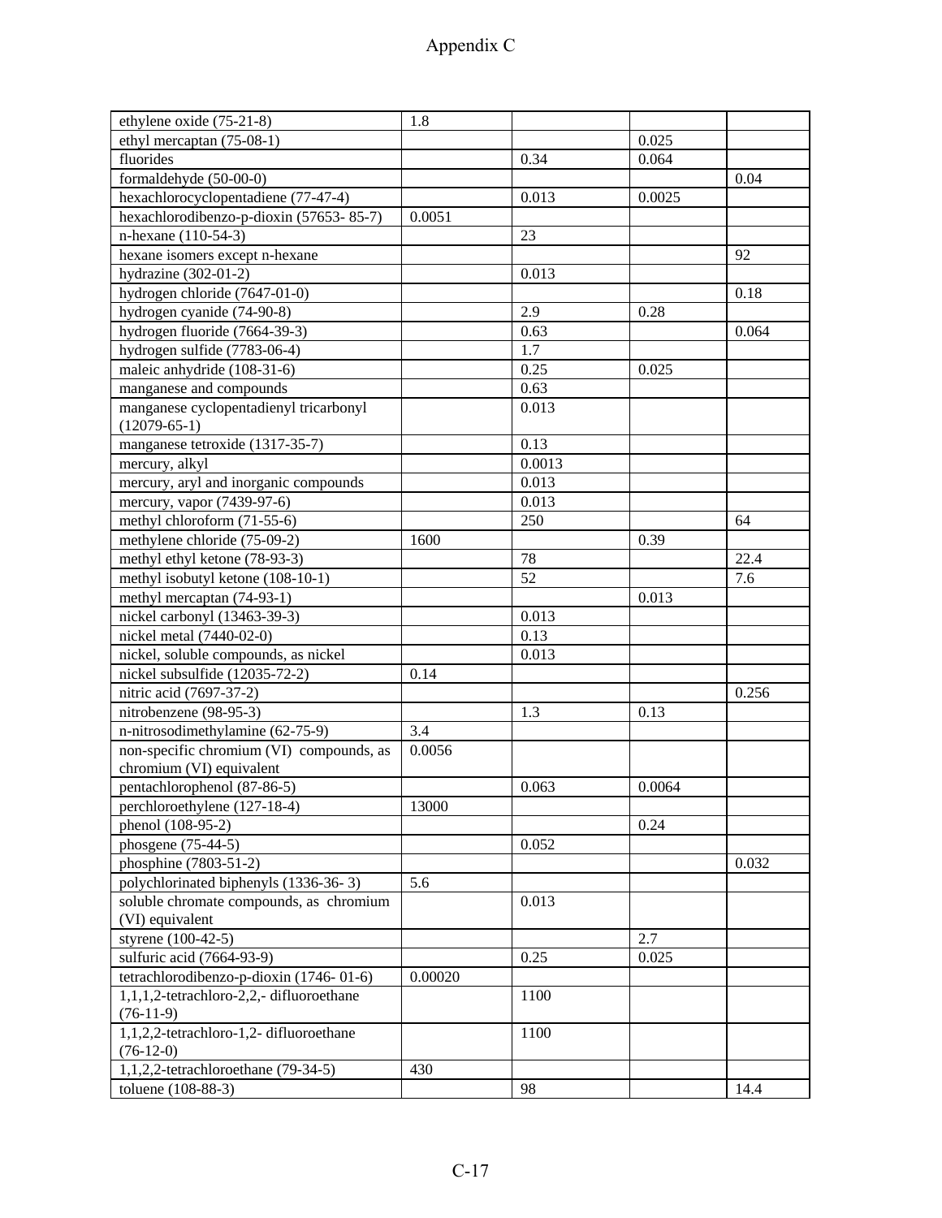| | | | | |
|---|---|---|---|---|
| ethylene oxide (75-21-8) | 1.8 | | | |
| ethyl mercaptan (75-08-1) | | | 0.025 | |
| fluorides | | 0.34 | 0.064 | |
| formaldehyde (50-00-0) | | | | 0.04 |
| hexachlorocyclopentadiene (77-47-4) | | 0.013 | 0.0025 | |
| hexachlorodibenzo-p-dioxin (57653- 85-7) | 0.0051 | | | |
| n-hexane (110-54-3) | | 23 | | |
| hexane isomers except n-hexane | | | | 92 |
| hydrazine (302-01-2) | | 0.013 | | |
| hydrogen chloride (7647-01-0) | | | | 0.18 |
| hydrogen cyanide (74-90-8) | | 2.9 | 0.28 | |
| hydrogen fluoride (7664-39-3) | | 0.63 | | 0.064 |
| hydrogen sulfide (7783-06-4) | | 1.7 | | |
| maleic anhydride (108-31-6) | | 0.25 | 0.025 | |
| manganese and compounds | | 0.63 | | |
| manganese cyclopentadienyl tricarbonyl (12079-65-1) | | 0.013 | | |
| manganese tetroxide (1317-35-7) | | 0.13 | | |
| mercury, alkyl | | 0.0013 | | |
| mercury, aryl and inorganic compounds | | 0.013 | | |
| mercury, vapor (7439-97-6) | | 0.013 | | |
| methyl chloroform (71-55-6) | | 250 | | 64 |
| methylene chloride (75-09-2) | 1600 | | 0.39 | |
| methyl ethyl ketone (78-93-3) | | 78 | | 22.4 |
| methyl isobutyl ketone (108-10-1) | | 52 | | 7.6 |
| methyl mercaptan (74-93-1) | | | 0.013 | |
| nickel carbonyl (13463-39-3) | | 0.013 | | |
| nickel metal (7440-02-0) | | 0.13 | | |
| nickel, soluble compounds, as nickel | | 0.013 | | |
| nickel subsulfide (12035-72-2) | 0.14 | | | |
| nitric acid (7697-37-2) | | | | 0.256 |
| nitrobenzene (98-95-3) | | 1.3 | 0.13 | |
| n-nitrosodimethylamine (62-75-9) | 3.4 | | | |
| non-specific chromium (VI) compounds, as chromium (VI) equivalent | 0.0056 | | | |
| pentachlorophenol (87-86-5) | | 0.063 | 0.0064 | |
| perchloroethylene (127-18-4) | 13000 | | | |
| phenol (108-95-2) | | | 0.24 | |
| phosgene (75-44-5) | | 0.052 | | |
| phosphine (7803-51-2) | | | | 0.032 |
| polychlorinated biphenyls (1336-36- 3) | 5.6 | | | |
| soluble chromate compounds, as chromium (VI) equivalent | | 0.013 | | |
| styrene (100-42-5) | | | 2.7 | |
| sulfuric acid (7664-93-9) | | 0.25 | 0.025 | |
| tetrachlorodibenzo-p-dioxin (1746- 01-6) | 0.00020 | | | |
| 1,1,1,2-tetrachloro-2,2,- difluoroethane (76-11-9) | | 1100 | | |
| 1,1,2,2-tetrachloro-1,2- difluoroethane (76-12-0) | | 1100 | | |
| 1,1,2,2-tetrachloroethane (79-34-5) | 430 | | | |
| toluene (108-88-3) | | 98 | | 14.4 |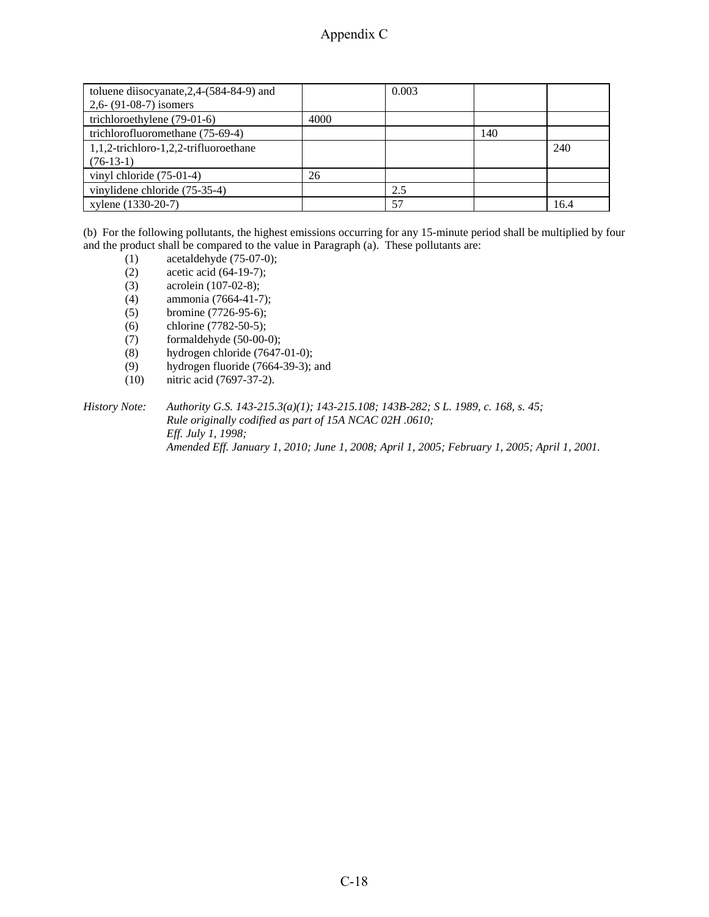| | | | | |
|---|---|---|---|---|
| toluene diisocyanate,2,4-(584-84-9) and 2,6- (91-08-7) isomers | | 0.003 | | |
| trichloroethylene (79-01-6) | 4000 | | | |
| trichlorofluoromethane (75-69-4) | | | 140 | |
| 1,1,2-trichloro-1,2,2-trifluoroethane (76-13-1) | | | | 240 |
| vinyl chloride (75-01-4) | 26 | | | |
| vinylidene chloride (75-35-4) | | 2.5 | | |
| xylene (1330-20-7) | | 57 | | 16.4 |

(b) For the following pollutants, the highest emissions occurring for any 15-minute period shall be multiplied by four and the product shall be compared to the value in Paragraph (a). These pollutants are:

(1) acetaldehyde (75-07-0);
(2) acetic acid (64-19-7);
(3) acrolein (107-02-8);
(4) ammonia (7664-41-7);
(5) bromine (7726-95-6);
(6) chlorine (7782-50-5);
(7) formaldehyde (50-00-0);
(8) hydrogen chloride (7647-01-0);
(9) hydrogen fluoride (7664-39-3); and
(10) nitric acid (7697-37-2).

*History Note: Authority G.S. 143-215.3(a)(1); 143-215.108; 143B-282; S L. 1989, c. 168, s. 45;*
*Rule originally codified as part of 15A NCAC 02H .0610;*
*Eff. July 1, 1998;*
*Amended Eff. January 1, 2010; June 1, 2008; April 1, 2005; February 1, 2005; April 1, 2001.*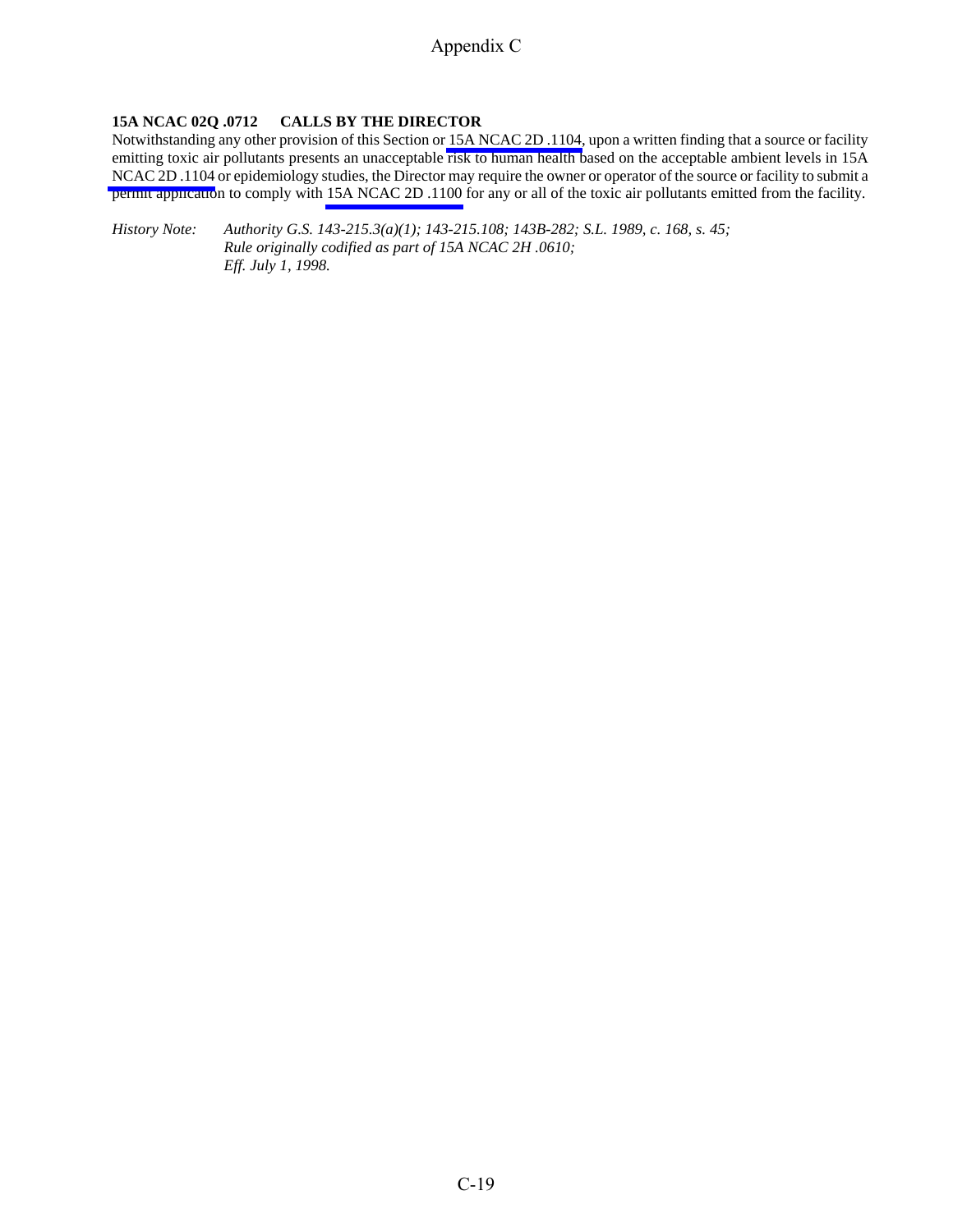**15A NCAC 02Q .0712 CALLS BY THE DIRECTOR**

Notwithstanding any other provision of this Section or 15A NCAC 2D .1104, upon a written finding that a source or facility emitting toxic air pollutants presents an unacceptable risk to human health based on the acceptable ambient levels in 15A NCAC 2D .1104 or epidemiology studies, the Director may require the owner or operator of the source or facility to submit a permit application to comply with 15A NCAC 2D .1100 for any or all of the toxic air pollutants emitted from the facility.

*History Note:* *Authority G.S. 143-215.3(a)(1); 143-215.108; 143B-282; S.L. 1989, c. 168, s. 45;*
*Rule originally codified as part of 15A NCAC 2H .0610;*
*Eff. July 1, 1998.*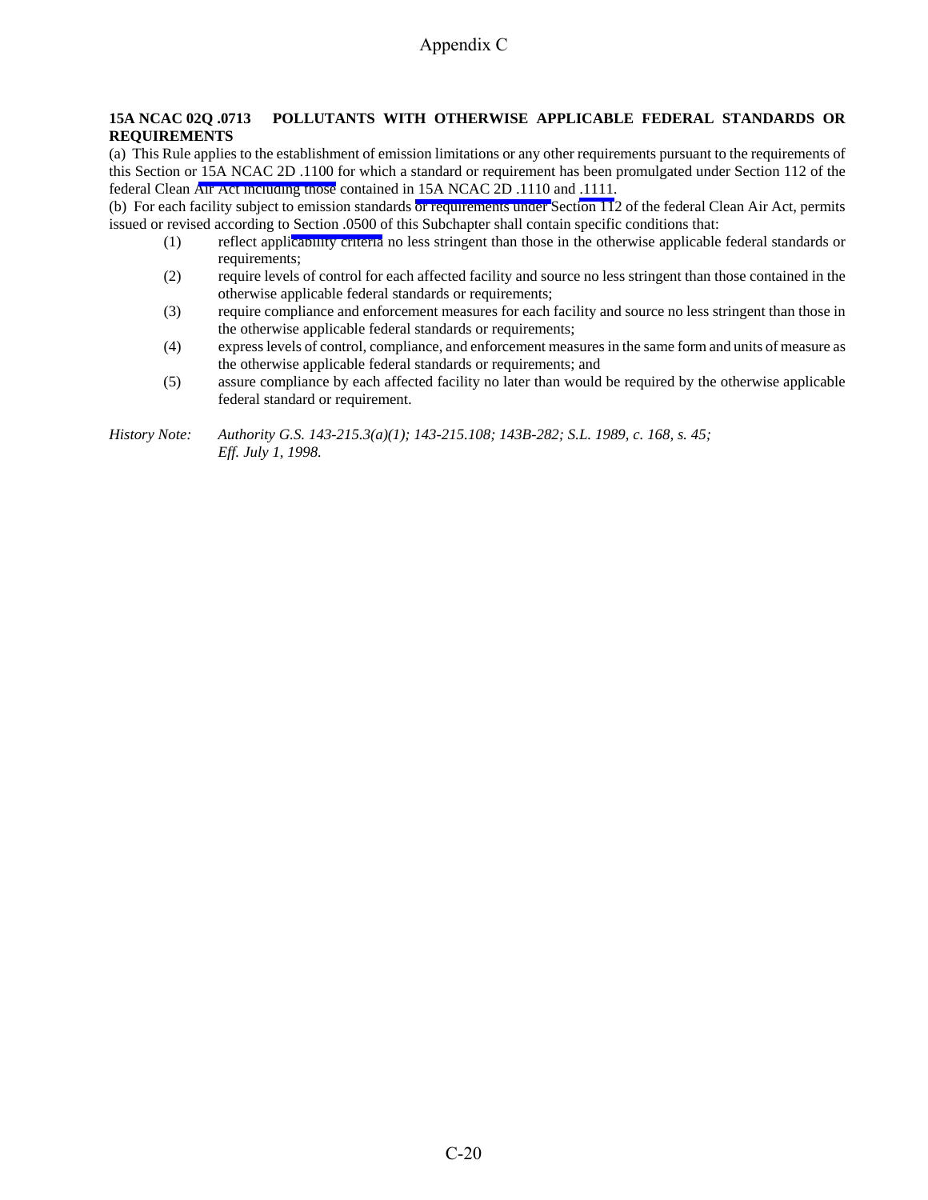**15A NCAC 02Q .0713 POLLUTANTS WITH OTHERWISE APPLICABLE FEDERAL STANDARDS OR REQUIREMENTS**

(a) This Rule applies to the establishment of emission limitations or any other requirements pursuant to the requirements of this Section or 15A NCAC 2D .1100 for which a standard or requirement has been promulgated under Section 112 of the federal Clean Air Act including those contained in 15A NCAC 2D .1110 and .1111.

(b) For each facility subject to emission standards or requirements under Section 112 of the federal Clean Air Act, permits issued or revised according to Section .0500 of this Subchapter shall contain specific conditions that:

(1) reflect applicability criteria no less stringent than those in the otherwise applicable federal standards or requirements;

(2) require levels of control for each affected facility and source no less stringent than those contained in the otherwise applicable federal standards or requirements;

(3) require compliance and enforcement measures for each facility and source no less stringent than those in the otherwise applicable federal standards or requirements;

(4) express levels of control, compliance, and enforcement measures in the same form and units of measure as the otherwise applicable federal standards or requirements; and

(5) assure compliance by each affected facility no later than would be required by the otherwise applicable federal standard or requirement.

*History Note: Authority G.S. 143-215.3(a)(1); 143-215.108; 143B-282; S.L. 1989, c. 168, s. 45;*
*Eff. July 1, 1998.*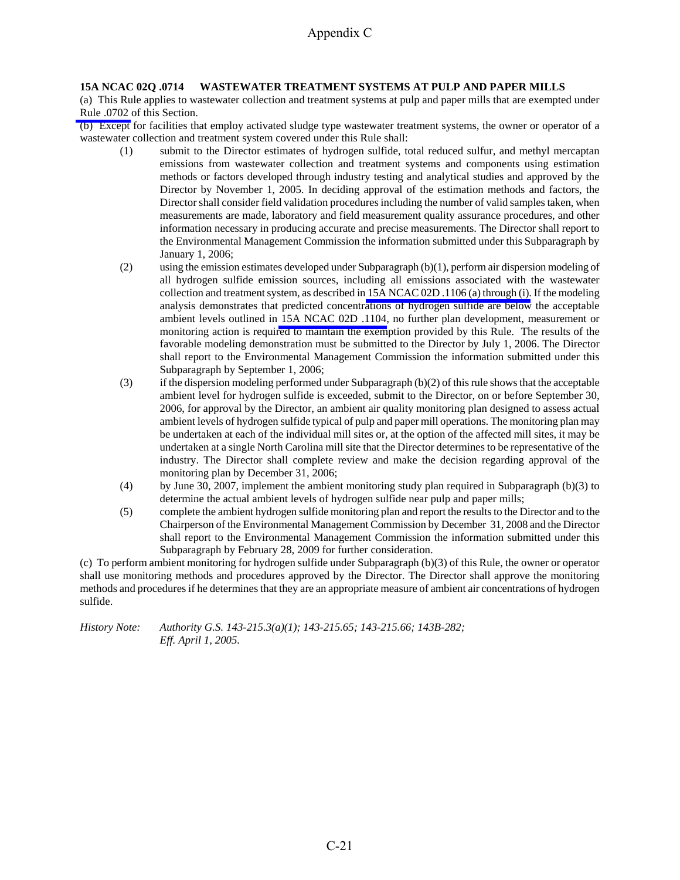Appendix C

**15A NCAC 02Q .0714 WASTEWATER TREATMENT SYSTEMS AT PULP AND PAPER MILLS**

(a) This Rule applies to wastewater collection and treatment systems at pulp and paper mills that are exempted under Rule .0702 of this Section.

(b) Except for facilities that employ activated sludge type wastewater treatment systems, the owner or operator of a wastewater collection and treatment system covered under this Rule shall:

(1) submit to the Director estimates of hydrogen sulfide, total reduced sulfur, and methyl mercaptan emissions from wastewater collection and treatment systems and components using estimation methods or factors developed through industry testing and analytical studies and approved by the Director by November 1, 2005. In deciding approval of the estimation methods and factors, the Director shall consider field validation procedures including the number of valid samples taken, when measurements are made, laboratory and field measurement quality assurance procedures, and other information necessary in producing accurate and precise measurements. The Director shall report to the Environmental Management Commission the information submitted under this Subparagraph by January 1, 2006;

(2) using the emission estimates developed under Subparagraph (b)(1), perform air dispersion modeling of all hydrogen sulfide emission sources, including all emissions associated with the wastewater collection and treatment system, as described in 15A NCAC 02D .1106 (a) through (i). If the modeling analysis demonstrates that predicted concentrations of hydrogen sulfide are below the acceptable ambient levels outlined in 15A NCAC 02D .1104, no further plan development, measurement or monitoring action is required to maintain the exemption provided by this Rule. The results of the favorable modeling demonstration must be submitted to the Director by July 1, 2006. The Director shall report to the Environmental Management Commission the information submitted under this Subparagraph by September 1, 2006;

(3) if the dispersion modeling performed under Subparagraph (b)(2) of this rule shows that the acceptable ambient level for hydrogen sulfide is exceeded, submit to the Director, on or before September 30, 2006, for approval by the Director, an ambient air quality monitoring plan designed to assess actual ambient levels of hydrogen sulfide typical of pulp and paper mill operations. The monitoring plan may be undertaken at each of the individual mill sites or, at the option of the affected mill sites, it may be undertaken at a single North Carolina mill site that the Director determines to be representative of the industry. The Director shall complete review and make the decision regarding approval of the monitoring plan by December 31, 2006;

(4) by June 30, 2007, implement the ambient monitoring study plan required in Subparagraph (b)(3) to determine the actual ambient levels of hydrogen sulfide near pulp and paper mills;

(5) complete the ambient hydrogen sulfide monitoring plan and report the results to the Director and to the Chairperson of the Environmental Management Commission by December 31, 2008 and the Director shall report to the Environmental Management Commission the information submitted under this Subparagraph by February 28, 2009 for further consideration.

(c) To perform ambient monitoring for hydrogen sulfide under Subparagraph (b)(3) of this Rule, the owner or operator shall use monitoring methods and procedures approved by the Director. The Director shall approve the monitoring methods and procedures if he determines that they are an appropriate measure of ambient air concentrations of hydrogen sulfide.

*History Note: Authority G.S. 143-215.3(a)(1); 143-215.65; 143-215.66; 143B-282; Eff. April 1, 2005.*